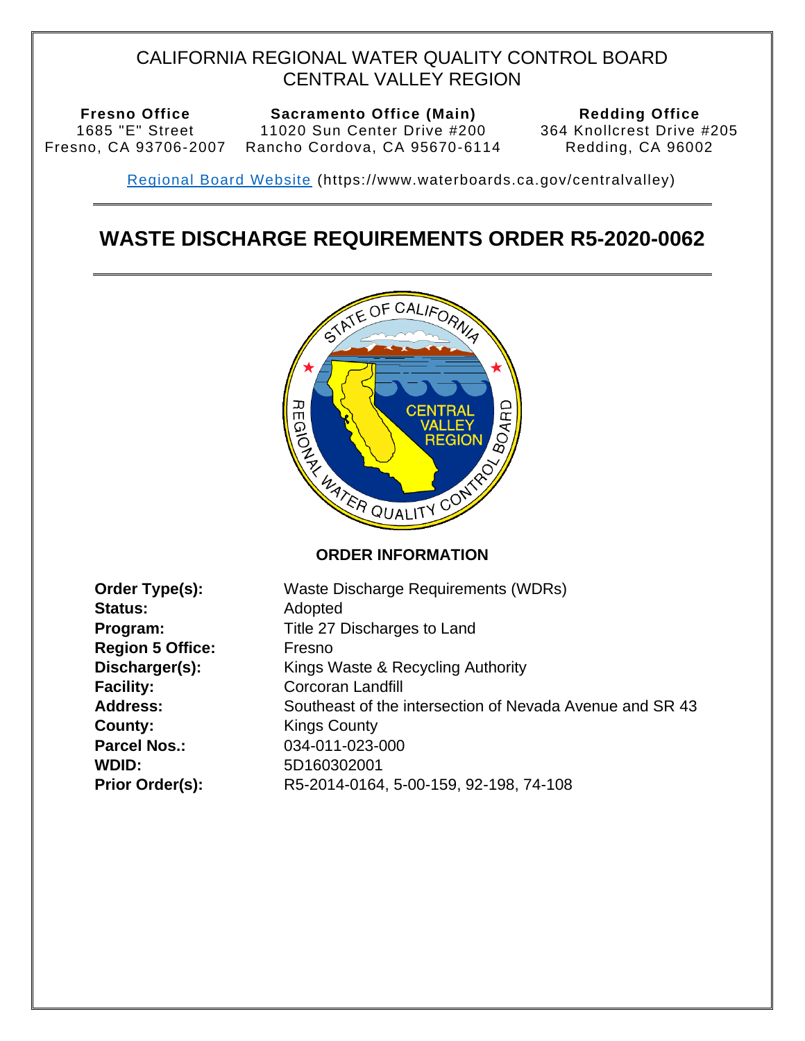CALIFORNIA REGIONAL WATER QUALITY CONTROL BOARD
CENTRAL VALLEY REGION

| Fresno Office | Sacramento Office (Main) | Redding Office |
|---|---|---|
| 1685 "E" Street | 11020 Sun Center Drive #200 | 364 Knollcrest Drive #205 |
| Fresno, CA 93706-2007 | Rancho Cordova, CA 95670-6114 | Redding, CA 96002 |

[Regional Board Website](https://www.waterboards.ca.gov/centralvalley) (https://www.waterboards.ca.gov/centralvalley)

# WASTE DISCHARGE REQUIREMENTS ORDER R5-2020-0062

## ORDER INFORMATION

**Order Type(s):** Waste Discharge Requirements (WDRs)
**Status:** Adopted
**Program:** Title 27 Discharges to Land
**Region 5 Office:** Fresno
**Discharger(s):** Kings Waste & Recycling Authority
**Facility:** Corcoran Landfill
**Address:** Southeast of the intersection of Nevada Avenue and SR 43
**County:** Kings County
**Parcel Nos.:** 034-011-023-000
**WDID:** 5D160302001
**Prior Order(s):** R5-2014-0164, 5-00-159, 92-198, 74-108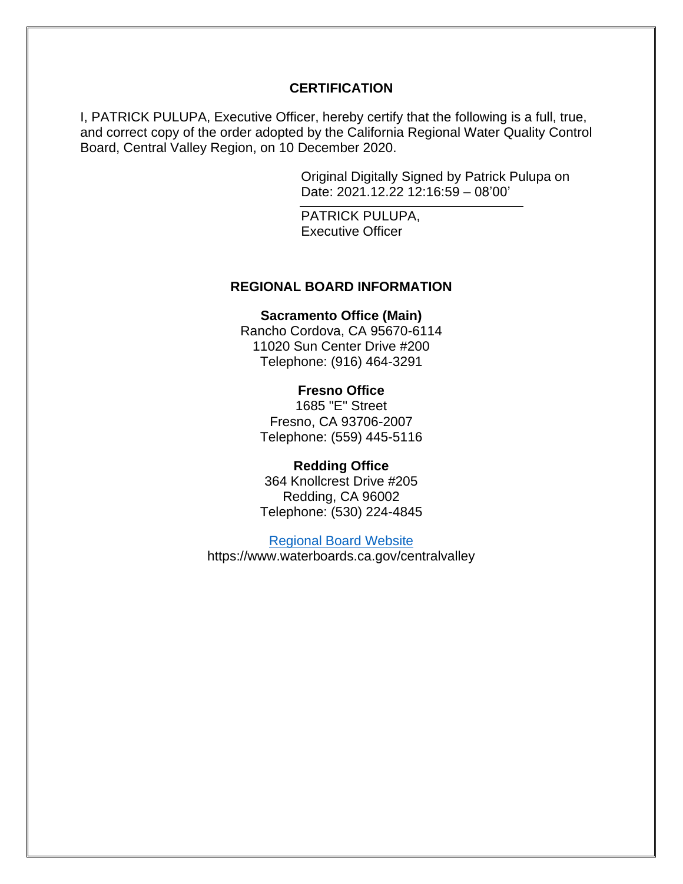## CERTIFICATION

I, PATRICK PULUPA, Executive Officer, hereby certify that the following is a full, true, and correct copy of the order adopted by the California Regional Water Quality Control Board, Central Valley Region, on 10 December 2020.

Original Digitally Signed by Patrick Pulupa on
Date: 2021.12.22 12:16:59 – 08'00'

PATRICK PULUPA,
Executive Officer

## REGIONAL BOARD INFORMATION

**Sacramento Office (Main)**
Rancho Cordova, CA 95670-6114
11020 Sun Center Drive #200
Telephone: (916) 464-3291

**Fresno Office**
1685 "E" Street
Fresno, CA 93706-2007
Telephone: (559) 445-5116

**Redding Office**
364 Knollcrest Drive #205
Redding, CA 96002
Telephone: (530) 224-4845

Regional Board Website
https://www.waterboards.ca.gov/centralvalley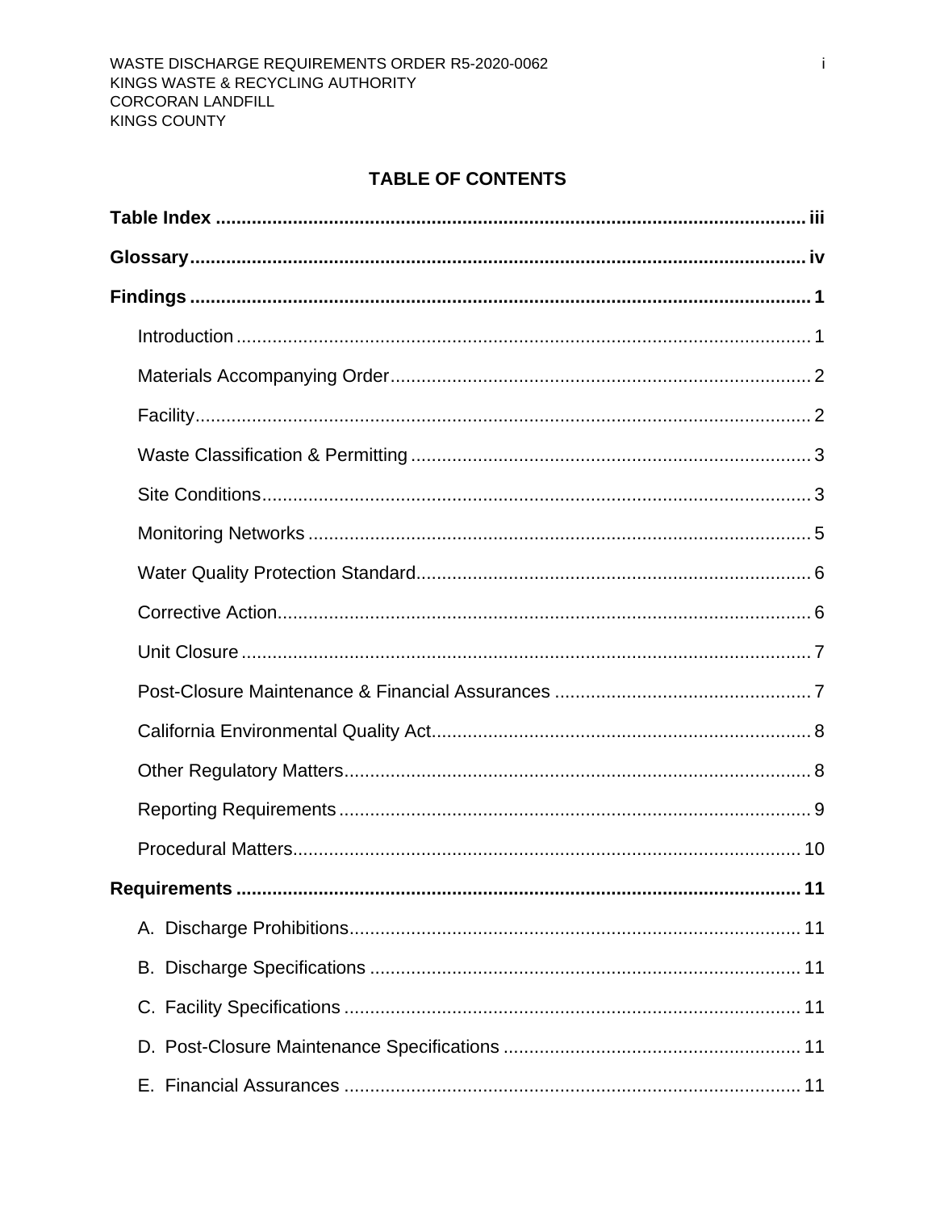## TABLE OF CONTENTS

**Table Index** ..................................................................................................... **iii**

**Glossary** ........................................................................................................... **iv**

**Findings** ............................................................................................................. **1**

- Introduction ................................................................................................ 1
- Materials Accompanying Order .................................................................. 2
- Facility ........................................................................................................ 2
- Waste Classification & Permitting .............................................................. 3
- Site Conditions ........................................................................................... 3
- Monitoring Networks .................................................................................. 5
- Water Quality Protection Standard ............................................................. 6
- Corrective Action ........................................................................................ 6
- Unit Closure ............................................................................................... 7
- Post-Closure Maintenance & Financial Assurances .................................. 7
- California Environmental Quality Act .......................................................... 8
- Other Regulatory Matters ........................................................................... 8
- Reporting Requirements ............................................................................ 9
- Procedural Matters .................................................................................... 10

**Requirements** .................................................................................................. **11**

- A. Discharge Prohibitions ........................................................................... 11
- B. Discharge Specifications ........................................................................ 11
- C. Facility Specifications ............................................................................. 11
- D. Post-Closure Maintenance Specifications ............................................. 11
- E. Financial Assurances ............................................................................. 11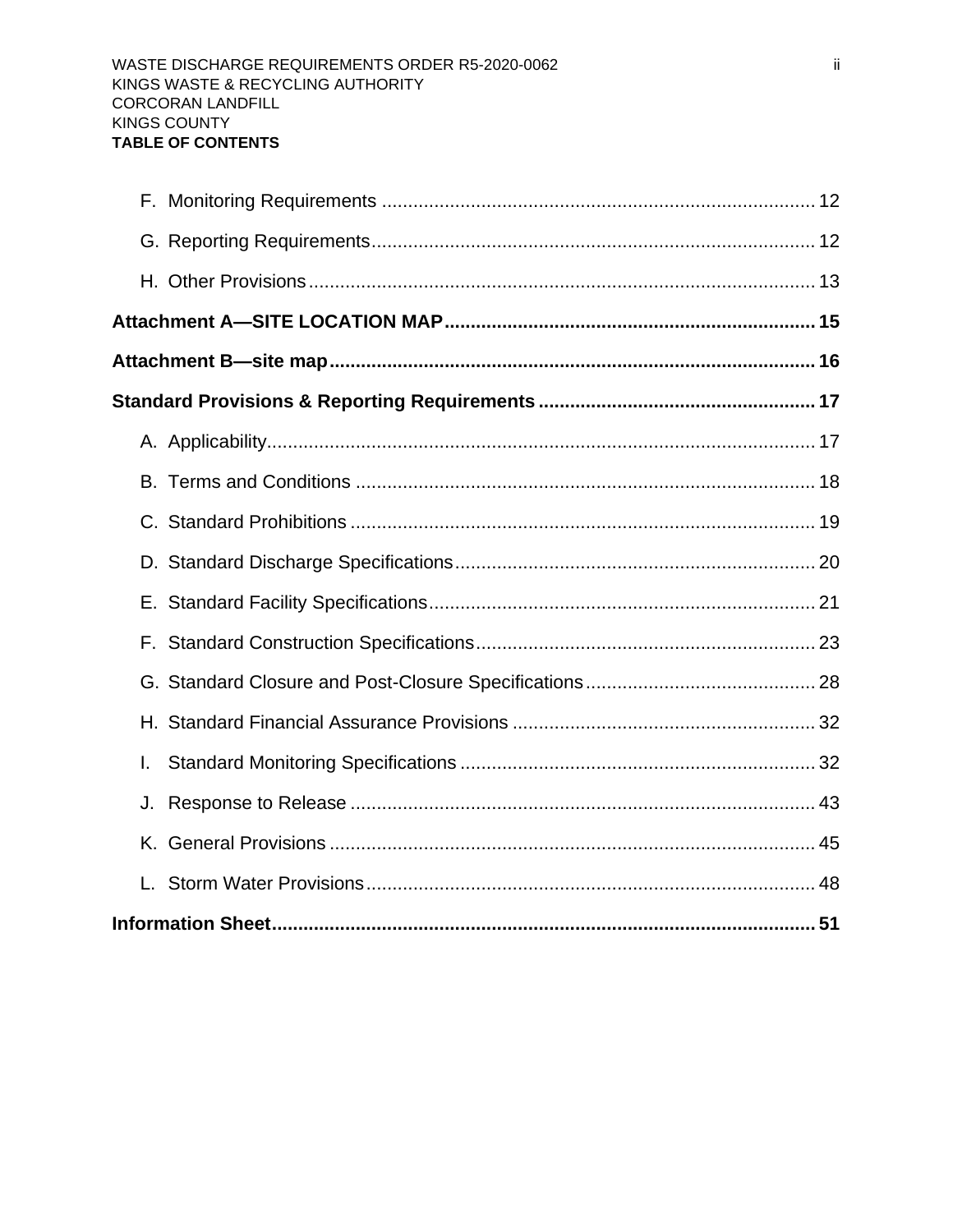**TABLE OF CONTENTS**

- F. Monitoring Requirements ..... 12
- G. Reporting Requirements ..... 12
- H. Other Provisions ..... 13

**Attachment A—SITE LOCATION MAP ..... 15**

**Attachment B—site map ..... 16**

**Standard Provisions & Reporting Requirements ..... 17**

- A. Applicability ..... 17
- B. Terms and Conditions ..... 18
- C. Standard Prohibitions ..... 19
- D. Standard Discharge Specifications ..... 20
- E. Standard Facility Specifications ..... 21
- F. Standard Construction Specifications ..... 23
- G. Standard Closure and Post-Closure Specifications ..... 28
- H. Standard Financial Assurance Provisions ..... 32
- I. Standard Monitoring Specifications ..... 32
- J. Response to Release ..... 43
- K. General Provisions ..... 45
- L. Storm Water Provisions ..... 48

**Information Sheet ..... 51**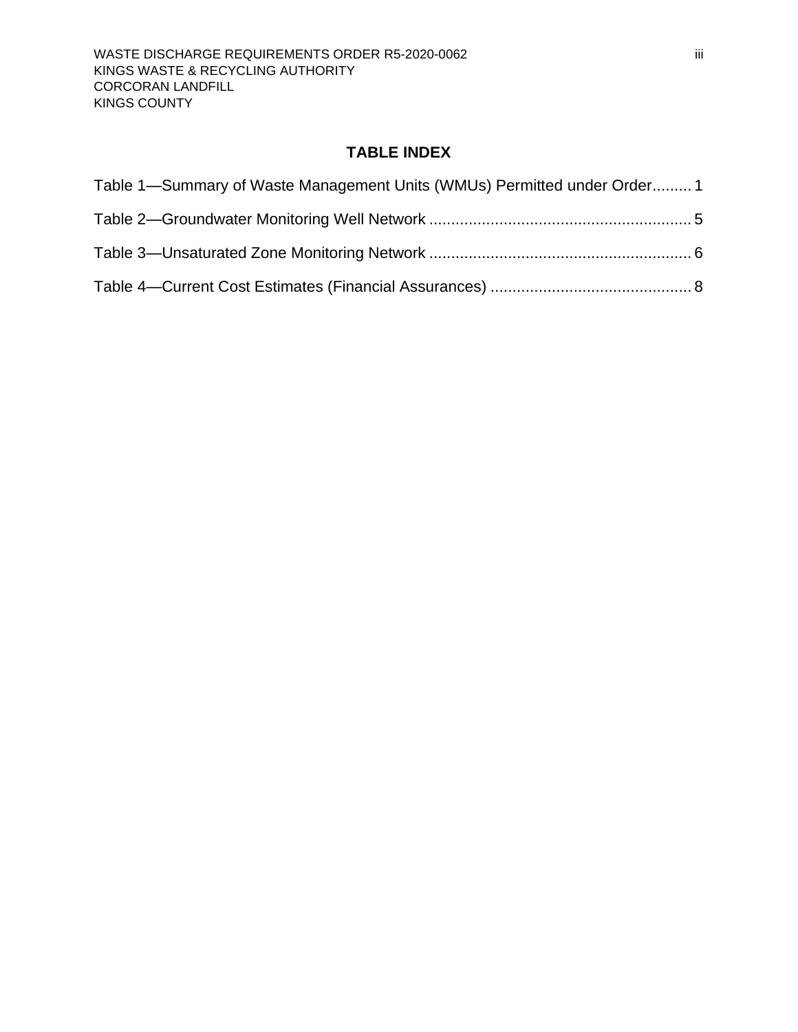# TABLE INDEX

Table 1—Summary of Waste Management Units (WMUs) Permitted under Order......... 1

Table 2—Groundwater Monitoring Well Network ............................................................ 5

Table 3—Unsaturated Zone Monitoring Network ............................................................ 6

Table 4—Current Cost Estimates (Financial Assurances) .............................................. 8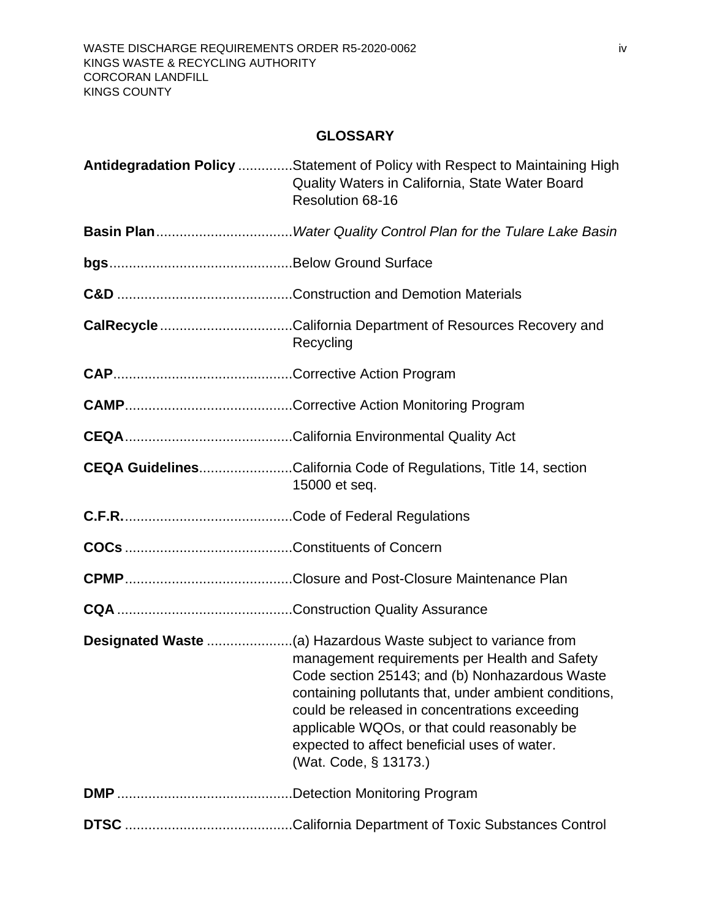## GLOSSARY

**Antidegradation Policy** ..............Statement of Policy with Respect to Maintaining High Quality Waters in California, State Water Board Resolution 68-16

**Basin Plan**...................................*Water Quality Control Plan for the Tulare Lake Basin*

**bgs**...............................................Below Ground Surface

**C&D** .............................................Construction and Demotion Materials

**CalRecycle** ..................................California Department of Resources Recovery and Recycling

**CAP**..............................................Corrective Action Program

**CAMP**...........................................Corrective Action Monitoring Program

**CEQA**...........................................California Environmental Quality Act

**CEQA Guidelines**........................California Code of Regulations, Title 14, section 15000 et seq.

**C.F.R.**...........................................Code of Federal Regulations

**COCs** ...........................................Constituents of Concern

**CPMP**...........................................Closure and Post-Closure Maintenance Plan

**CQA** .............................................Construction Quality Assurance

**Designated Waste** ......................(a) Hazardous Waste subject to variance from management requirements per Health and Safety Code section 25143; and (b) Nonhazardous Waste containing pollutants that, under ambient conditions, could be released in concentrations exceeding applicable WQOs, or that could reasonably be expected to affect beneficial uses of water. (Wat. Code, § 13173.)

**DMP** .............................................Detection Monitoring Program

**DTSC** ...........................................California Department of Toxic Substances Control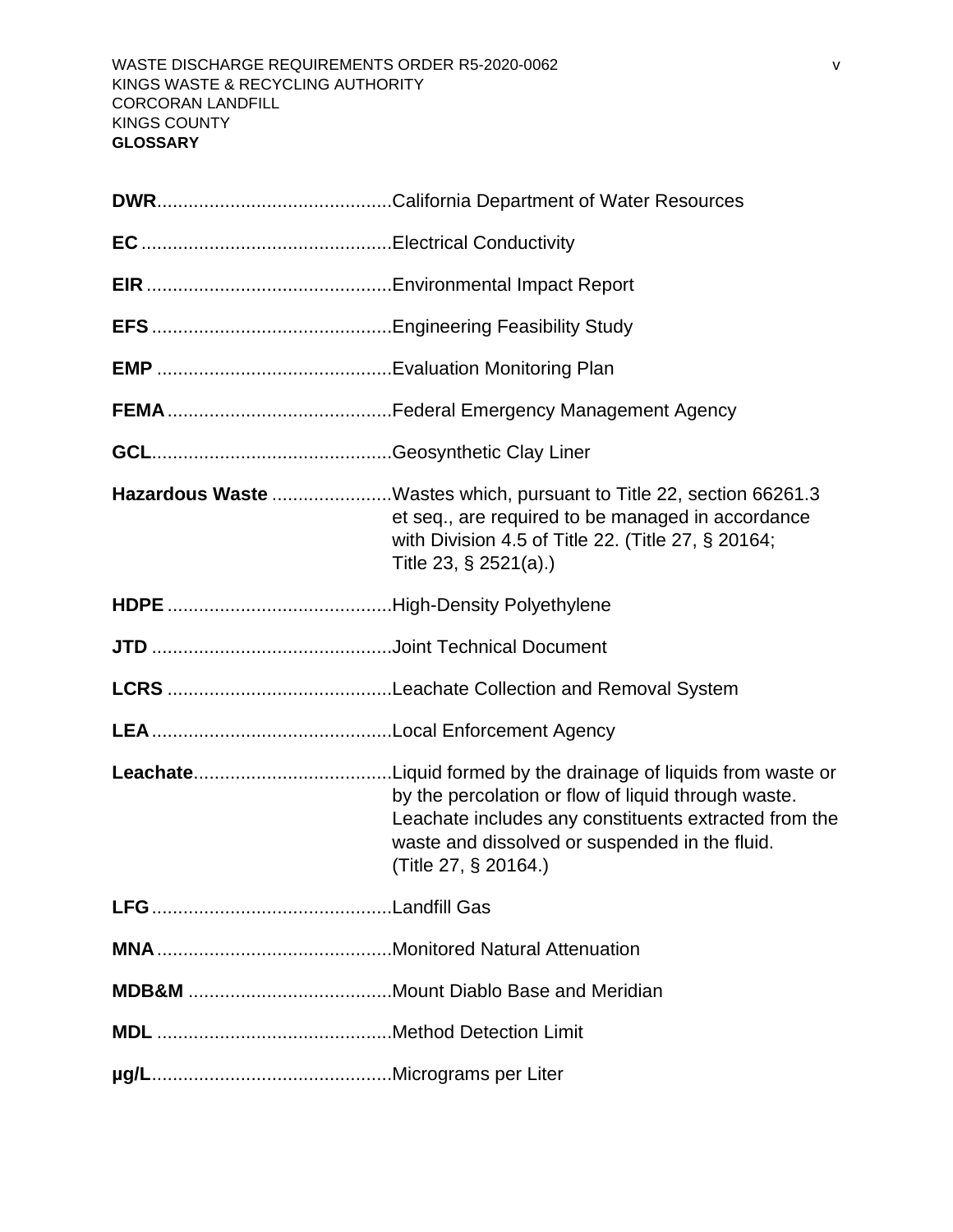**DWR**............................................California Department of Water Resources

**EC** ...............................................Electrical Conductivity

**EIR** ..............................................Environmental Impact Report

**EFS** .............................................Engineering Feasibility Study

**EMP** ............................................Evaluation Monitoring Plan

**FEMA** ..........................................Federal Emergency Management Agency

**GCL**.............................................Geosynthetic Clay Liner

**Hazardous Waste** ......................Wastes which, pursuant to Title 22, section 66261.3 et seq., are required to be managed in accordance with Division 4.5 of Title 22. (Title 27, § 20164; Title 23, § 2521(a).)

**HDPE** ..........................................High-Density Polyethylene

**JTD** .............................................Joint Technical Document

**LCRS** ..........................................Leachate Collection and Removal System

**LEA** .............................................Local Enforcement Agency

**Leachate**.....................................Liquid formed by the drainage of liquids from waste or by the percolation or flow of liquid through waste. Leachate includes any constituents extracted from the waste and dissolved or suspended in the fluid. (Title 27, § 20164.)

**LFG** .............................................Landfill Gas

**MNA** ............................................Monitored Natural Attenuation

**MDB&M** ......................................Mount Diablo Base and Meridian

**MDL** ............................................Method Detection Limit

**µg/L**.............................................Micrograms per Liter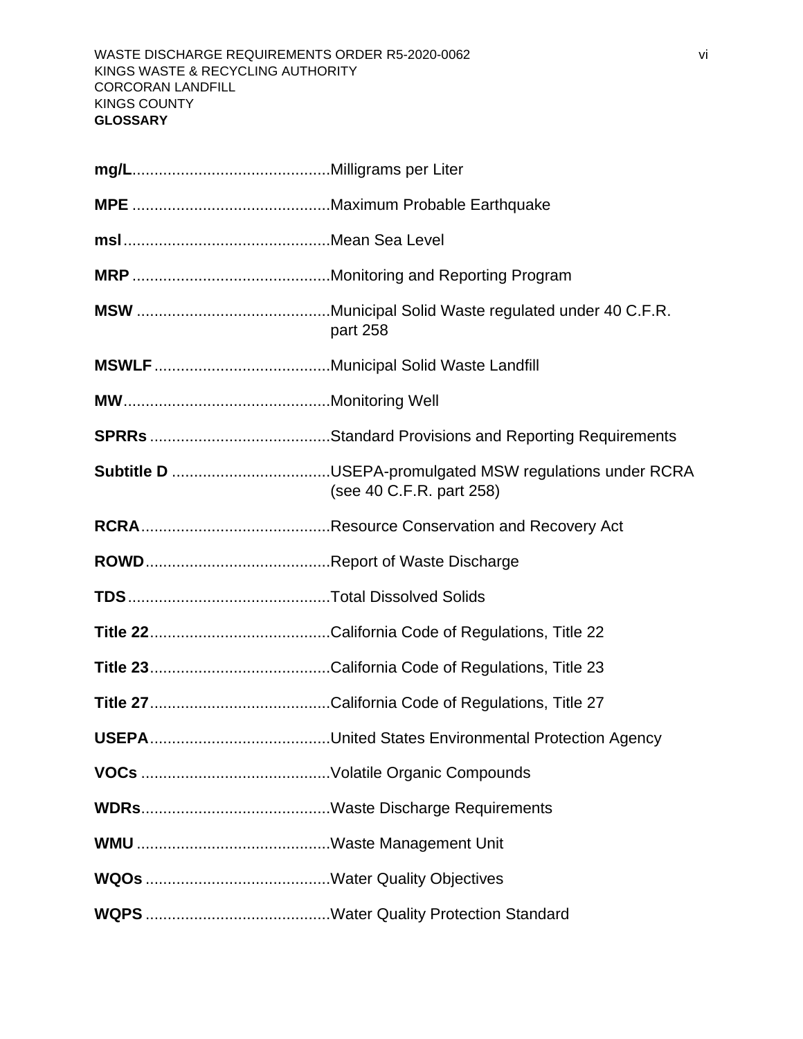**mg/L**............................................Milligrams per Liter

**MPE** ............................................Maximum Probable Earthquake

**msl**..............................................Mean Sea Level

**MRP** ............................................Monitoring and Reporting Program

**MSW** ...........................................Municipal Solid Waste regulated under 40 C.F.R. part 258

**MSWLF**.......................................Municipal Solid Waste Landfill

**MW**..............................................Monitoring Well

**SPRRs**........................................Standard Provisions and Reporting Requirements

**Subtitle D** ...................................USEPA-promulgated MSW regulations under RCRA (see 40 C.F.R. part 258)

**RCRA**..........................................Resource Conservation and Recovery Act

**ROWD**.........................................Report of Waste Discharge

**TDS**.............................................Total Dissolved Solids

**Title 22**........................................California Code of Regulations, Title 22

**Title 23**........................................California Code of Regulations, Title 23

**Title 27**........................................California Code of Regulations, Title 27

**USEPA**........................................United States Environmental Protection Agency

**VOCs** ..........................................Volatile Organic Compounds

**WDRs**..........................................Waste Discharge Requirements

**WMU** ...........................................Waste Management Unit

**WQOs** .........................................Water Quality Objectives

**WQPS** .........................................Water Quality Protection Standard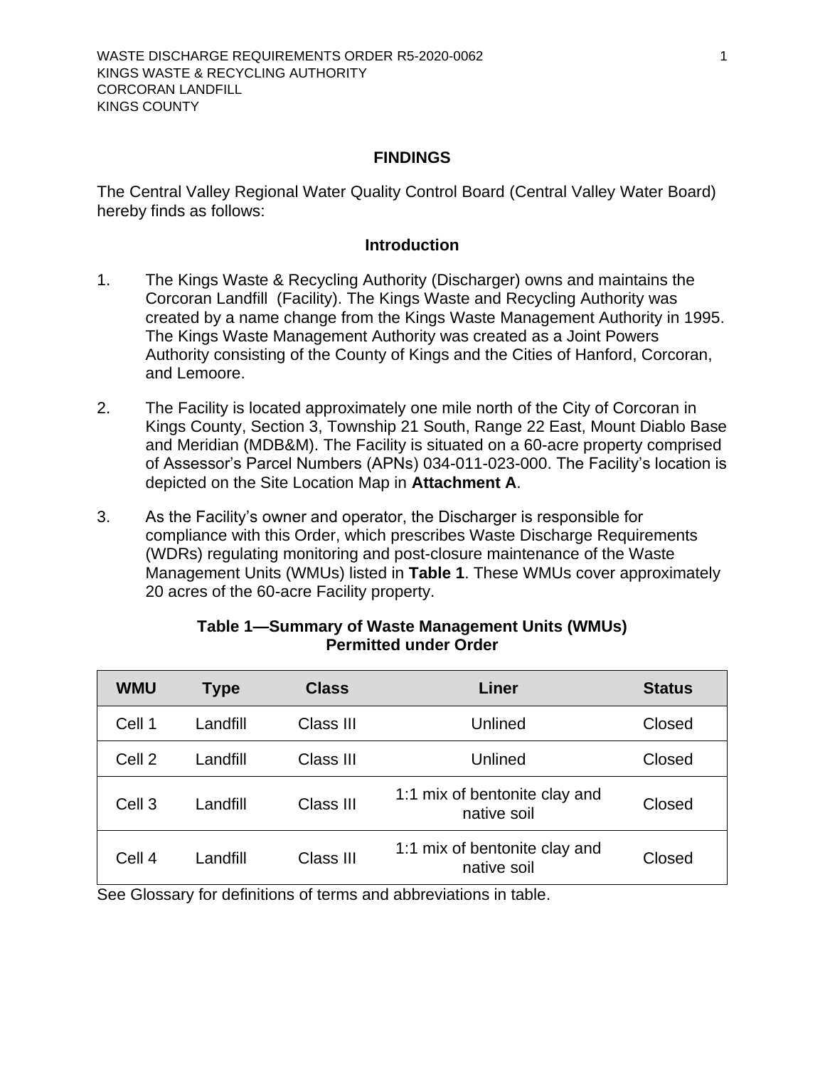## FINDINGS

The Central Valley Regional Water Quality Control Board (Central Valley Water Board) hereby finds as follows:

### Introduction

1. The Kings Waste & Recycling Authority (Discharger) owns and maintains the Corcoran Landfill (Facility). The Kings Waste and Recycling Authority was created by a name change from the Kings Waste Management Authority in 1995. The Kings Waste Management Authority was created as a Joint Powers Authority consisting of the County of Kings and the Cities of Hanford, Corcoran, and Lemoore.

2. The Facility is located approximately one mile north of the City of Corcoran in Kings County, Section 3, Township 21 South, Range 22 East, Mount Diablo Base and Meridian (MDB&M). The Facility is situated on a 60-acre property comprised of Assessor's Parcel Numbers (APNs) 034-011-023-000. The Facility's location is depicted on the Site Location Map in **Attachment A**.

3. As the Facility's owner and operator, the Discharger is responsible for compliance with this Order, which prescribes Waste Discharge Requirements (WDRs) regulating monitoring and post-closure maintenance of the Waste Management Units (WMUs) listed in **Table 1**. These WMUs cover approximately 20 acres of the 60-acre Facility property.

**Table 1—Summary of Waste Management Units (WMUs) Permitted under Order**

| WMU | Type | Class | Liner | Status |
|---|---|---|---|---|
| Cell 1 | Landfill | Class III | Unlined | Closed |
| Cell 2 | Landfill | Class III | Unlined | Closed |
| Cell 3 | Landfill | Class III | 1:1 mix of bentonite clay and native soil | Closed |
| Cell 4 | Landfill | Class III | 1:1 mix of bentonite clay and native soil | Closed |

See Glossary for definitions of terms and abbreviations in table.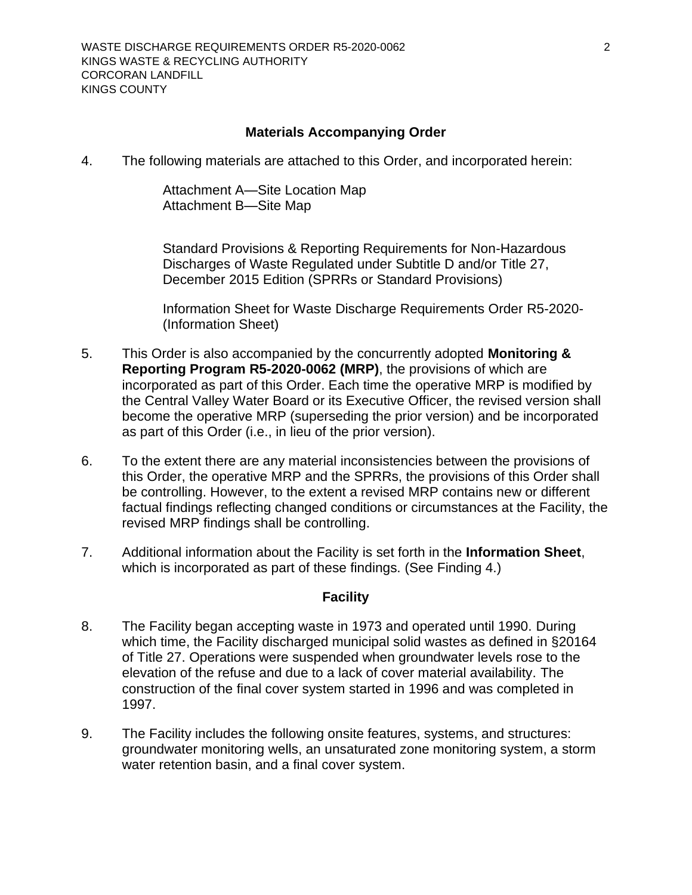## Materials Accompanying Order

4. The following materials are attached to this Order, and incorporated herein:

   Attachment A—Site Location Map
   Attachment B—Site Map

   Standard Provisions & Reporting Requirements for Non-Hazardous Discharges of Waste Regulated under Subtitle D and/or Title 27, December 2015 Edition (SPRRs or Standard Provisions)

   Information Sheet for Waste Discharge Requirements Order R5-2020- (Information Sheet)

5. This Order is also accompanied by the concurrently adopted **Monitoring & Reporting Program R5-2020-0062 (MRP)**, the provisions of which are incorporated as part of this Order. Each time the operative MRP is modified by the Central Valley Water Board or its Executive Officer, the revised version shall become the operative MRP (superseding the prior version) and be incorporated as part of this Order (i.e., in lieu of the prior version).

6. To the extent there are any material inconsistencies between the provisions of this Order, the operative MRP and the SPRRs, the provisions of this Order shall be controlling. However, to the extent a revised MRP contains new or different factual findings reflecting changed conditions or circumstances at the Facility, the revised MRP findings shall be controlling.

7. Additional information about the Facility is set forth in the **Information Sheet**, which is incorporated as part of these findings. (See Finding 4.)

## Facility

8. The Facility began accepting waste in 1973 and operated until 1990. During which time, the Facility discharged municipal solid wastes as defined in §20164 of Title 27. Operations were suspended when groundwater levels rose to the elevation of the refuse and due to a lack of cover material availability. The construction of the final cover system started in 1996 and was completed in 1997.

9. The Facility includes the following onsite features, systems, and structures: groundwater monitoring wells, an unsaturated zone monitoring system, a storm water retention basin, and a final cover system.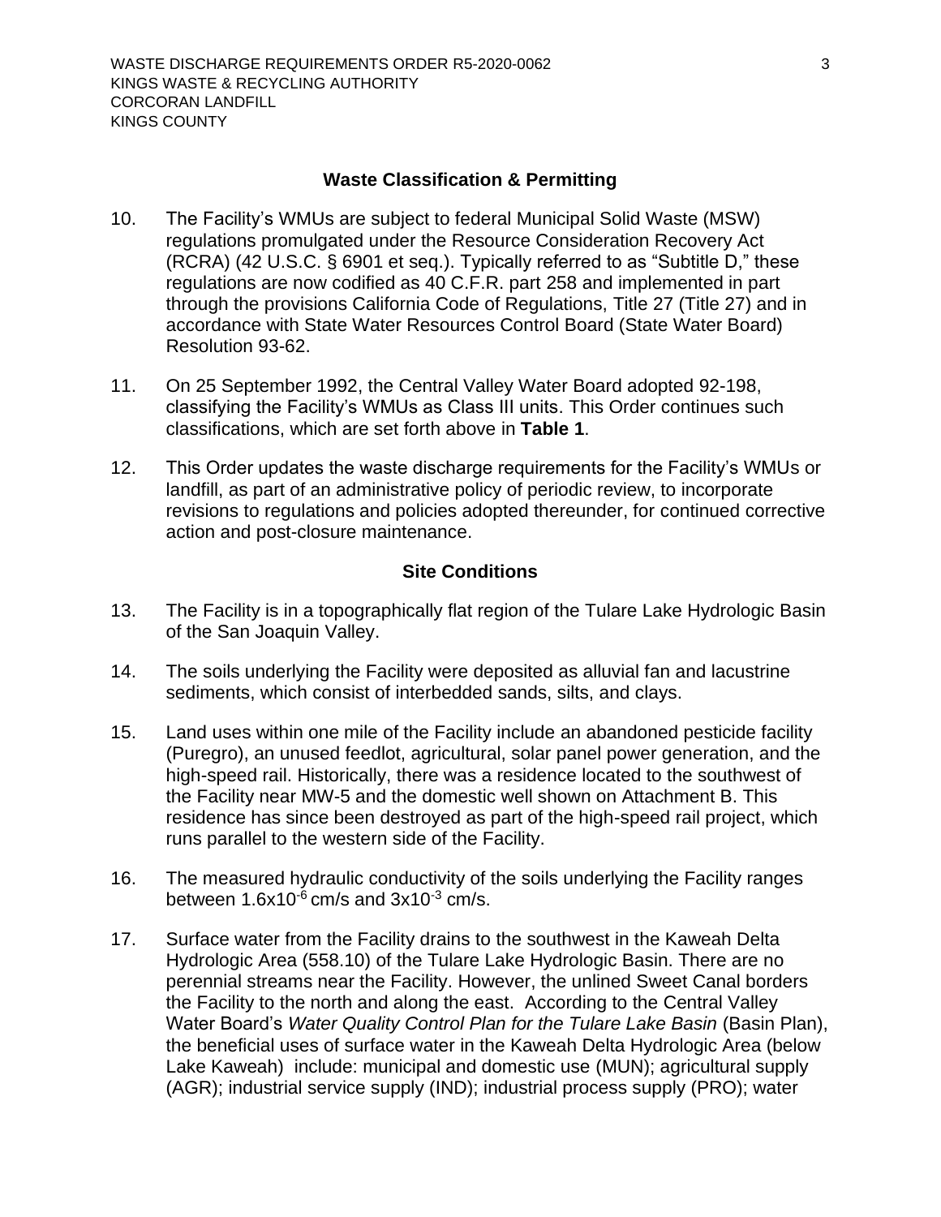## Waste Classification & Permitting

10. The Facility's WMUs are subject to federal Municipal Solid Waste (MSW) regulations promulgated under the Resource Consideration Recovery Act (RCRA) (42 U.S.C. § 6901 et seq.). Typically referred to as "Subtitle D," these regulations are now codified as 40 C.F.R. part 258 and implemented in part through the provisions California Code of Regulations, Title 27 (Title 27) and in accordance with State Water Resources Control Board (State Water Board) Resolution 93-62.

11. On 25 September 1992, the Central Valley Water Board adopted 92-198, classifying the Facility's WMUs as Class III units. This Order continues such classifications, which are set forth above in **Table 1**.

12. This Order updates the waste discharge requirements for the Facility's WMUs or landfill, as part of an administrative policy of periodic review, to incorporate revisions to regulations and policies adopted thereunder, for continued corrective action and post-closure maintenance.

## Site Conditions

13. The Facility is in a topographically flat region of the Tulare Lake Hydrologic Basin of the San Joaquin Valley.

14. The soils underlying the Facility were deposited as alluvial fan and lacustrine sediments, which consist of interbedded sands, silts, and clays.

15. Land uses within one mile of the Facility include an abandoned pesticide facility (Puregro), an unused feedlot, agricultural, solar panel power generation, and the high-speed rail. Historically, there was a residence located to the southwest of the Facility near MW-5 and the domestic well shown on Attachment B. This residence has since been destroyed as part of the high-speed rail project, which runs parallel to the western side of the Facility.

16. The measured hydraulic conductivity of the soils underlying the Facility ranges between $1.6 \times 10^{-6}$ cm/s and $3 \times 10^{-3}$ cm/s.

17. Surface water from the Facility drains to the southwest in the Kaweah Delta Hydrologic Area (558.10) of the Tulare Lake Hydrologic Basin. There are no perennial streams near the Facility. However, the unlined Sweet Canal borders the Facility to the north and along the east. According to the Central Valley Water Board's *Water Quality Control Plan for the Tulare Lake Basin* (Basin Plan), the beneficial uses of surface water in the Kaweah Delta Hydrologic Area (below Lake Kaweah) include: municipal and domestic use (MUN); agricultural supply (AGR); industrial service supply (IND); industrial process supply (PRO); water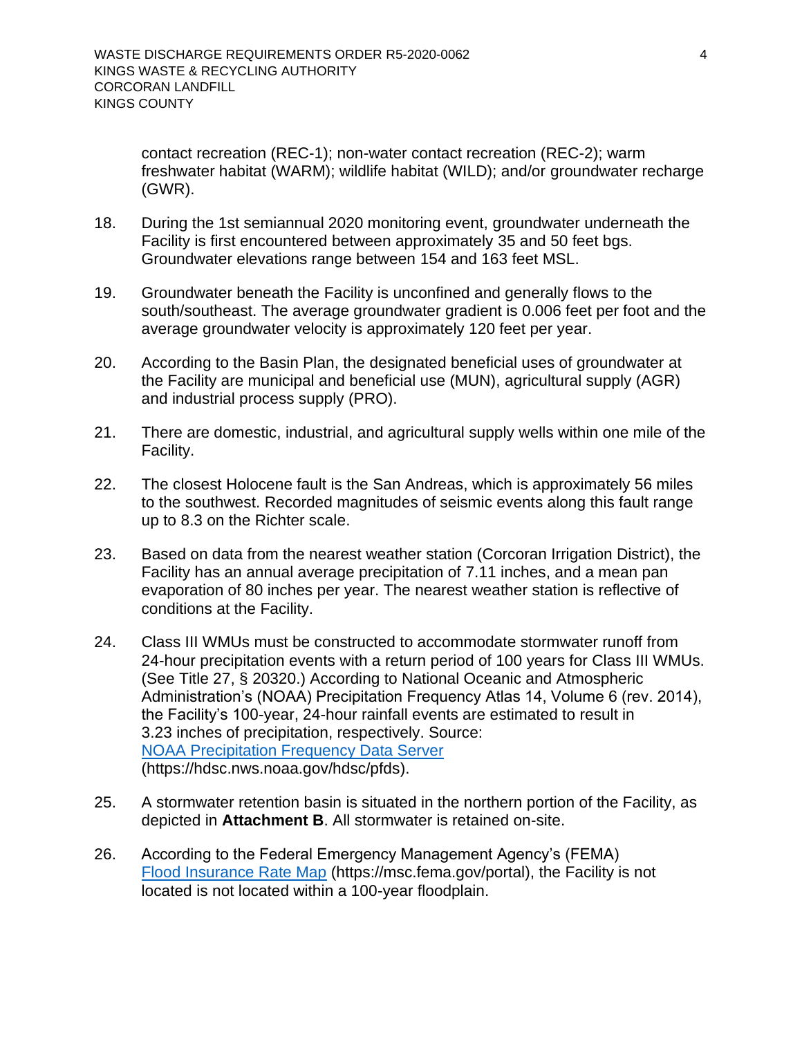contact recreation (REC-1); non-water contact recreation (REC-2); warm freshwater habitat (WARM); wildlife habitat (WILD); and/or groundwater recharge (GWR).

18. During the 1st semiannual 2020 monitoring event, groundwater underneath the Facility is first encountered between approximately 35 and 50 feet bgs. Groundwater elevations range between 154 and 163 feet MSL.

19. Groundwater beneath the Facility is unconfined and generally flows to the south/southeast. The average groundwater gradient is 0.006 feet per foot and the average groundwater velocity is approximately 120 feet per year.

20. According to the Basin Plan, the designated beneficial uses of groundwater at the Facility are municipal and beneficial use (MUN), agricultural supply (AGR) and industrial process supply (PRO).

21. There are domestic, industrial, and agricultural supply wells within one mile of the Facility.

22. The closest Holocene fault is the San Andreas, which is approximately 56 miles to the southwest. Recorded magnitudes of seismic events along this fault range up to 8.3 on the Richter scale.

23. Based on data from the nearest weather station (Corcoran Irrigation District), the Facility has an annual average precipitation of 7.11 inches, and a mean pan evaporation of 80 inches per year. The nearest weather station is reflective of conditions at the Facility.

24. Class III WMUs must be constructed to accommodate stormwater runoff from 24-hour precipitation events with a return period of 100 years for Class III WMUs. (See Title 27, § 20320.) According to National Oceanic and Atmospheric Administration's (NOAA) Precipitation Frequency Atlas 14, Volume 6 (rev. 2014), the Facility's 100-year, 24-hour rainfall events are estimated to result in 3.23 inches of precipitation, respectively. Source: [NOAA Precipitation Frequency Data Server](https://hdsc.nws.noaa.gov/hdsc/pfds) (https://hdsc.nws.noaa.gov/hdsc/pfds).

25. A stormwater retention basin is situated in the northern portion of the Facility, as depicted in **Attachment B**. All stormwater is retained on-site.

26. According to the Federal Emergency Management Agency's (FEMA) [Flood Insurance Rate Map](https://msc.fema.gov/portal) (https://msc.fema.gov/portal), the Facility is not located is not located within a 100-year floodplain.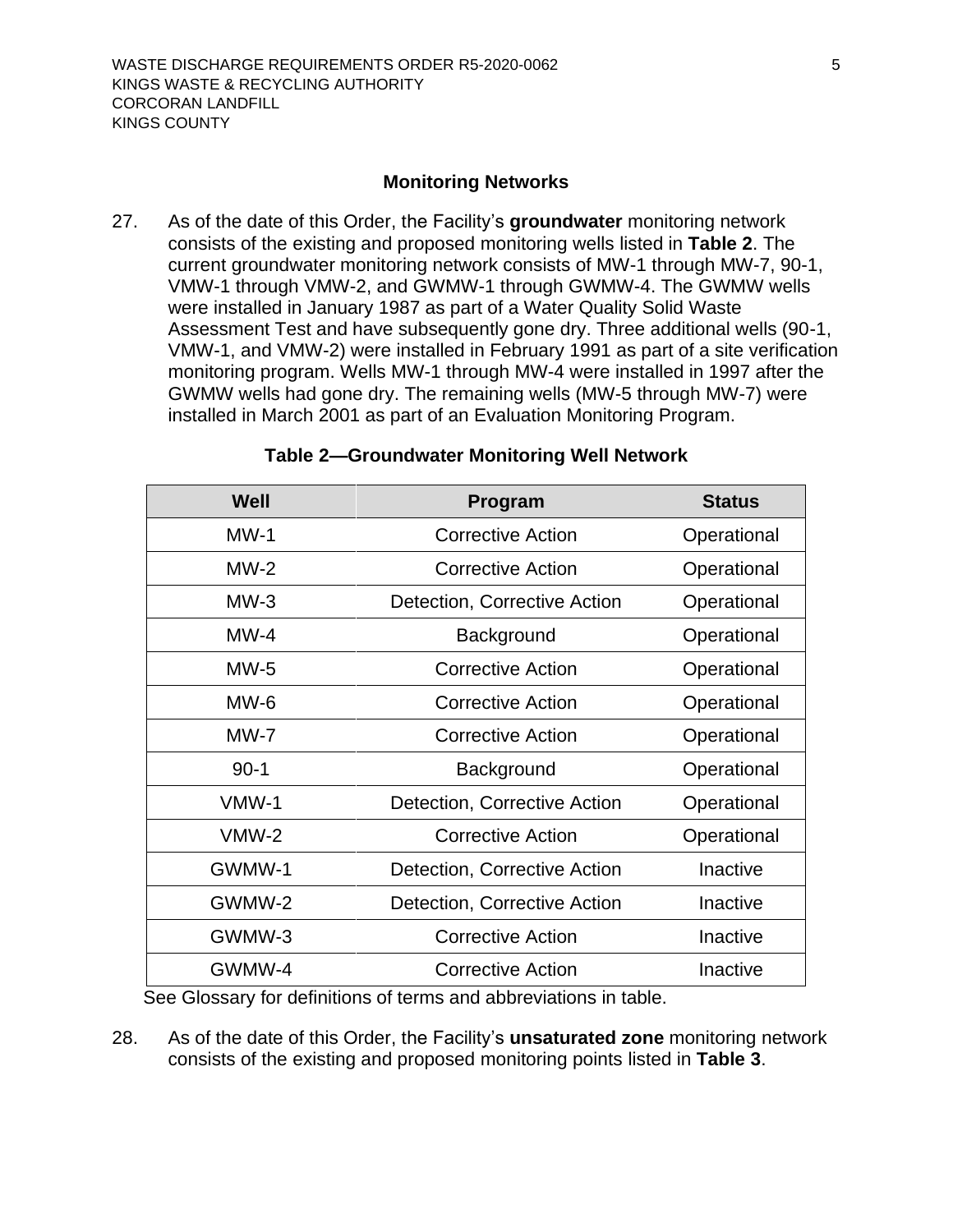## Monitoring Networks

27. As of the date of this Order, the Facility's **groundwater** monitoring network consists of the existing and proposed monitoring wells listed in **Table 2**. The current groundwater monitoring network consists of MW-1 through MW-7, 90-1, VMW-1 through VMW-2, and GWMW-1 through GWMW-4. The GWMW wells were installed in January 1987 as part of a Water Quality Solid Waste Assessment Test and have subsequently gone dry. Three additional wells (90-1, VMW-1, and VMW-2) were installed in February 1991 as part of a site verification monitoring program. Wells MW-1 through MW-4 were installed in 1997 after the GWMW wells had gone dry. The remaining wells (MW-5 through MW-7) were installed in March 2001 as part of an Evaluation Monitoring Program.

**Table 2—Groundwater Monitoring Well Network**

| Well | Program | Status |
|---|---|---|
| MW-1 | Corrective Action | Operational |
| MW-2 | Corrective Action | Operational |
| MW-3 | Detection, Corrective Action | Operational |
| MW-4 | Background | Operational |
| MW-5 | Corrective Action | Operational |
| MW-6 | Corrective Action | Operational |
| MW-7 | Corrective Action | Operational |
| 90-1 | Background | Operational |
| VMW-1 | Detection, Corrective Action | Operational |
| VMW-2 | Corrective Action | Operational |
| GWMW-1 | Detection, Corrective Action | Inactive |
| GWMW-2 | Detection, Corrective Action | Inactive |
| GWMW-3 | Corrective Action | Inactive |
| GWMW-4 | Corrective Action | Inactive |

See Glossary for definitions of terms and abbreviations in table.

28. As of the date of this Order, the Facility's **unsaturated zone** monitoring network consists of the existing and proposed monitoring points listed in **Table 3**.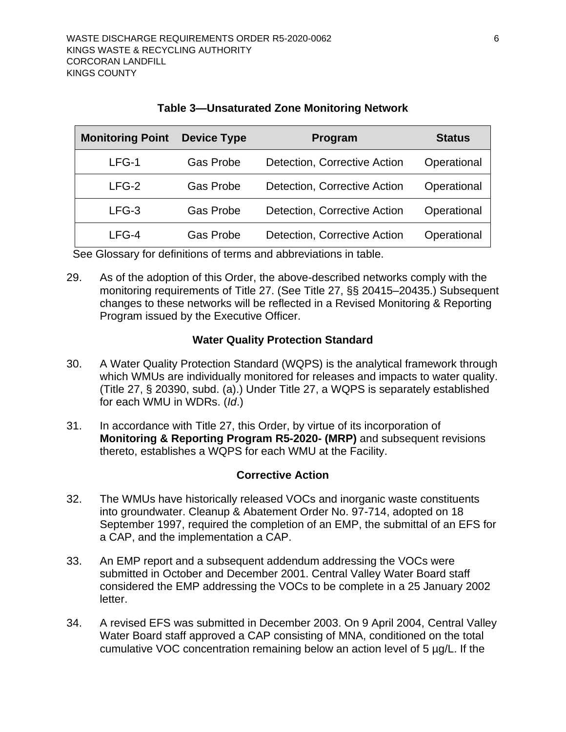**Table 3—Unsaturated Zone Monitoring Network**

| Monitoring Point | Device Type | Program | Status |
|---|---|---|---|
| LFG-1 | Gas Probe | Detection, Corrective Action | Operational |
| LFG-2 | Gas Probe | Detection, Corrective Action | Operational |
| LFG-3 | Gas Probe | Detection, Corrective Action | Operational |
| LFG-4 | Gas Probe | Detection, Corrective Action | Operational |

See Glossary for definitions of terms and abbreviations in table.

29. As of the adoption of this Order, the above-described networks comply with the monitoring requirements of Title 27. (See Title 27, §§ 20415–20435.) Subsequent changes to these networks will be reflected in a Revised Monitoring & Reporting Program issued by the Executive Officer.

### Water Quality Protection Standard

30. A Water Quality Protection Standard (WQPS) is the analytical framework through which WMUs are individually monitored for releases and impacts to water quality. (Title 27, § 20390, subd. (a).) Under Title 27, a WQPS is separately established for each WMU in WDRs. (*Id*.)

31. In accordance with Title 27, this Order, by virtue of its incorporation of **Monitoring & Reporting Program R5-2020- (MRP)** and subsequent revisions thereto, establishes a WQPS for each WMU at the Facility.

### Corrective Action

32. The WMUs have historically released VOCs and inorganic waste constituents into groundwater. Cleanup & Abatement Order No. 97-714, adopted on 18 September 1997, required the completion of an EMP, the submittal of an EFS for a CAP, and the implementation a CAP.

33. An EMP report and a subsequent addendum addressing the VOCs were submitted in October and December 2001. Central Valley Water Board staff considered the EMP addressing the VOCs to be complete in a 25 January 2002 letter.

34. A revised EFS was submitted in December 2003. On 9 April 2004, Central Valley Water Board staff approved a CAP consisting of MNA, conditioned on the total cumulative VOC concentration remaining below an action level of 5 µg/L. If the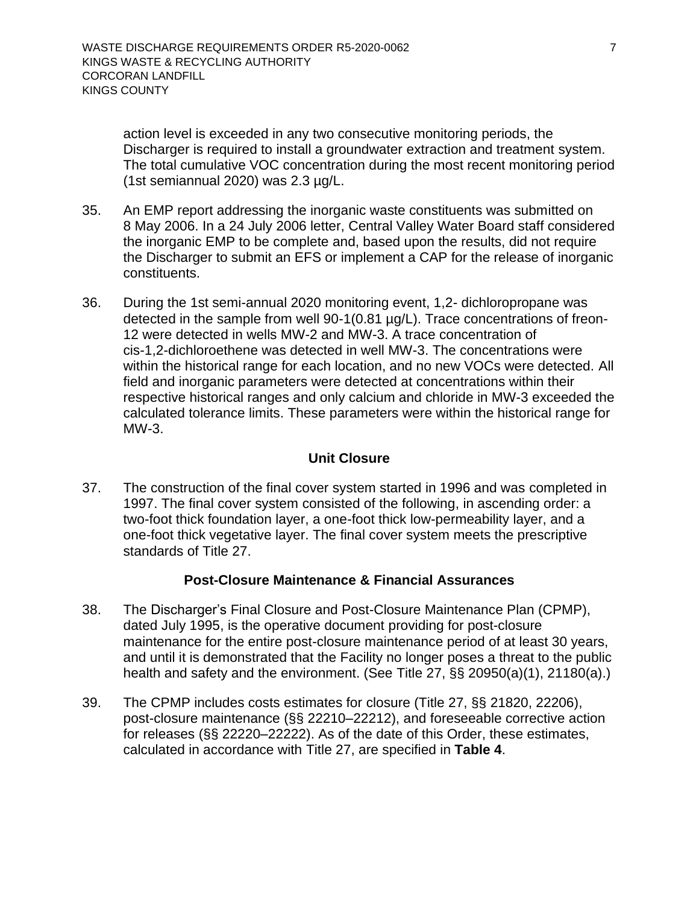action level is exceeded in any two consecutive monitoring periods, the Discharger is required to install a groundwater extraction and treatment system. The total cumulative VOC concentration during the most recent monitoring period (1st semiannual 2020) was 2.3 µg/L.

35. An EMP report addressing the inorganic waste constituents was submitted on 8 May 2006. In a 24 July 2006 letter, Central Valley Water Board staff considered the inorganic EMP to be complete and, based upon the results, did not require the Discharger to submit an EFS or implement a CAP for the release of inorganic constituents.

36. During the 1st semi-annual 2020 monitoring event, 1,2- dichloropropane was detected in the sample from well 90-1(0.81 µg/L). Trace concentrations of freon-12 were detected in wells MW-2 and MW-3. A trace concentration of cis-1,2-dichloroethene was detected in well MW-3. The concentrations were within the historical range for each location, and no new VOCs were detected. All field and inorganic parameters were detected at concentrations within their respective historical ranges and only calcium and chloride in MW-3 exceeded the calculated tolerance limits. These parameters were within the historical range for MW-3.

## Unit Closure

37. The construction of the final cover system started in 1996 and was completed in 1997. The final cover system consisted of the following, in ascending order: a two-foot thick foundation layer, a one-foot thick low-permeability layer, and a one-foot thick vegetative layer. The final cover system meets the prescriptive standards of Title 27.

## Post-Closure Maintenance & Financial Assurances

38. The Discharger's Final Closure and Post-Closure Maintenance Plan (CPMP), dated July 1995, is the operative document providing for post-closure maintenance for the entire post-closure maintenance period of at least 30 years, and until it is demonstrated that the Facility no longer poses a threat to the public health and safety and the environment. (See Title 27, §§ 20950(a)(1), 21180(a).)

39. The CPMP includes costs estimates for closure (Title 27, §§ 21820, 22206), post-closure maintenance (§§ 22210–22212), and foreseeable corrective action for releases (§§ 22220–22222). As of the date of this Order, these estimates, calculated in accordance with Title 27, are specified in **Table 4**.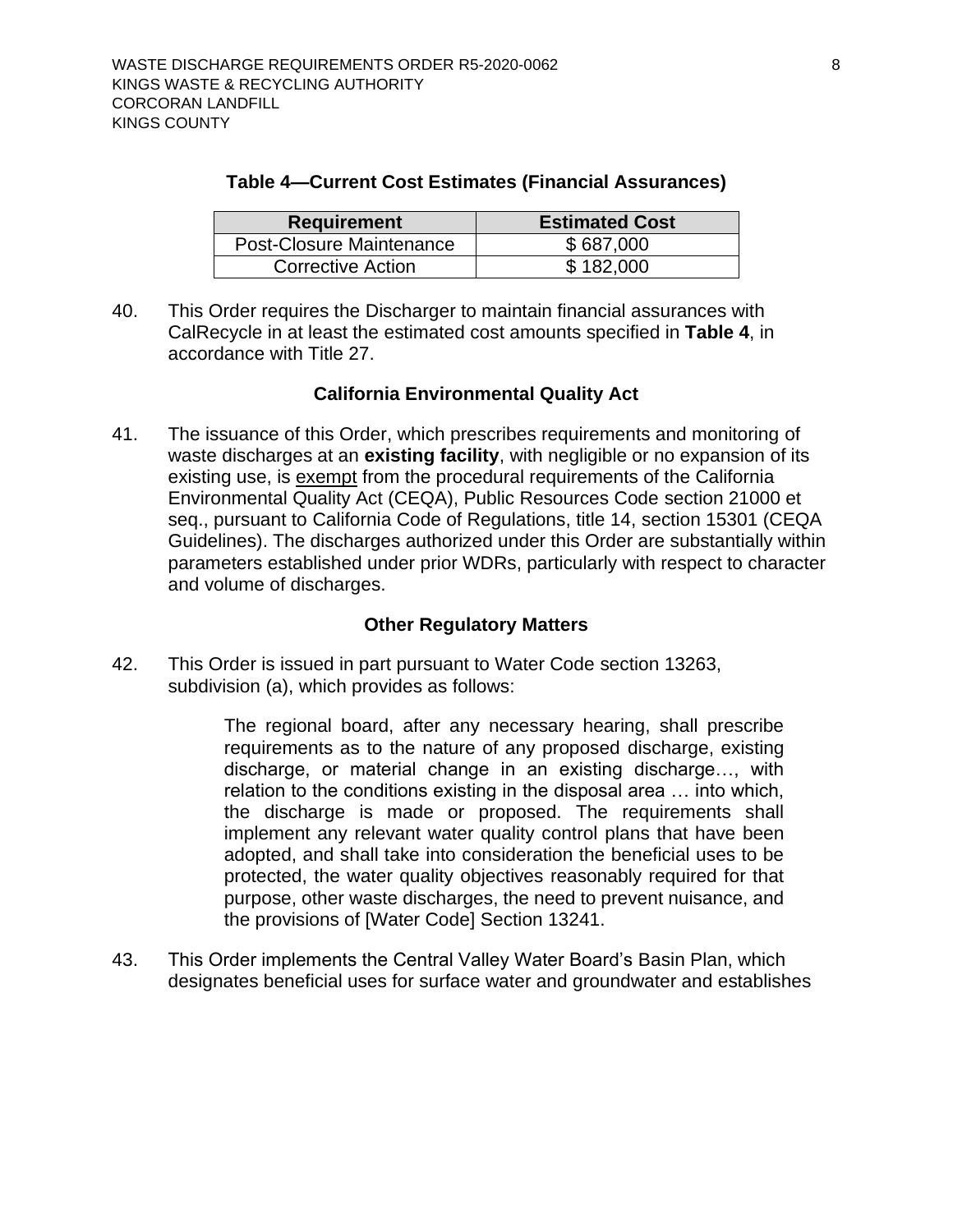**Table 4—Current Cost Estimates (Financial Assurances)**

| Requirement | Estimated Cost |
| --- | --- |
| Post-Closure Maintenance | $ 687,000 |
| Corrective Action | $ 182,000 |

40. This Order requires the Discharger to maintain financial assurances with CalRecycle in at least the estimated cost amounts specified in **Table 4**, in accordance with Title 27.

### California Environmental Quality Act

41. The issuance of this Order, which prescribes requirements and monitoring of waste discharges at an **existing facility**, with negligible or no expansion of its existing use, is exempt from the procedural requirements of the California Environmental Quality Act (CEQA), Public Resources Code section 21000 et seq., pursuant to California Code of Regulations, title 14, section 15301 (CEQA Guidelines). The discharges authorized under this Order are substantially within parameters established under prior WDRs, particularly with respect to character and volume of discharges.

### Other Regulatory Matters

42. This Order is issued in part pursuant to Water Code section 13263, subdivision (a), which provides as follows:

> The regional board, after any necessary hearing, shall prescribe requirements as to the nature of any proposed discharge, existing discharge, or material change in an existing discharge…, with relation to the conditions existing in the disposal area … into which, the discharge is made or proposed. The requirements shall implement any relevant water quality control plans that have been adopted, and shall take into consideration the beneficial uses to be protected, the water quality objectives reasonably required for that purpose, other waste discharges, the need to prevent nuisance, and the provisions of [Water Code] Section 13241.

43. This Order implements the Central Valley Water Board's Basin Plan, which designates beneficial uses for surface water and groundwater and establishes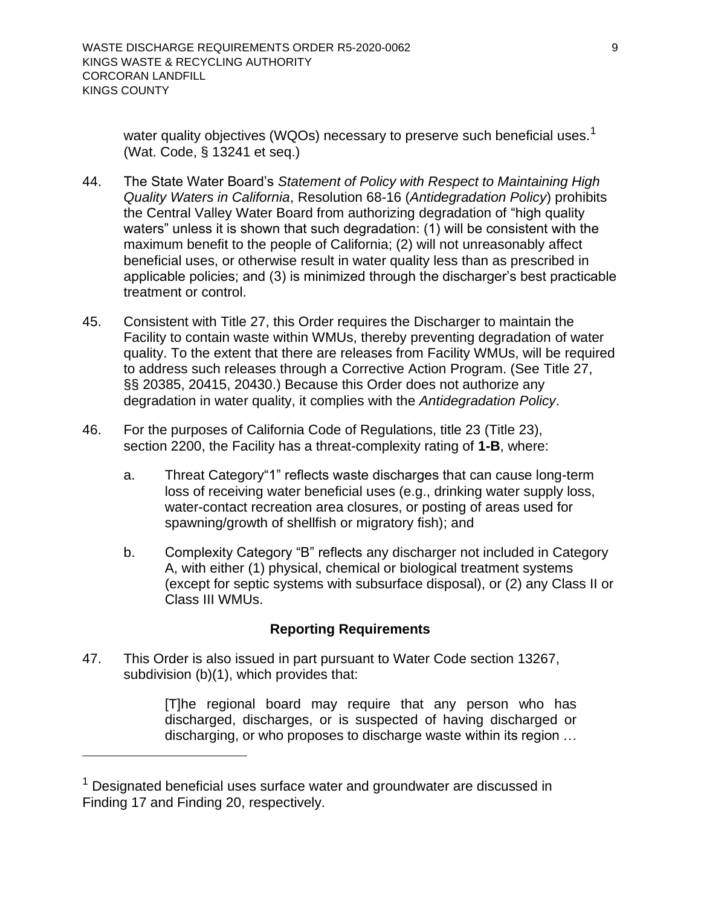water quality objectives (WQOs) necessary to preserve such beneficial uses.[1] (Wat. Code, § 13241 et seq.)

44. The State Water Board's *Statement of Policy with Respect to Maintaining High Quality Waters in California*, Resolution 68-16 (*Antidegradation Policy*) prohibits the Central Valley Water Board from authorizing degradation of "high quality waters" unless it is shown that such degradation: (1) will be consistent with the maximum benefit to the people of California; (2) will not unreasonably affect beneficial uses, or otherwise result in water quality less than as prescribed in applicable policies; and (3) is minimized through the discharger's best practicable treatment or control.

45. Consistent with Title 27, this Order requires the Discharger to maintain the Facility to contain waste within WMUs, thereby preventing degradation of water quality. To the extent that there are releases from Facility WMUs, will be required to address such releases through a Corrective Action Program. (See Title 27, §§ 20385, 20415, 20430.) Because this Order does not authorize any degradation in water quality, it complies with the *Antidegradation Policy*.

46. For the purposes of California Code of Regulations, title 23 (Title 23), section 2200, the Facility has a threat-complexity rating of **1-B**, where:

    a. Threat Category"1" reflects waste discharges that can cause long-term loss of receiving water beneficial uses (e.g., drinking water supply loss, water-contact recreation area closures, or posting of areas used for spawning/growth of shellfish or migratory fish); and

    b. Complexity Category "B" reflects any discharger not included in Category A, with either (1) physical, chemical or biological treatment systems (except for septic systems with subsurface disposal), or (2) any Class II or Class III WMUs.

### Reporting Requirements

47. This Order is also issued in part pursuant to Water Code section 13267, subdivision (b)(1), which provides that:

    > [T]he regional board may require that any person who has discharged, discharges, or is suspected of having discharged or discharging, or who proposes to discharge waste within its region …

---

[1] Designated beneficial uses surface water and groundwater are discussed in Finding 17 and Finding 20, respectively.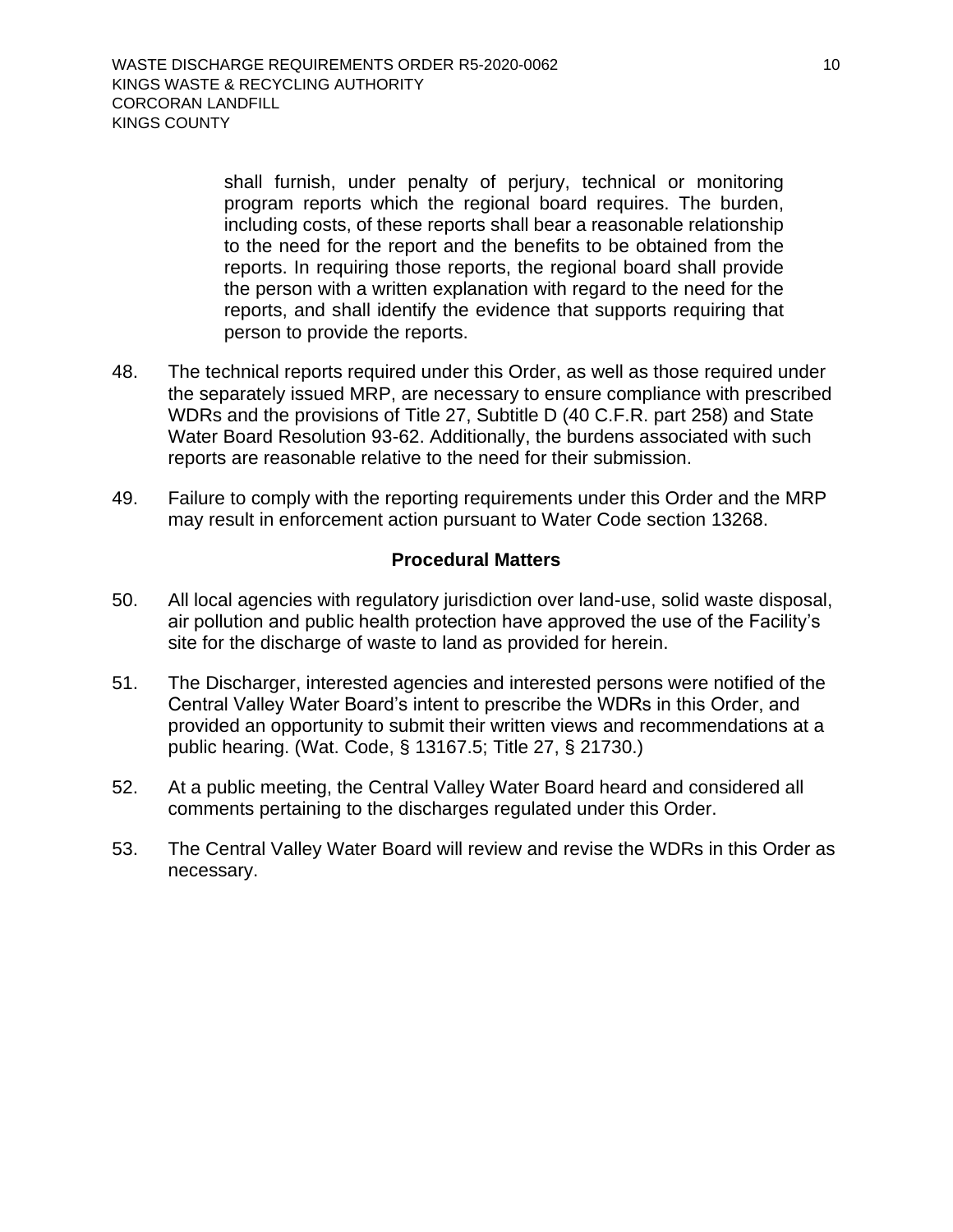shall furnish, under penalty of perjury, technical or monitoring program reports which the regional board requires. The burden, including costs, of these reports shall bear a reasonable relationship to the need for the report and the benefits to be obtained from the reports. In requiring those reports, the regional board shall provide the person with a written explanation with regard to the need for the reports, and shall identify the evidence that supports requiring that person to provide the reports.

48. The technical reports required under this Order, as well as those required under the separately issued MRP, are necessary to ensure compliance with prescribed WDRs and the provisions of Title 27, Subtitle D (40 C.F.R. part 258) and State Water Board Resolution 93-62. Additionally, the burdens associated with such reports are reasonable relative to the need for their submission.

49. Failure to comply with the reporting requirements under this Order and the MRP may result in enforcement action pursuant to Water Code section 13268.

## Procedural Matters

50. All local agencies with regulatory jurisdiction over land-use, solid waste disposal, air pollution and public health protection have approved the use of the Facility's site for the discharge of waste to land as provided for herein.

51. The Discharger, interested agencies and interested persons were notified of the Central Valley Water Board's intent to prescribe the WDRs in this Order, and provided an opportunity to submit their written views and recommendations at a public hearing. (Wat. Code, § 13167.5; Title 27, § 21730.)

52. At a public meeting, the Central Valley Water Board heard and considered all comments pertaining to the discharges regulated under this Order.

53. The Central Valley Water Board will review and revise the WDRs in this Order as necessary.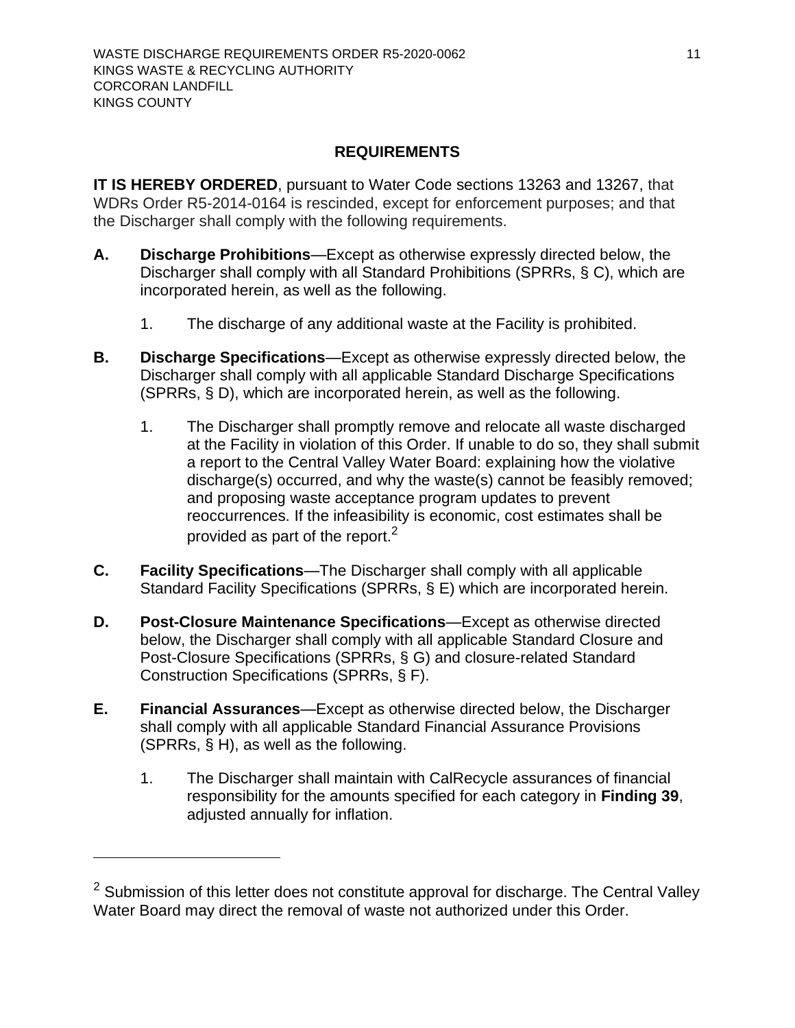## REQUIREMENTS

**IT IS HEREBY ORDERED**, pursuant to Water Code sections 13263 and 13267, that WDRs Order R5-2014-0164 is rescinded, except for enforcement purposes; and that the Discharger shall comply with the following requirements.

**A. Discharge Prohibitions**—Except as otherwise expressly directed below, the Discharger shall comply with all Standard Prohibitions (SPRRs, § C), which are incorporated herein, as well as the following.

1. The discharge of any additional waste at the Facility is prohibited.

**B. Discharge Specifications**—Except as otherwise expressly directed below, the Discharger shall comply with all applicable Standard Discharge Specifications (SPRRs, § D), which are incorporated herein, as well as the following.

1. The Discharger shall promptly remove and relocate all waste discharged at the Facility in violation of this Order. If unable to do so, they shall submit a report to the Central Valley Water Board: explaining how the violative discharge(s) occurred, and why the waste(s) cannot be feasibly removed; and proposing waste acceptance program updates to prevent reoccurrences. If the infeasibility is economic, cost estimates shall be provided as part of the report.[2]

**C. Facility Specifications**—The Discharger shall comply with all applicable Standard Facility Specifications (SPRRs, § E) which are incorporated herein.

**D. Post-Closure Maintenance Specifications**—Except as otherwise directed below, the Discharger shall comply with all applicable Standard Closure and Post-Closure Specifications (SPRRs, § G) and closure-related Standard Construction Specifications (SPRRs, § F).

**E. Financial Assurances**—Except as otherwise directed below, the Discharger shall comply with all applicable Standard Financial Assurance Provisions (SPRRs, § H), as well as the following.

1. The Discharger shall maintain with CalRecycle assurances of financial responsibility for the amounts specified for each category in **Finding 39**, adjusted annually for inflation.

---

[2] Submission of this letter does not constitute approval for discharge. The Central Valley Water Board may direct the removal of waste not authorized under this Order.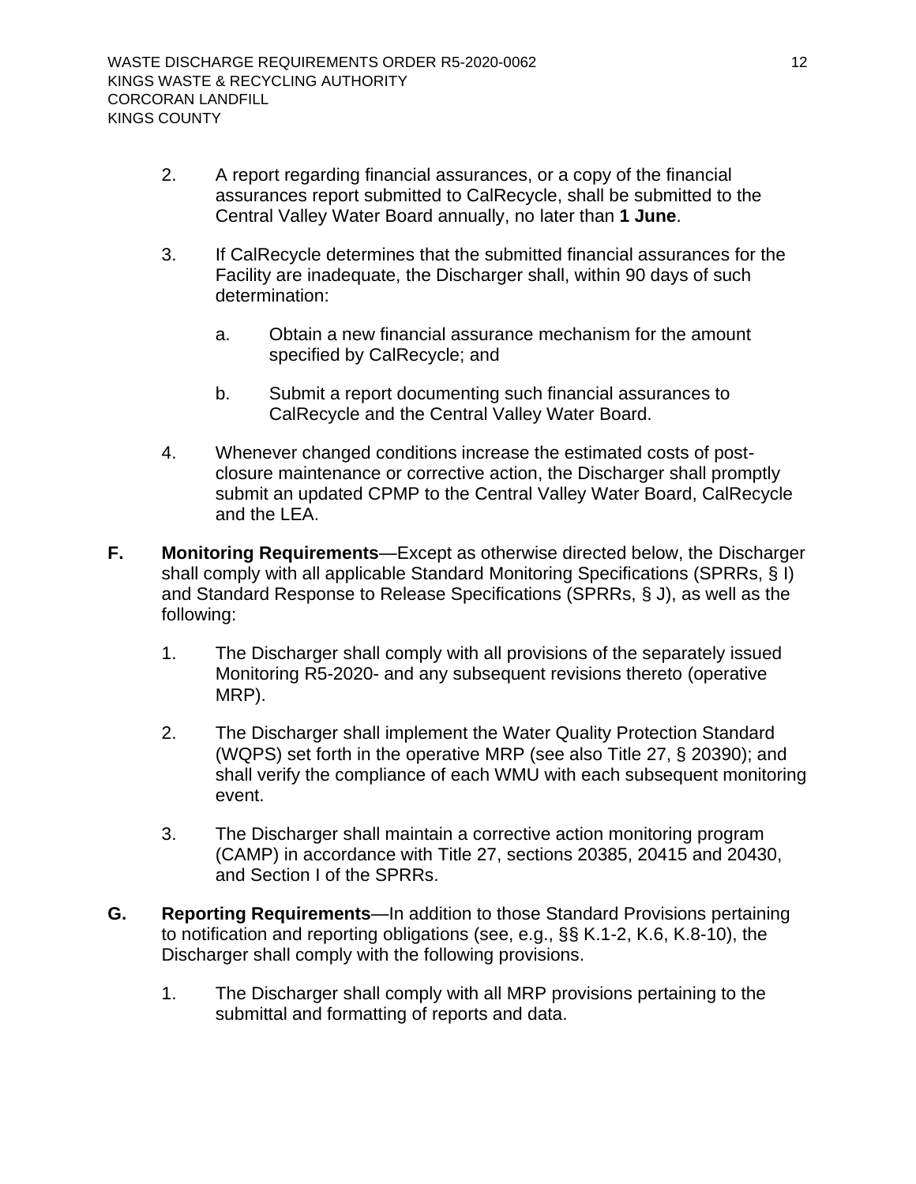2. A report regarding financial assurances, or a copy of the financial assurances report submitted to CalRecycle, shall be submitted to the Central Valley Water Board annually, no later than **1 June**.

3. If CalRecycle determines that the submitted financial assurances for the Facility are inadequate, the Discharger shall, within 90 days of such determination:

   a. Obtain a new financial assurance mechanism for the amount specified by CalRecycle; and

   b. Submit a report documenting such financial assurances to CalRecycle and the Central Valley Water Board.

4. Whenever changed conditions increase the estimated costs of post-closure maintenance or corrective action, the Discharger shall promptly submit an updated CPMP to the Central Valley Water Board, CalRecycle and the LEA.

**F. Monitoring Requirements**—Except as otherwise directed below, the Discharger shall comply with all applicable Standard Monitoring Specifications (SPRRs, § I) and Standard Response to Release Specifications (SPRRs, § J), as well as the following:

1. The Discharger shall comply with all provisions of the separately issued Monitoring R5-2020- and any subsequent revisions thereto (operative MRP).

2. The Discharger shall implement the Water Quality Protection Standard (WQPS) set forth in the operative MRP (see also Title 27, § 20390); and shall verify the compliance of each WMU with each subsequent monitoring event.

3. The Discharger shall maintain a corrective action monitoring program (CAMP) in accordance with Title 27, sections 20385, 20415 and 20430, and Section I of the SPRRs.

**G. Reporting Requirements**—In addition to those Standard Provisions pertaining to notification and reporting obligations (see, e.g., §§ K.1-2, K.6, K.8-10), the Discharger shall comply with the following provisions.

1. The Discharger shall comply with all MRP provisions pertaining to the submittal and formatting of reports and data.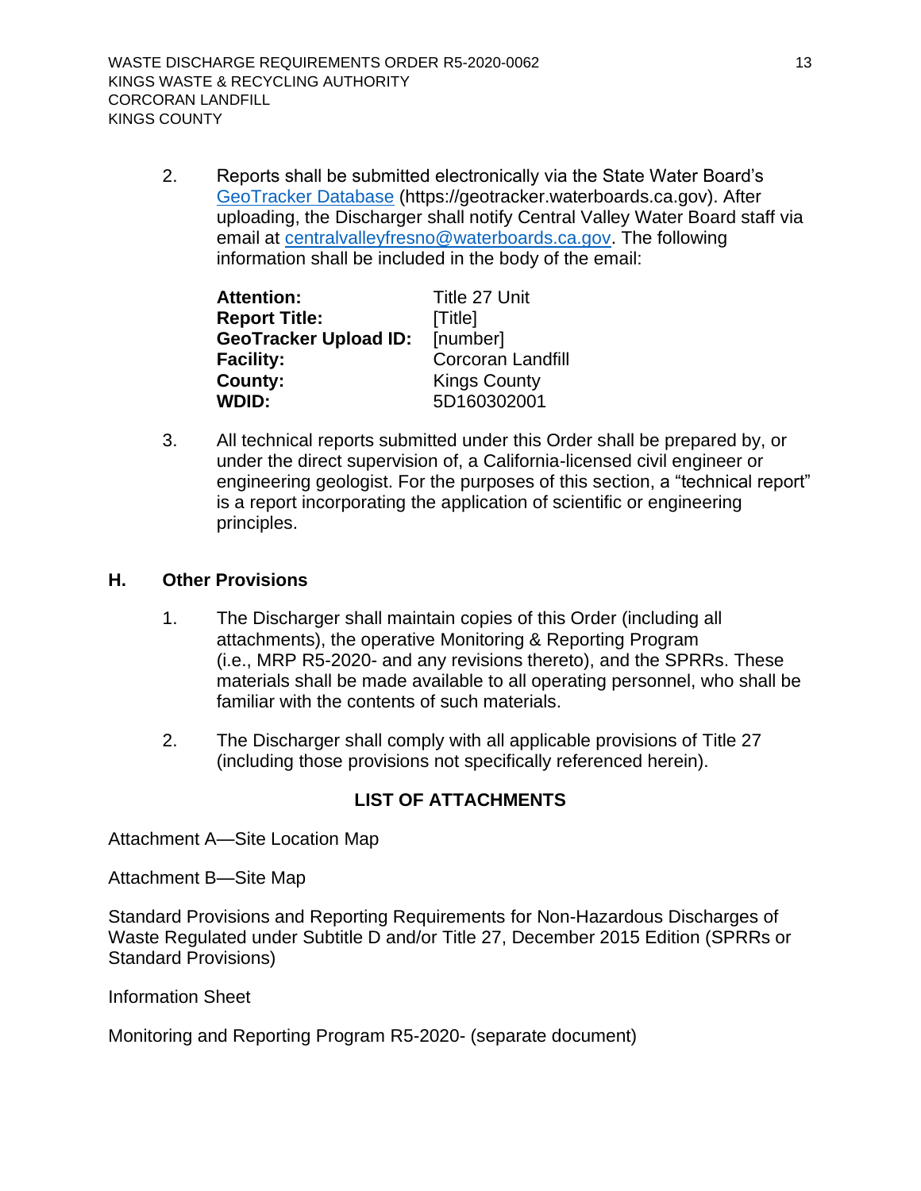2. Reports shall be submitted electronically via the State Water Board's [GeoTracker Database](https://geotracker.waterboards.ca.gov) (https://geotracker.waterboards.ca.gov). After uploading, the Discharger shall notify Central Valley Water Board staff via email at [centralvalleyfresno@waterboards.ca.gov](mailto:centralvalleyfresno@waterboards.ca.gov). The following information shall be included in the body of the email:

   | | |
   |---|---|
   | **Attention:** | Title 27 Unit |
   | **Report Title:** | [Title] |
   | **GeoTracker Upload ID:** | [number] |
   | **Facility:** | Corcoran Landfill |
   | **County:** | Kings County |
   | **WDID:** | 5D160302001 |

3. All technical reports submitted under this Order shall be prepared by, or under the direct supervision of, a California-licensed civil engineer or engineering geologist. For the purposes of this section, a "technical report" is a report incorporating the application of scientific or engineering principles.

## H. Other Provisions

1. The Discharger shall maintain copies of this Order (including all attachments), the operative Monitoring & Reporting Program (i.e., MRP R5-2020- and any revisions thereto), and the SPRRs. These materials shall be made available to all operating personnel, who shall be familiar with the contents of such materials.

2. The Discharger shall comply with all applicable provisions of Title 27 (including those provisions not specifically referenced herein).

## LIST OF ATTACHMENTS

Attachment A—Site Location Map

Attachment B—Site Map

Standard Provisions and Reporting Requirements for Non-Hazardous Discharges of Waste Regulated under Subtitle D and/or Title 27, December 2015 Edition (SPRRs or Standard Provisions)

Information Sheet

Monitoring and Reporting Program R5-2020- (separate document)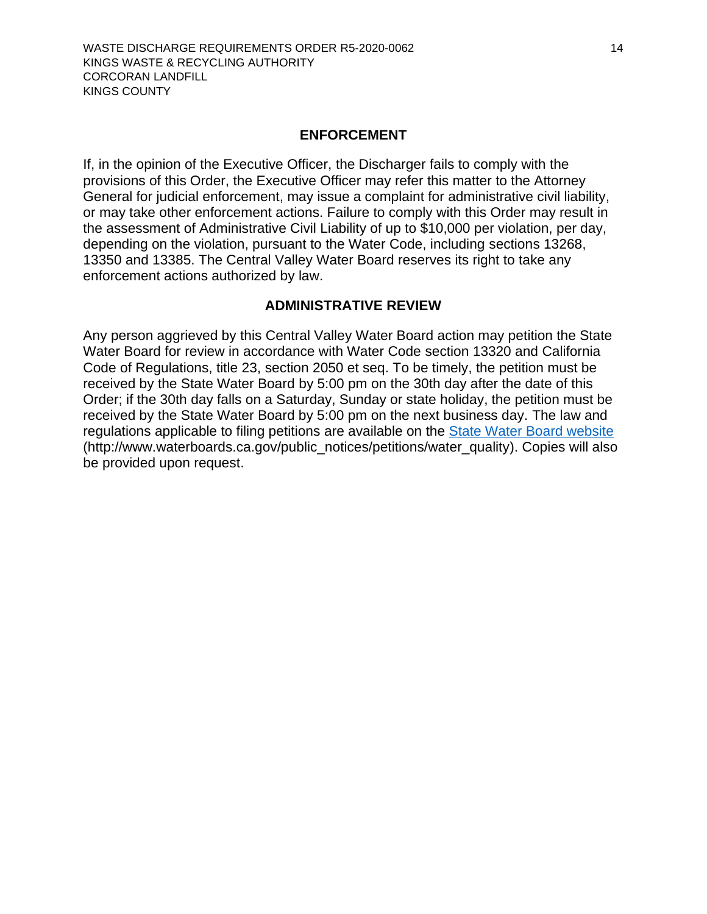## ENFORCEMENT

If, in the opinion of the Executive Officer, the Discharger fails to comply with the provisions of this Order, the Executive Officer may refer this matter to the Attorney General for judicial enforcement, may issue a complaint for administrative civil liability, or may take other enforcement actions. Failure to comply with this Order may result in the assessment of Administrative Civil Liability of up to $10,000 per violation, per day, depending on the violation, pursuant to the Water Code, including sections 13268, 13350 and 13385. The Central Valley Water Board reserves its right to take any enforcement actions authorized by law.

## ADMINISTRATIVE REVIEW

Any person aggrieved by this Central Valley Water Board action may petition the State Water Board for review in accordance with Water Code section 13320 and California Code of Regulations, title 23, section 2050 et seq. To be timely, the petition must be received by the State Water Board by 5:00 pm on the 30th day after the date of this Order; if the 30th day falls on a Saturday, Sunday or state holiday, the petition must be received by the State Water Board by 5:00 pm on the next business day. The law and regulations applicable to filing petitions are available on the [State Water Board website](http://www.waterboards.ca.gov/public_notices/petitions/water_quality) (http://www.waterboards.ca.gov/public_notices/petitions/water_quality). Copies will also be provided upon request.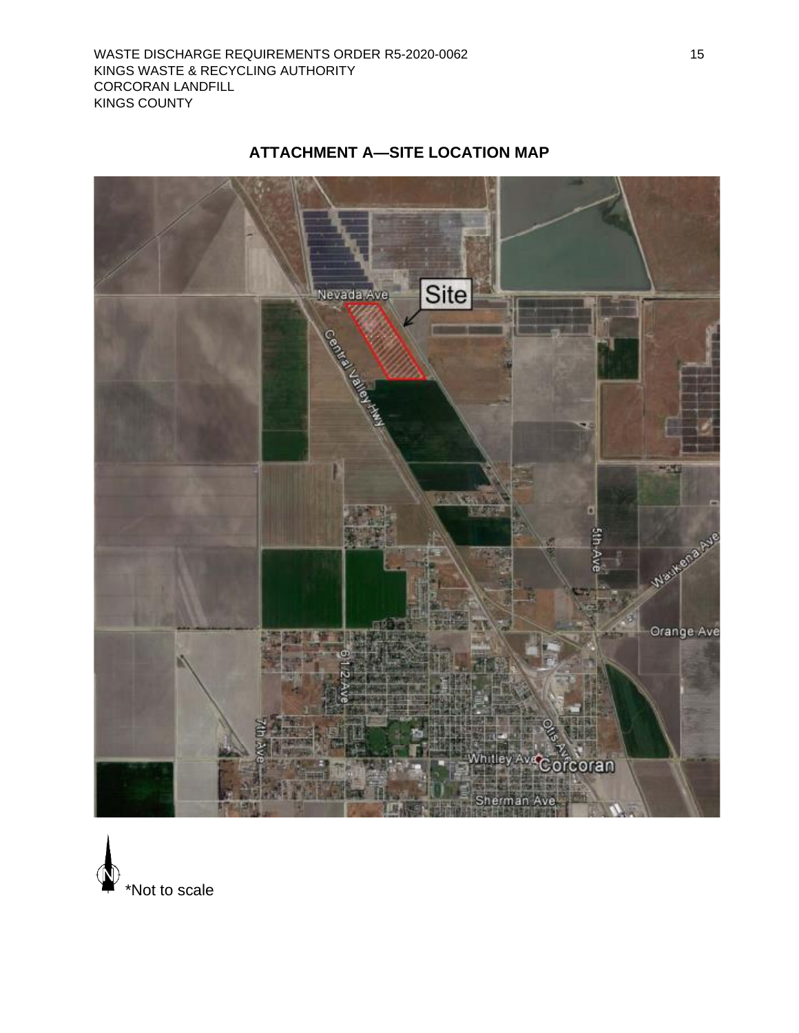## ATTACHMENT A—SITE LOCATION MAP

*Not to scale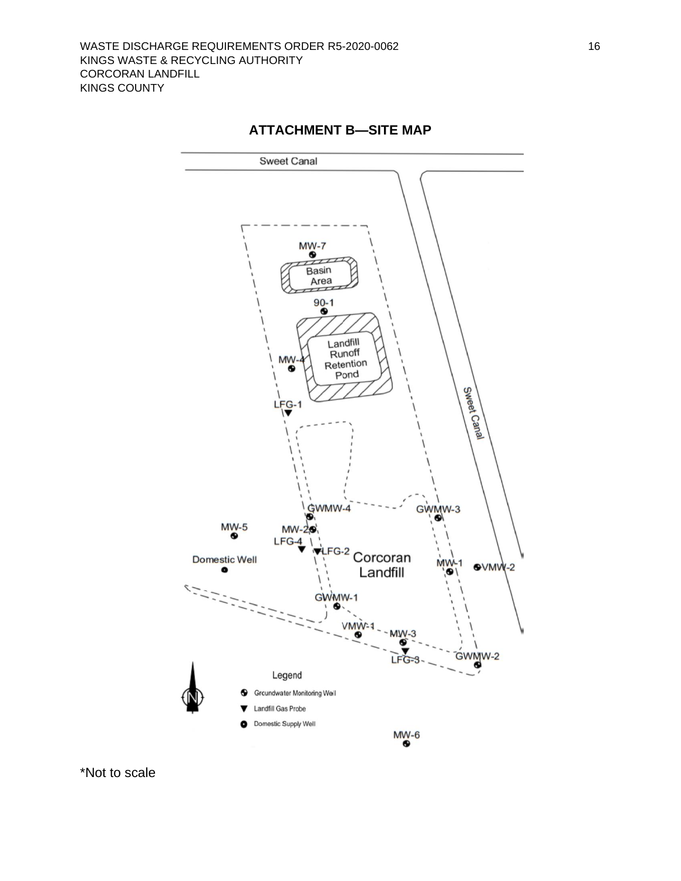## ATTACHMENT B—SITE MAP

Sweet Canal

MW-7

Basin Area

90-1

Landfill Runoff Retention Pond

MW-4

LFG-1

Sweet Canal

GWMW-4

GWMW-3

MW-5

MW-2

LFG-4

LFG-2

Corcoran Landfill

Domestic Well

MW-1

VMW-2

GWMW-1

VMW-1

MW-3

LFG-3

GWMW-2

Legend

Groundwater Monitoring Well

Landfill Gas Probe

Domestic Supply Well

MW-6

*Not to scale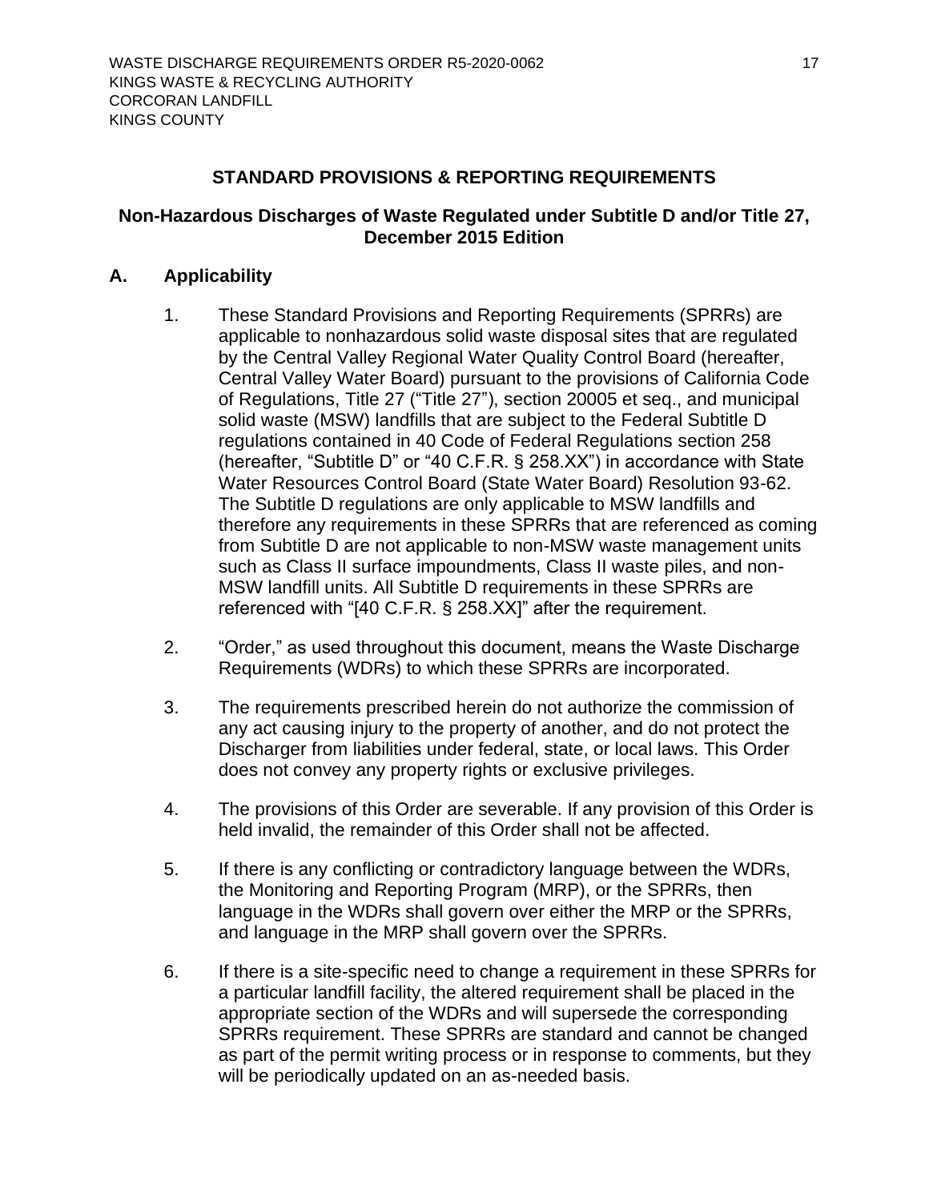## STANDARD PROVISIONS & REPORTING REQUIREMENTS

### Non-Hazardous Discharges of Waste Regulated under Subtitle D and/or Title 27, December 2015 Edition

### A. Applicability

1. These Standard Provisions and Reporting Requirements (SPRRs) are applicable to nonhazardous solid waste disposal sites that are regulated by the Central Valley Regional Water Quality Control Board (hereafter, Central Valley Water Board) pursuant to the provisions of California Code of Regulations, Title 27 ("Title 27"), section 20005 et seq., and municipal solid waste (MSW) landfills that are subject to the Federal Subtitle D regulations contained in 40 Code of Federal Regulations section 258 (hereafter, "Subtitle D" or "40 C.F.R. § 258.XX") in accordance with State Water Resources Control Board (State Water Board) Resolution 93-62. The Subtitle D regulations are only applicable to MSW landfills and therefore any requirements in these SPRRs that are referenced as coming from Subtitle D are not applicable to non-MSW waste management units such as Class II surface impoundments, Class II waste piles, and non-MSW landfill units. All Subtitle D requirements in these SPRRs are referenced with "[40 C.F.R. § 258.XX]" after the requirement.

2. "Order," as used throughout this document, means the Waste Discharge Requirements (WDRs) to which these SPRRs are incorporated.

3. The requirements prescribed herein do not authorize the commission of any act causing injury to the property of another, and do not protect the Discharger from liabilities under federal, state, or local laws. This Order does not convey any property rights or exclusive privileges.

4. The provisions of this Order are severable. If any provision of this Order is held invalid, the remainder of this Order shall not be affected.

5. If there is any conflicting or contradictory language between the WDRs, the Monitoring and Reporting Program (MRP), or the SPRRs, then language in the WDRs shall govern over either the MRP or the SPRRs, and language in the MRP shall govern over the SPRRs.

6. If there is a site-specific need to change a requirement in these SPRRs for a particular landfill facility, the altered requirement shall be placed in the appropriate section of the WDRs and will supersede the corresponding SPRRs requirement. These SPRRs are standard and cannot be changed as part of the permit writing process or in response to comments, but they will be periodically updated on an as-needed basis.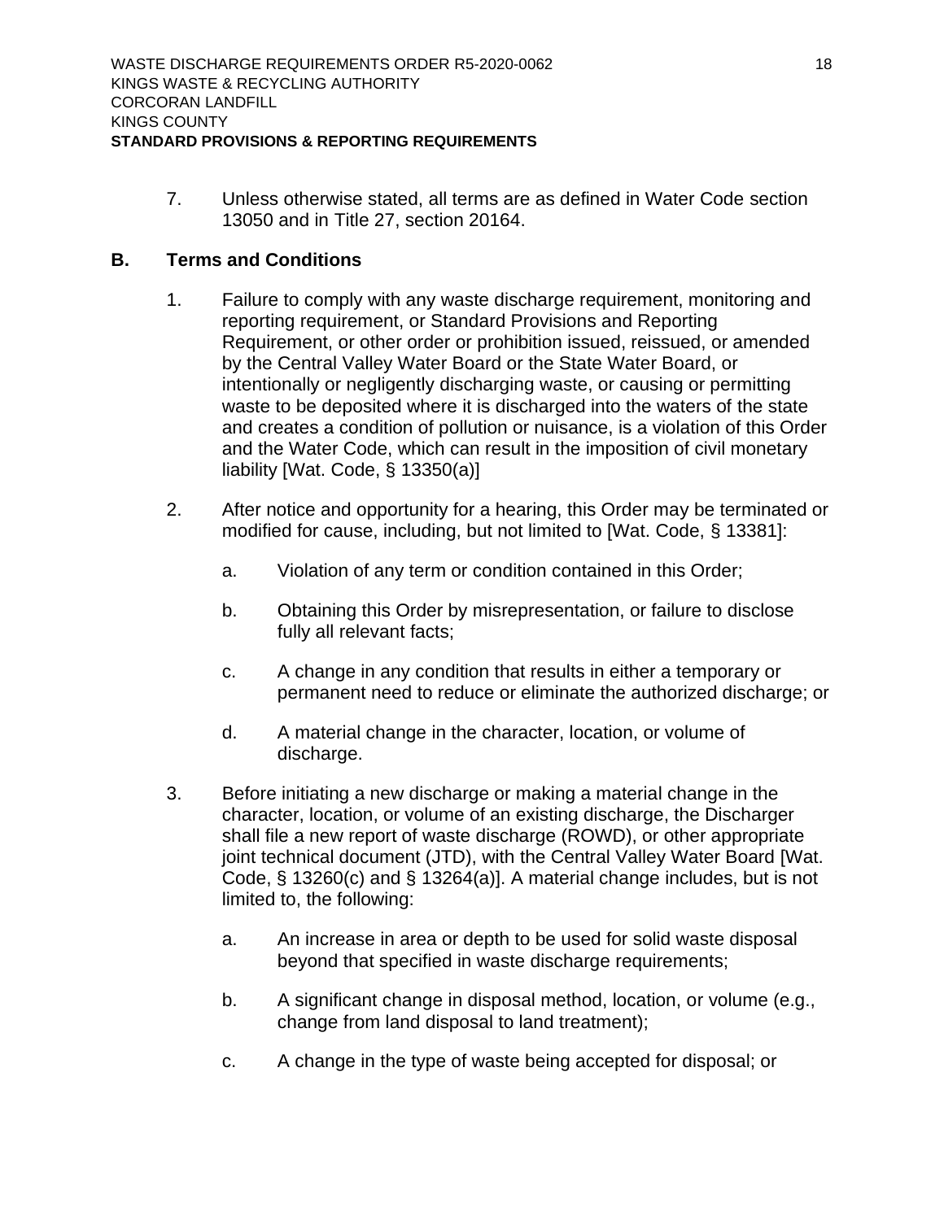7. Unless otherwise stated, all terms are as defined in Water Code section 13050 and in Title 27, section 20164.

## B. Terms and Conditions

1. Failure to comply with any waste discharge requirement, monitoring and reporting requirement, or Standard Provisions and Reporting Requirement, or other order or prohibition issued, reissued, or amended by the Central Valley Water Board or the State Water Board, or intentionally or negligently discharging waste, or causing or permitting waste to be deposited where it is discharged into the waters of the state and creates a condition of pollution or nuisance, is a violation of this Order and the Water Code, which can result in the imposition of civil monetary liability [Wat. Code, § 13350(a)]

2. After notice and opportunity for a hearing, this Order may be terminated or modified for cause, including, but not limited to [Wat. Code, § 13381]:

   a. Violation of any term or condition contained in this Order;

   b. Obtaining this Order by misrepresentation, or failure to disclose fully all relevant facts;

   c. A change in any condition that results in either a temporary or permanent need to reduce or eliminate the authorized discharge; or

   d. A material change in the character, location, or volume of discharge.

3. Before initiating a new discharge or making a material change in the character, location, or volume of an existing discharge, the Discharger shall file a new report of waste discharge (ROWD), or other appropriate joint technical document (JTD), with the Central Valley Water Board [Wat. Code, § 13260(c) and § 13264(a)]. A material change includes, but is not limited to, the following:

   a. An increase in area or depth to be used for solid waste disposal beyond that specified in waste discharge requirements;

   b. A significant change in disposal method, location, or volume (e.g., change from land disposal to land treatment);

   c. A change in the type of waste being accepted for disposal; or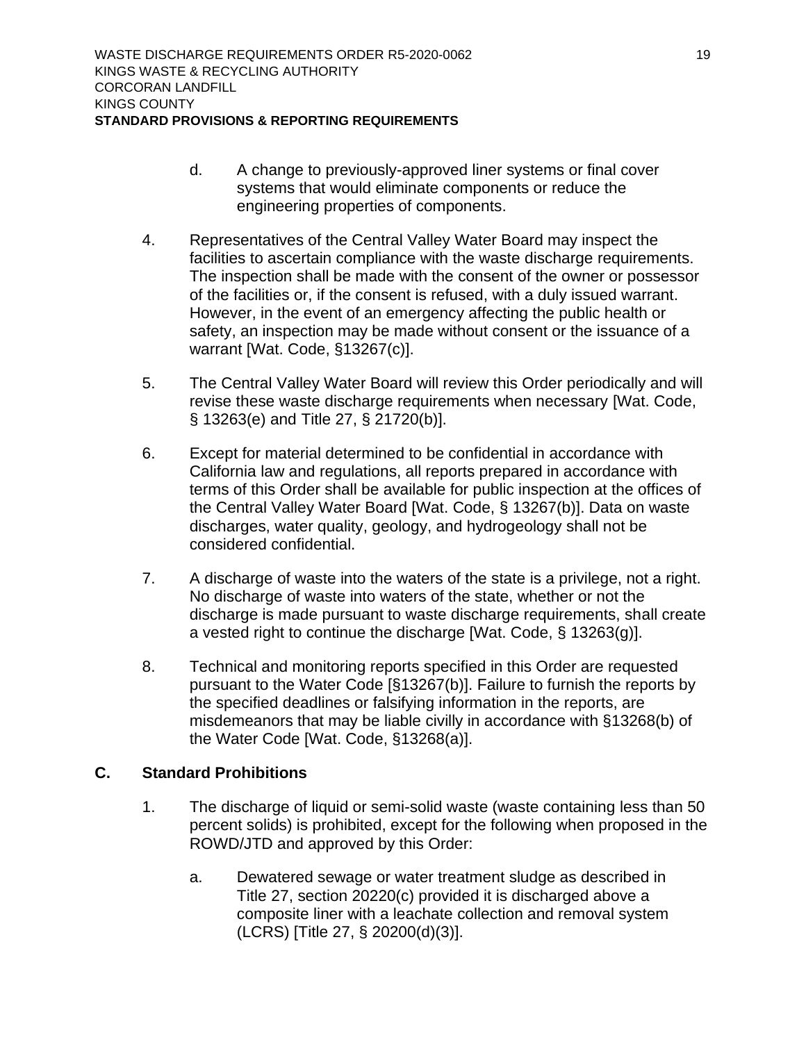d. A change to previously-approved liner systems or final cover systems that would eliminate components or reduce the engineering properties of components.

4. Representatives of the Central Valley Water Board may inspect the facilities to ascertain compliance with the waste discharge requirements. The inspection shall be made with the consent of the owner or possessor of the facilities or, if the consent is refused, with a duly issued warrant. However, in the event of an emergency affecting the public health or safety, an inspection may be made without consent or the issuance of a warrant [Wat. Code, §13267(c)].

5. The Central Valley Water Board will review this Order periodically and will revise these waste discharge requirements when necessary [Wat. Code, § 13263(e) and Title 27, § 21720(b)].

6. Except for material determined to be confidential in accordance with California law and regulations, all reports prepared in accordance with terms of this Order shall be available for public inspection at the offices of the Central Valley Water Board [Wat. Code, § 13267(b)]. Data on waste discharges, water quality, geology, and hydrogeology shall not be considered confidential.

7. A discharge of waste into the waters of the state is a privilege, not a right. No discharge of waste into waters of the state, whether or not the discharge is made pursuant to waste discharge requirements, shall create a vested right to continue the discharge [Wat. Code, § 13263(g)].

8. Technical and monitoring reports specified in this Order are requested pursuant to the Water Code [§13267(b)]. Failure to furnish the reports by the specified deadlines or falsifying information in the reports, are misdemeanors that may be liable civilly in accordance with §13268(b) of the Water Code [Wat. Code, §13268(a)].

## C. Standard Prohibitions

1. The discharge of liquid or semi-solid waste (waste containing less than 50 percent solids) is prohibited, except for the following when proposed in the ROWD/JTD and approved by this Order:

   a. Dewatered sewage or water treatment sludge as described in Title 27, section 20220(c) provided it is discharged above a composite liner with a leachate collection and removal system (LCRS) [Title 27, § 20200(d)(3)].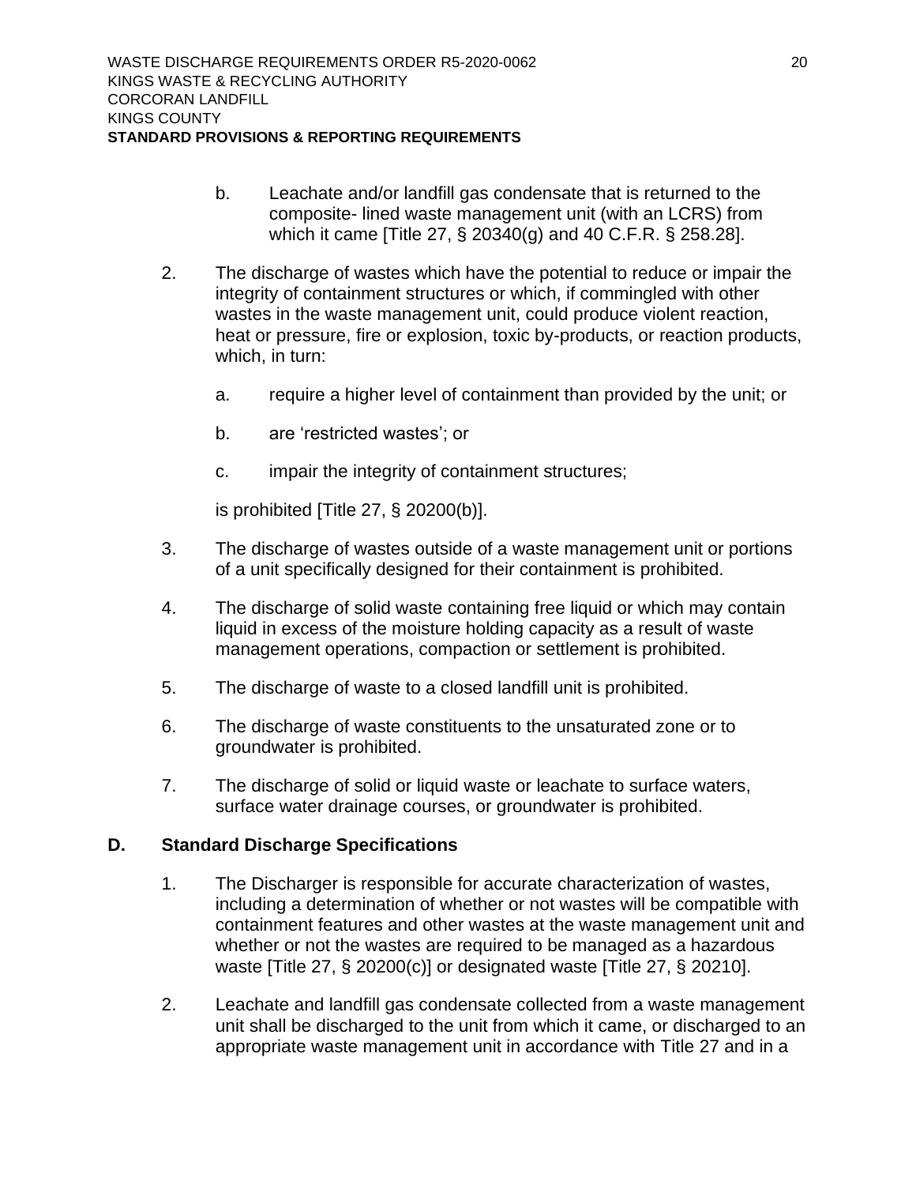b. Leachate and/or landfill gas condensate that is returned to the composite- lined waste management unit (with an LCRS) from which it came [Title 27, § 20340(g) and 40 C.F.R. § 258.28].

2. The discharge of wastes which have the potential to reduce or impair the integrity of containment structures or which, if commingled with other wastes in the waste management unit, could produce violent reaction, heat or pressure, fire or explosion, toxic by-products, or reaction products, which, in turn:

   a. require a higher level of containment than provided by the unit; or

   b. are 'restricted wastes'; or

   c. impair the integrity of containment structures;

   is prohibited [Title 27, § 20200(b)].

3. The discharge of wastes outside of a waste management unit or portions of a unit specifically designed for their containment is prohibited.

4. The discharge of solid waste containing free liquid or which may contain liquid in excess of the moisture holding capacity as a result of waste management operations, compaction or settlement is prohibited.

5. The discharge of waste to a closed landfill unit is prohibited.

6. The discharge of waste constituents to the unsaturated zone or to groundwater is prohibited.

7. The discharge of solid or liquid waste or leachate to surface waters, surface water drainage courses, or groundwater is prohibited.

## D. Standard Discharge Specifications

1. The Discharger is responsible for accurate characterization of wastes, including a determination of whether or not wastes will be compatible with containment features and other wastes at the waste management unit and whether or not the wastes are required to be managed as a hazardous waste [Title 27, § 20200(c)] or designated waste [Title 27, § 20210].

2. Leachate and landfill gas condensate collected from a waste management unit shall be discharged to the unit from which it came, or discharged to an appropriate waste management unit in accordance with Title 27 and in a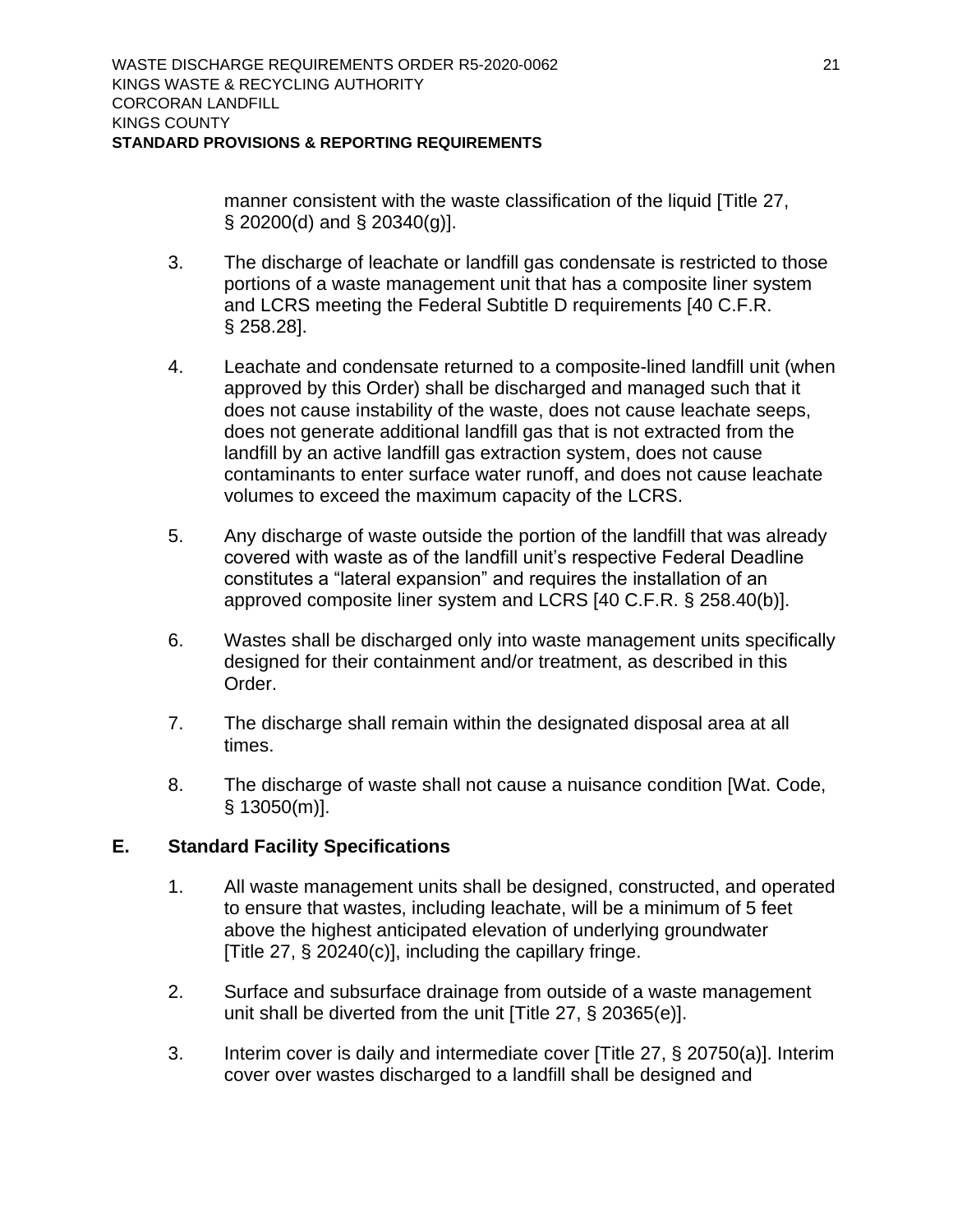manner consistent with the waste classification of the liquid [Title 27, § 20200(d) and § 20340(g)].

3. The discharge of leachate or landfill gas condensate is restricted to those portions of a waste management unit that has a composite liner system and LCRS meeting the Federal Subtitle D requirements [40 C.F.R. § 258.28].

4. Leachate and condensate returned to a composite-lined landfill unit (when approved by this Order) shall be discharged and managed such that it does not cause instability of the waste, does not cause leachate seeps, does not generate additional landfill gas that is not extracted from the landfill by an active landfill gas extraction system, does not cause contaminants to enter surface water runoff, and does not cause leachate volumes to exceed the maximum capacity of the LCRS.

5. Any discharge of waste outside the portion of the landfill that was already covered with waste as of the landfill unit's respective Federal Deadline constitutes a "lateral expansion" and requires the installation of an approved composite liner system and LCRS [40 C.F.R. § 258.40(b)].

6. Wastes shall be discharged only into waste management units specifically designed for their containment and/or treatment, as described in this Order.

7. The discharge shall remain within the designated disposal area at all times.

8. The discharge of waste shall not cause a nuisance condition [Wat. Code, § 13050(m)].

## E. Standard Facility Specifications

1. All waste management units shall be designed, constructed, and operated to ensure that wastes, including leachate, will be a minimum of 5 feet above the highest anticipated elevation of underlying groundwater [Title 27, § 20240(c)], including the capillary fringe.

2. Surface and subsurface drainage from outside of a waste management unit shall be diverted from the unit [Title 27, § 20365(e)].

3. Interim cover is daily and intermediate cover [Title 27, § 20750(a)]. Interim cover over wastes discharged to a landfill shall be designed and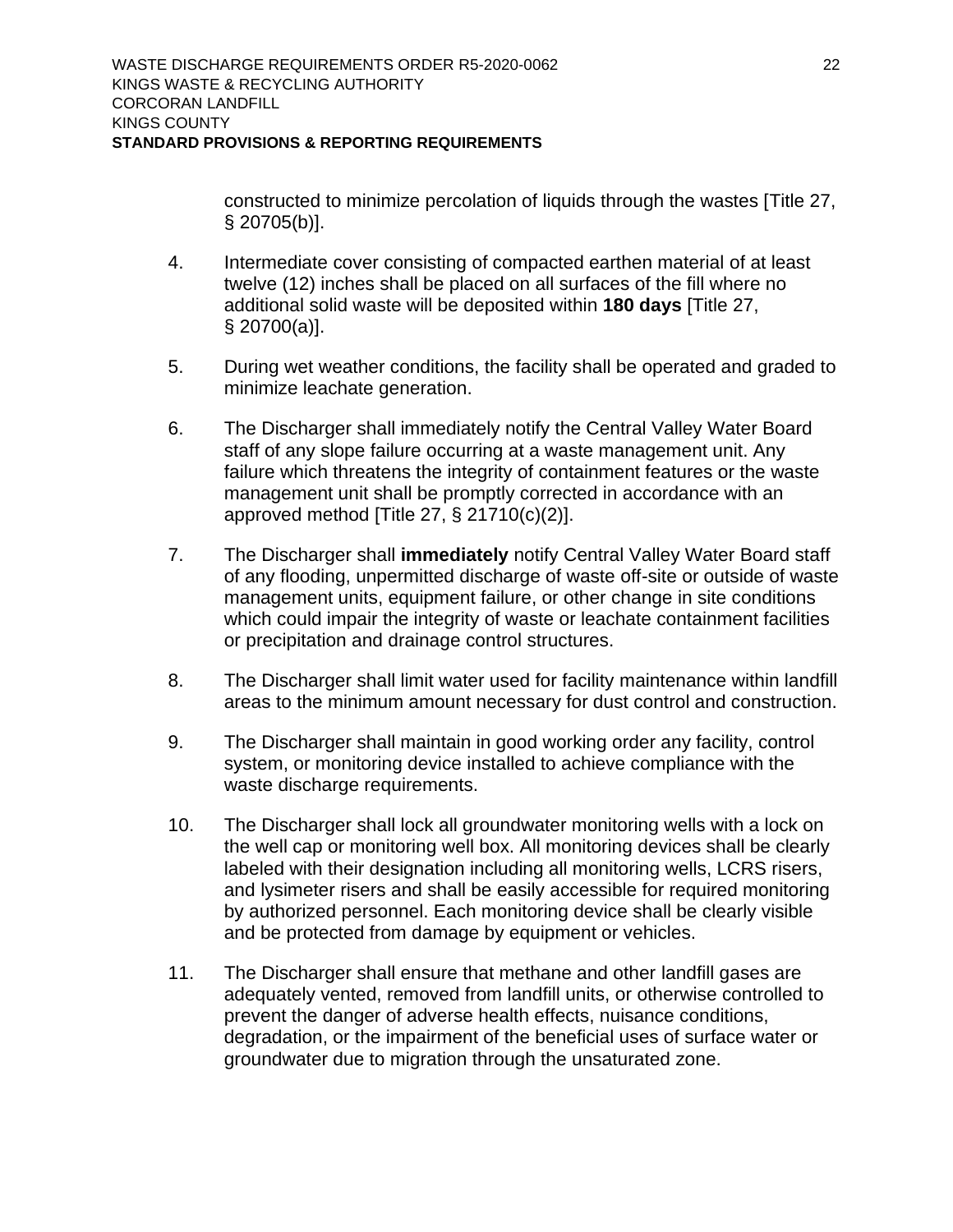constructed to minimize percolation of liquids through the wastes [Title 27, § 20705(b)].

4. Intermediate cover consisting of compacted earthen material of at least twelve (12) inches shall be placed on all surfaces of the fill where no additional solid waste will be deposited within **180 days** [Title 27, § 20700(a)].

5. During wet weather conditions, the facility shall be operated and graded to minimize leachate generation.

6. The Discharger shall immediately notify the Central Valley Water Board staff of any slope failure occurring at a waste management unit. Any failure which threatens the integrity of containment features or the waste management unit shall be promptly corrected in accordance with an approved method [Title 27, § 21710(c)(2)].

7. The Discharger shall **immediately** notify Central Valley Water Board staff of any flooding, unpermitted discharge of waste off-site or outside of waste management units, equipment failure, or other change in site conditions which could impair the integrity of waste or leachate containment facilities or precipitation and drainage control structures.

8. The Discharger shall limit water used for facility maintenance within landfill areas to the minimum amount necessary for dust control and construction.

9. The Discharger shall maintain in good working order any facility, control system, or monitoring device installed to achieve compliance with the waste discharge requirements.

10. The Discharger shall lock all groundwater monitoring wells with a lock on the well cap or monitoring well box. All monitoring devices shall be clearly labeled with their designation including all monitoring wells, LCRS risers, and lysimeter risers and shall be easily accessible for required monitoring by authorized personnel. Each monitoring device shall be clearly visible and be protected from damage by equipment or vehicles.

11. The Discharger shall ensure that methane and other landfill gases are adequately vented, removed from landfill units, or otherwise controlled to prevent the danger of adverse health effects, nuisance conditions, degradation, or the impairment of the beneficial uses of surface water or groundwater due to migration through the unsaturated zone.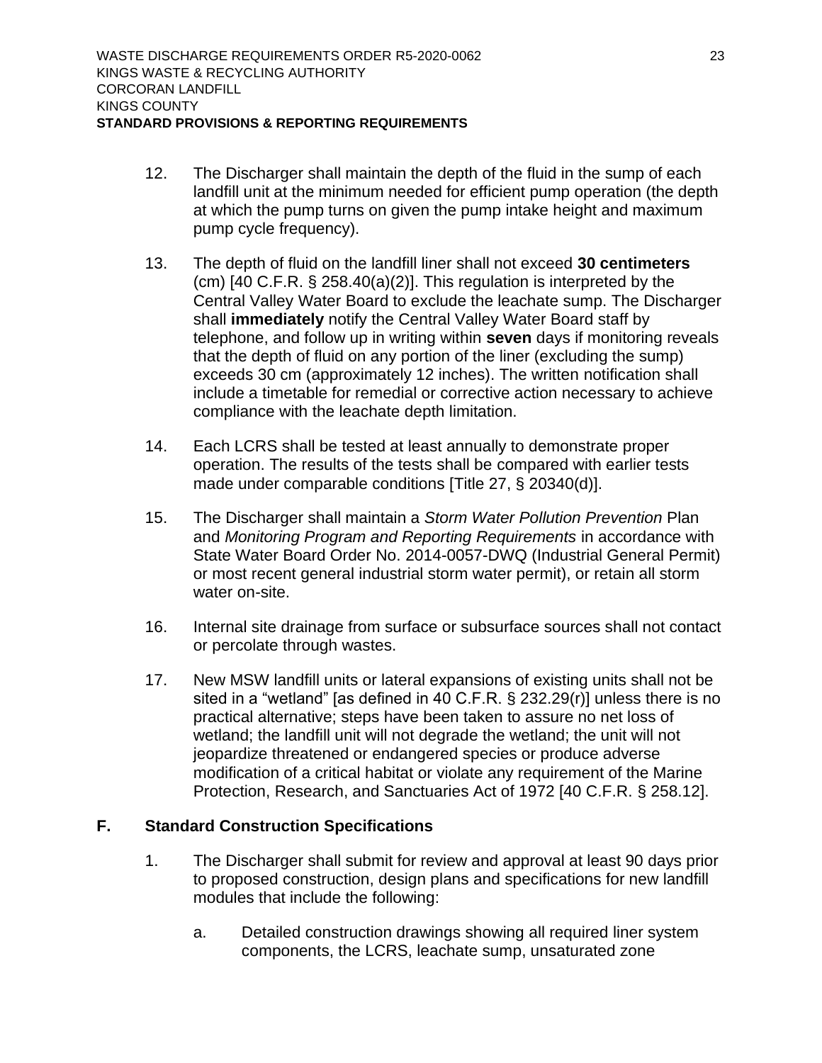12. The Discharger shall maintain the depth of the fluid in the sump of each landfill unit at the minimum needed for efficient pump operation (the depth at which the pump turns on given the pump intake height and maximum pump cycle frequency).

13. The depth of fluid on the landfill liner shall not exceed **30 centimeters** (cm) [40 C.F.R. § 258.40(a)(2)]. This regulation is interpreted by the Central Valley Water Board to exclude the leachate sump. The Discharger shall **immediately** notify the Central Valley Water Board staff by telephone, and follow up in writing within **seven** days if monitoring reveals that the depth of fluid on any portion of the liner (excluding the sump) exceeds 30 cm (approximately 12 inches). The written notification shall include a timetable for remedial or corrective action necessary to achieve compliance with the leachate depth limitation.

14. Each LCRS shall be tested at least annually to demonstrate proper operation. The results of the tests shall be compared with earlier tests made under comparable conditions [Title 27, § 20340(d)].

15. The Discharger shall maintain a *Storm Water Pollution Prevention* Plan and *Monitoring Program and Reporting Requirements* in accordance with State Water Board Order No. 2014-0057-DWQ (Industrial General Permit) or most recent general industrial storm water permit), or retain all storm water on-site.

16. Internal site drainage from surface or subsurface sources shall not contact or percolate through wastes.

17. New MSW landfill units or lateral expansions of existing units shall not be sited in a “wetland” [as defined in 40 C.F.R. § 232.29(r)] unless there is no practical alternative; steps have been taken to assure no net loss of wetland; the landfill unit will not degrade the wetland; the unit will not jeopardize threatened or endangered species or produce adverse modification of a critical habitat or violate any requirement of the Marine Protection, Research, and Sanctuaries Act of 1972 [40 C.F.R. § 258.12].

## F. Standard Construction Specifications

1. The Discharger shall submit for review and approval at least 90 days prior to proposed construction, design plans and specifications for new landfill modules that include the following:

   a. Detailed construction drawings showing all required liner system components, the LCRS, leachate sump, unsaturated zone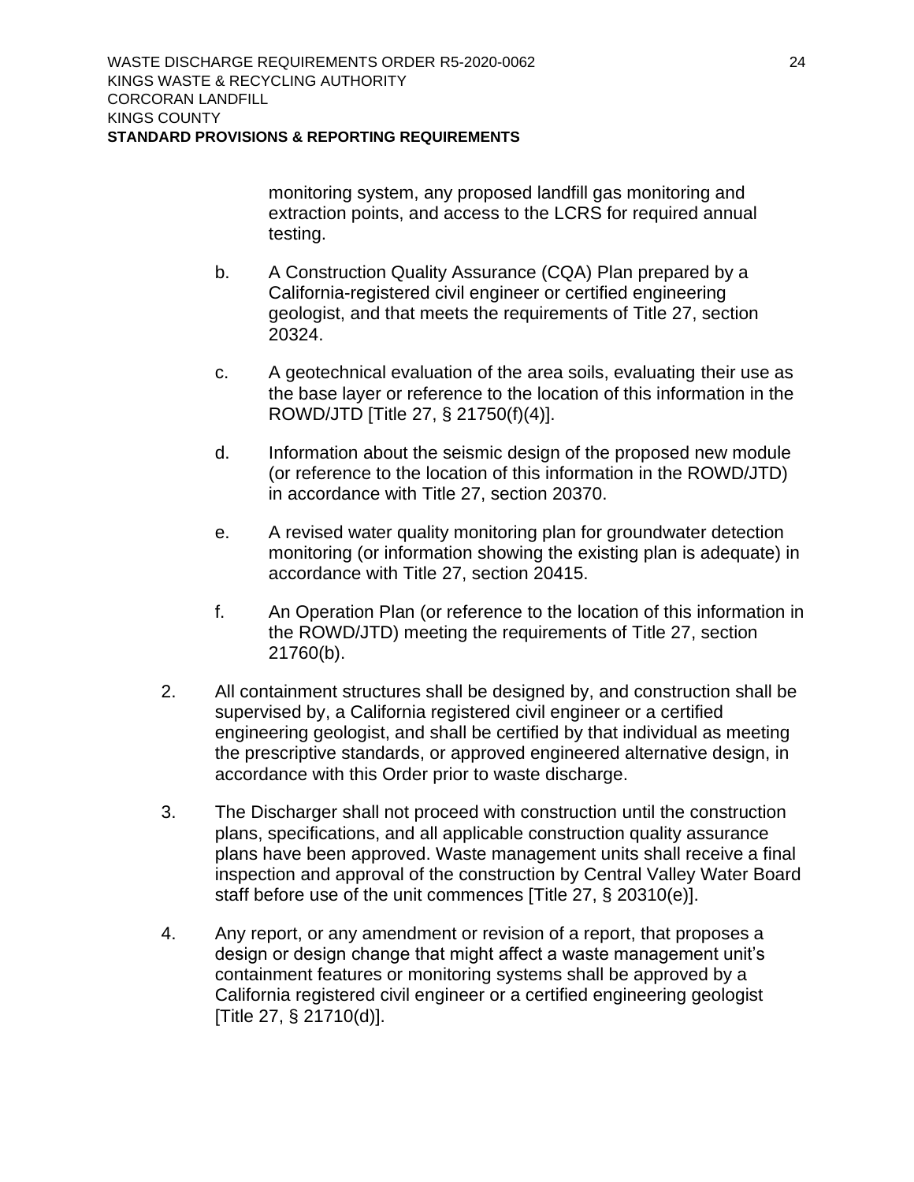monitoring system, any proposed landfill gas monitoring and extraction points, and access to the LCRS for required annual testing.

b. A Construction Quality Assurance (CQA) Plan prepared by a California-registered civil engineer or certified engineering geologist, and that meets the requirements of Title 27, section 20324.

c. A geotechnical evaluation of the area soils, evaluating their use as the base layer or reference to the location of this information in the ROWD/JTD [Title 27, § 21750(f)(4)].

d. Information about the seismic design of the proposed new module (or reference to the location of this information in the ROWD/JTD) in accordance with Title 27, section 20370.

e. A revised water quality monitoring plan for groundwater detection monitoring (or information showing the existing plan is adequate) in accordance with Title 27, section 20415.

f. An Operation Plan (or reference to the location of this information in the ROWD/JTD) meeting the requirements of Title 27, section 21760(b).

2. All containment structures shall be designed by, and construction shall be supervised by, a California registered civil engineer or a certified engineering geologist, and shall be certified by that individual as meeting the prescriptive standards, or approved engineered alternative design, in accordance with this Order prior to waste discharge.

3. The Discharger shall not proceed with construction until the construction plans, specifications, and all applicable construction quality assurance plans have been approved. Waste management units shall receive a final inspection and approval of the construction by Central Valley Water Board staff before use of the unit commences [Title 27, § 20310(e)].

4. Any report, or any amendment or revision of a report, that proposes a design or design change that might affect a waste management unit's containment features or monitoring systems shall be approved by a California registered civil engineer or a certified engineering geologist [Title 27, § 21710(d)].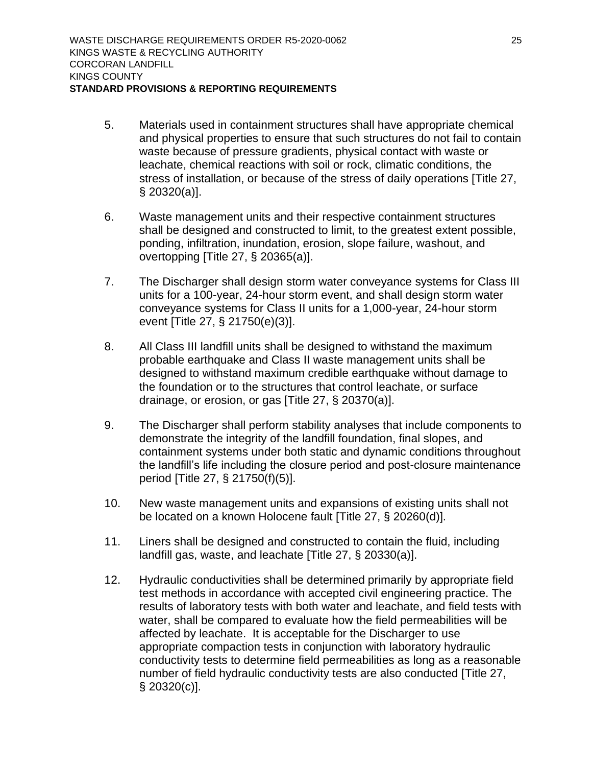5. Materials used in containment structures shall have appropriate chemical and physical properties to ensure that such structures do not fail to contain waste because of pressure gradients, physical contact with waste or leachate, chemical reactions with soil or rock, climatic conditions, the stress of installation, or because of the stress of daily operations [Title 27, § 20320(a)].

6. Waste management units and their respective containment structures shall be designed and constructed to limit, to the greatest extent possible, ponding, infiltration, inundation, erosion, slope failure, washout, and overtopping [Title 27, § 20365(a)].

7. The Discharger shall design storm water conveyance systems for Class III units for a 100-year, 24-hour storm event, and shall design storm water conveyance systems for Class II units for a 1,000-year, 24-hour storm event [Title 27, § 21750(e)(3)].

8. All Class III landfill units shall be designed to withstand the maximum probable earthquake and Class II waste management units shall be designed to withstand maximum credible earthquake without damage to the foundation or to the structures that control leachate, or surface drainage, or erosion, or gas [Title 27, § 20370(a)].

9. The Discharger shall perform stability analyses that include components to demonstrate the integrity of the landfill foundation, final slopes, and containment systems under both static and dynamic conditions throughout the landfill's life including the closure period and post-closure maintenance period [Title 27, § 21750(f)(5)].

10. New waste management units and expansions of existing units shall not be located on a known Holocene fault [Title 27, § 20260(d)].

11. Liners shall be designed and constructed to contain the fluid, including landfill gas, waste, and leachate [Title 27, § 20330(a)].

12. Hydraulic conductivities shall be determined primarily by appropriate field test methods in accordance with accepted civil engineering practice. The results of laboratory tests with both water and leachate, and field tests with water, shall be compared to evaluate how the field permeabilities will be affected by leachate. It is acceptable for the Discharger to use appropriate compaction tests in conjunction with laboratory hydraulic conductivity tests to determine field permeabilities as long as a reasonable number of field hydraulic conductivity tests are also conducted [Title 27, § 20320(c)].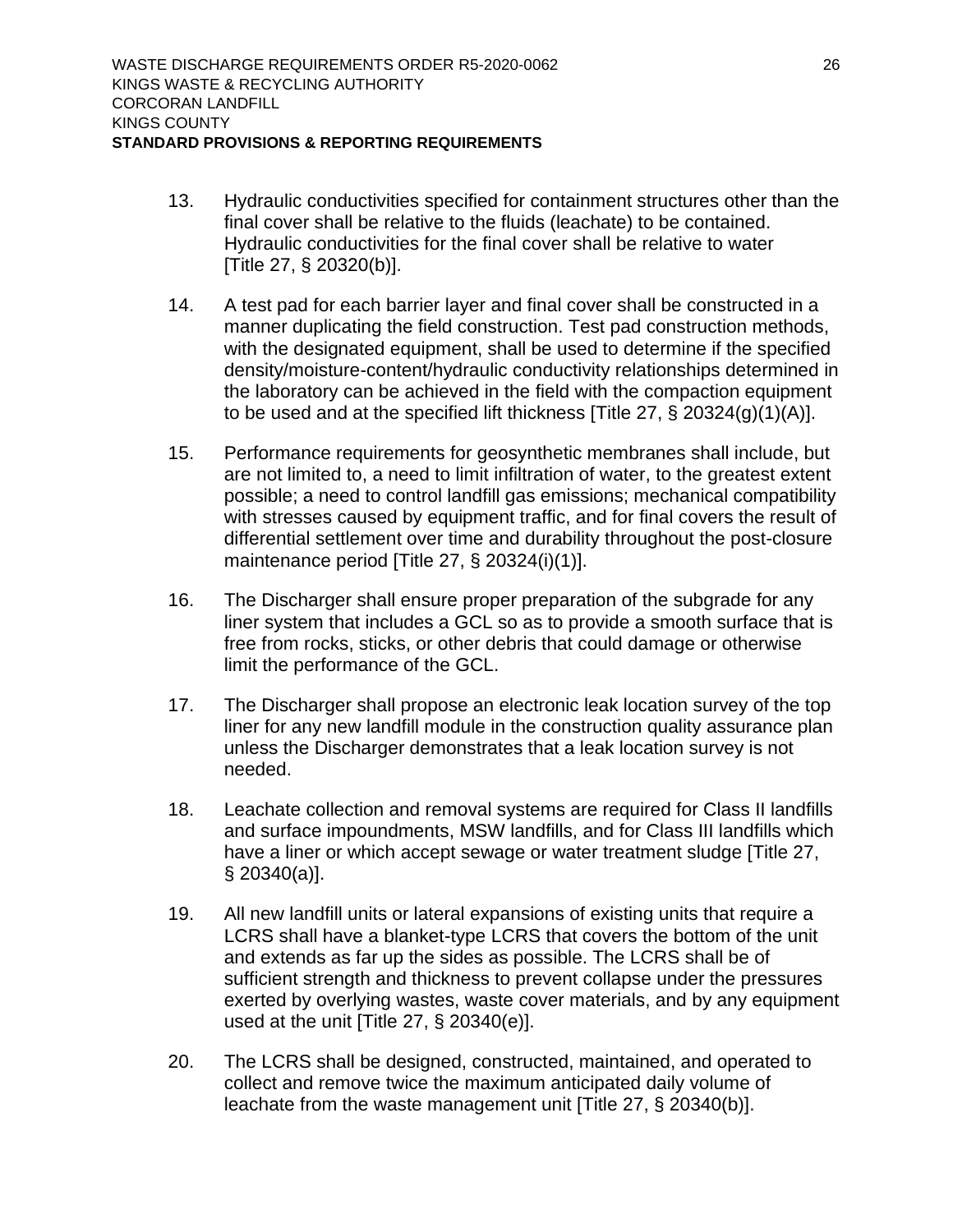13. Hydraulic conductivities specified for containment structures other than the final cover shall be relative to the fluids (leachate) to be contained. Hydraulic conductivities for the final cover shall be relative to water [Title 27, § 20320(b)].

14. A test pad for each barrier layer and final cover shall be constructed in a manner duplicating the field construction. Test pad construction methods, with the designated equipment, shall be used to determine if the specified density/moisture-content/hydraulic conductivity relationships determined in the laboratory can be achieved in the field with the compaction equipment to be used and at the specified lift thickness [Title 27, § 20324(g)(1)(A)].

15. Performance requirements for geosynthetic membranes shall include, but are not limited to, a need to limit infiltration of water, to the greatest extent possible; a need to control landfill gas emissions; mechanical compatibility with stresses caused by equipment traffic, and for final covers the result of differential settlement over time and durability throughout the post-closure maintenance period [Title 27, § 20324(i)(1)].

16. The Discharger shall ensure proper preparation of the subgrade for any liner system that includes a GCL so as to provide a smooth surface that is free from rocks, sticks, or other debris that could damage or otherwise limit the performance of the GCL.

17. The Discharger shall propose an electronic leak location survey of the top liner for any new landfill module in the construction quality assurance plan unless the Discharger demonstrates that a leak location survey is not needed.

18. Leachate collection and removal systems are required for Class II landfills and surface impoundments, MSW landfills, and for Class III landfills which have a liner or which accept sewage or water treatment sludge [Title 27, § 20340(a)].

19. All new landfill units or lateral expansions of existing units that require a LCRS shall have a blanket-type LCRS that covers the bottom of the unit and extends as far up the sides as possible. The LCRS shall be of sufficient strength and thickness to prevent collapse under the pressures exerted by overlying wastes, waste cover materials, and by any equipment used at the unit [Title 27, § 20340(e)].

20. The LCRS shall be designed, constructed, maintained, and operated to collect and remove twice the maximum anticipated daily volume of leachate from the waste management unit [Title 27, § 20340(b)].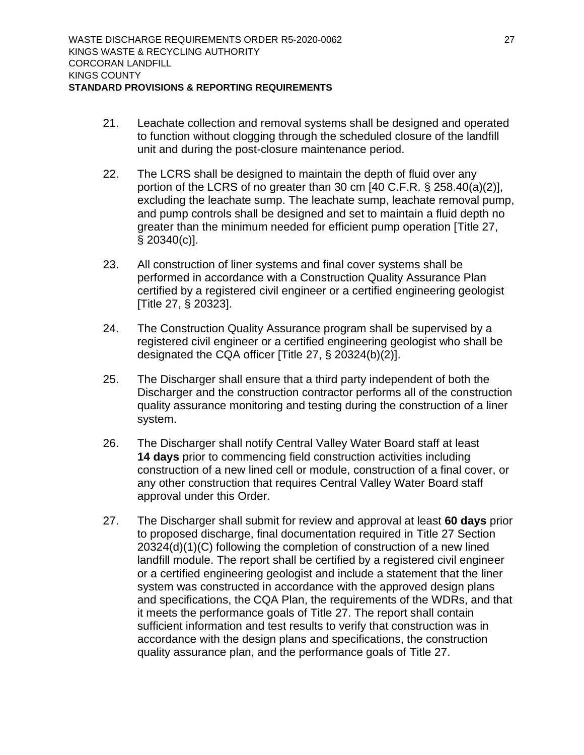21. Leachate collection and removal systems shall be designed and operated to function without clogging through the scheduled closure of the landfill unit and during the post-closure maintenance period.

22. The LCRS shall be designed to maintain the depth of fluid over any portion of the LCRS of no greater than 30 cm [40 C.F.R. § 258.40(a)(2)], excluding the leachate sump. The leachate sump, leachate removal pump, and pump controls shall be designed and set to maintain a fluid depth no greater than the minimum needed for efficient pump operation [Title 27, § 20340(c)].

23. All construction of liner systems and final cover systems shall be performed in accordance with a Construction Quality Assurance Plan certified by a registered civil engineer or a certified engineering geologist [Title 27, § 20323].

24. The Construction Quality Assurance program shall be supervised by a registered civil engineer or a certified engineering geologist who shall be designated the CQA officer [Title 27, § 20324(b)(2)].

25. The Discharger shall ensure that a third party independent of both the Discharger and the construction contractor performs all of the construction quality assurance monitoring and testing during the construction of a liner system.

26. The Discharger shall notify Central Valley Water Board staff at least **14 days** prior to commencing field construction activities including construction of a new lined cell or module, construction of a final cover, or any other construction that requires Central Valley Water Board staff approval under this Order.

27. The Discharger shall submit for review and approval at least **60 days** prior to proposed discharge, final documentation required in Title 27 Section 20324(d)(1)(C) following the completion of construction of a new lined landfill module. The report shall be certified by a registered civil engineer or a certified engineering geologist and include a statement that the liner system was constructed in accordance with the approved design plans and specifications, the CQA Plan, the requirements of the WDRs, and that it meets the performance goals of Title 27. The report shall contain sufficient information and test results to verify that construction was in accordance with the design plans and specifications, the construction quality assurance plan, and the performance goals of Title 27.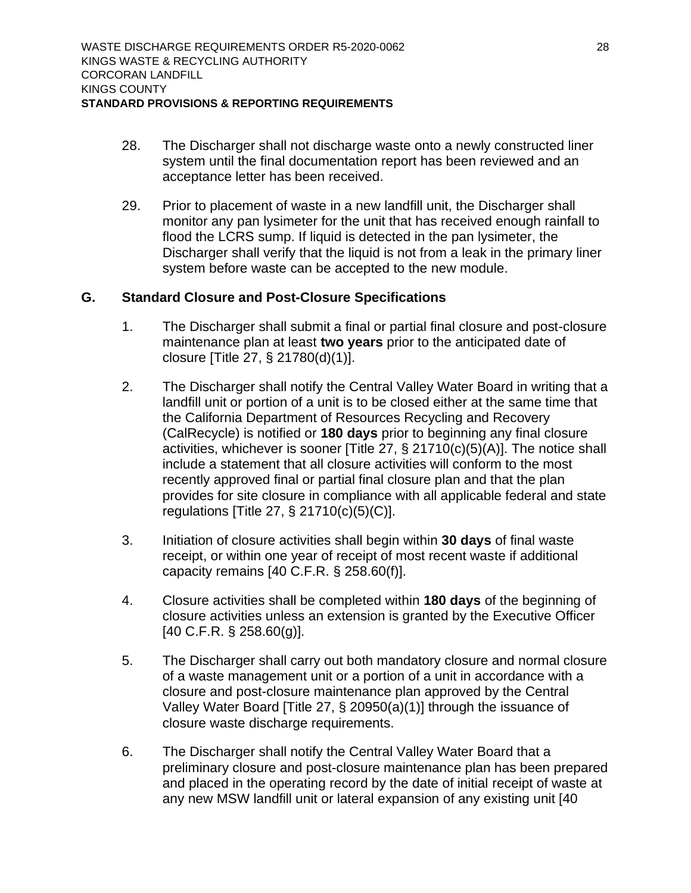28. The Discharger shall not discharge waste onto a newly constructed liner system until the final documentation report has been reviewed and an acceptance letter has been received.

29. Prior to placement of waste in a new landfill unit, the Discharger shall monitor any pan lysimeter for the unit that has received enough rainfall to flood the LCRS sump. If liquid is detected in the pan lysimeter, the Discharger shall verify that the liquid is not from a leak in the primary liner system before waste can be accepted to the new module.

## G. Standard Closure and Post-Closure Specifications

1. The Discharger shall submit a final or partial final closure and post-closure maintenance plan at least **two years** prior to the anticipated date of closure [Title 27, § 21780(d)(1)].

2. The Discharger shall notify the Central Valley Water Board in writing that a landfill unit or portion of a unit is to be closed either at the same time that the California Department of Resources Recycling and Recovery (CalRecycle) is notified or **180 days** prior to beginning any final closure activities, whichever is sooner [Title 27, § 21710(c)(5)(A)]. The notice shall include a statement that all closure activities will conform to the most recently approved final or partial final closure plan and that the plan provides for site closure in compliance with all applicable federal and state regulations [Title 27, § 21710(c)(5)(C)].

3. Initiation of closure activities shall begin within **30 days** of final waste receipt, or within one year of receipt of most recent waste if additional capacity remains [40 C.F.R. § 258.60(f)].

4. Closure activities shall be completed within **180 days** of the beginning of closure activities unless an extension is granted by the Executive Officer [40 C.F.R. § 258.60(g)].

5. The Discharger shall carry out both mandatory closure and normal closure of a waste management unit or a portion of a unit in accordance with a closure and post-closure maintenance plan approved by the Central Valley Water Board [Title 27, § 20950(a)(1)] through the issuance of closure waste discharge requirements.

6. The Discharger shall notify the Central Valley Water Board that a preliminary closure and post-closure maintenance plan has been prepared and placed in the operating record by the date of initial receipt of waste at any new MSW landfill unit or lateral expansion of any existing unit [40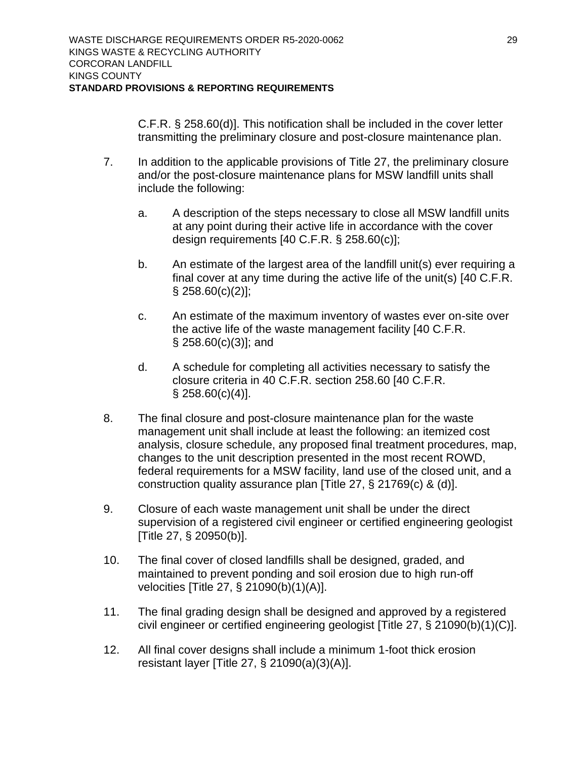C.F.R. § 258.60(d)]. This notification shall be included in the cover letter transmitting the preliminary closure and post-closure maintenance plan.

7. In addition to the applicable provisions of Title 27, the preliminary closure and/or the post-closure maintenance plans for MSW landfill units shall include the following:

   a. A description of the steps necessary to close all MSW landfill units at any point during their active life in accordance with the cover design requirements [40 C.F.R. § 258.60(c)];

   b. An estimate of the largest area of the landfill unit(s) ever requiring a final cover at any time during the active life of the unit(s) [40 C.F.R. § 258.60(c)(2)];

   c. An estimate of the maximum inventory of wastes ever on-site over the active life of the waste management facility [40 C.F.R. § 258.60(c)(3)]; and

   d. A schedule for completing all activities necessary to satisfy the closure criteria in 40 C.F.R. section 258.60 [40 C.F.R. § 258.60(c)(4)].

8. The final closure and post-closure maintenance plan for the waste management unit shall include at least the following: an itemized cost analysis, closure schedule, any proposed final treatment procedures, map, changes to the unit description presented in the most recent ROWD, federal requirements for a MSW facility, land use of the closed unit, and a construction quality assurance plan [Title 27, § 21769(c) & (d)].

9. Closure of each waste management unit shall be under the direct supervision of a registered civil engineer or certified engineering geologist [Title 27, § 20950(b)].

10. The final cover of closed landfills shall be designed, graded, and maintained to prevent ponding and soil erosion due to high run-off velocities [Title 27, § 21090(b)(1)(A)].

11. The final grading design shall be designed and approved by a registered civil engineer or certified engineering geologist [Title 27, § 21090(b)(1)(C)].

12. All final cover designs shall include a minimum 1-foot thick erosion resistant layer [Title 27, § 21090(a)(3)(A)].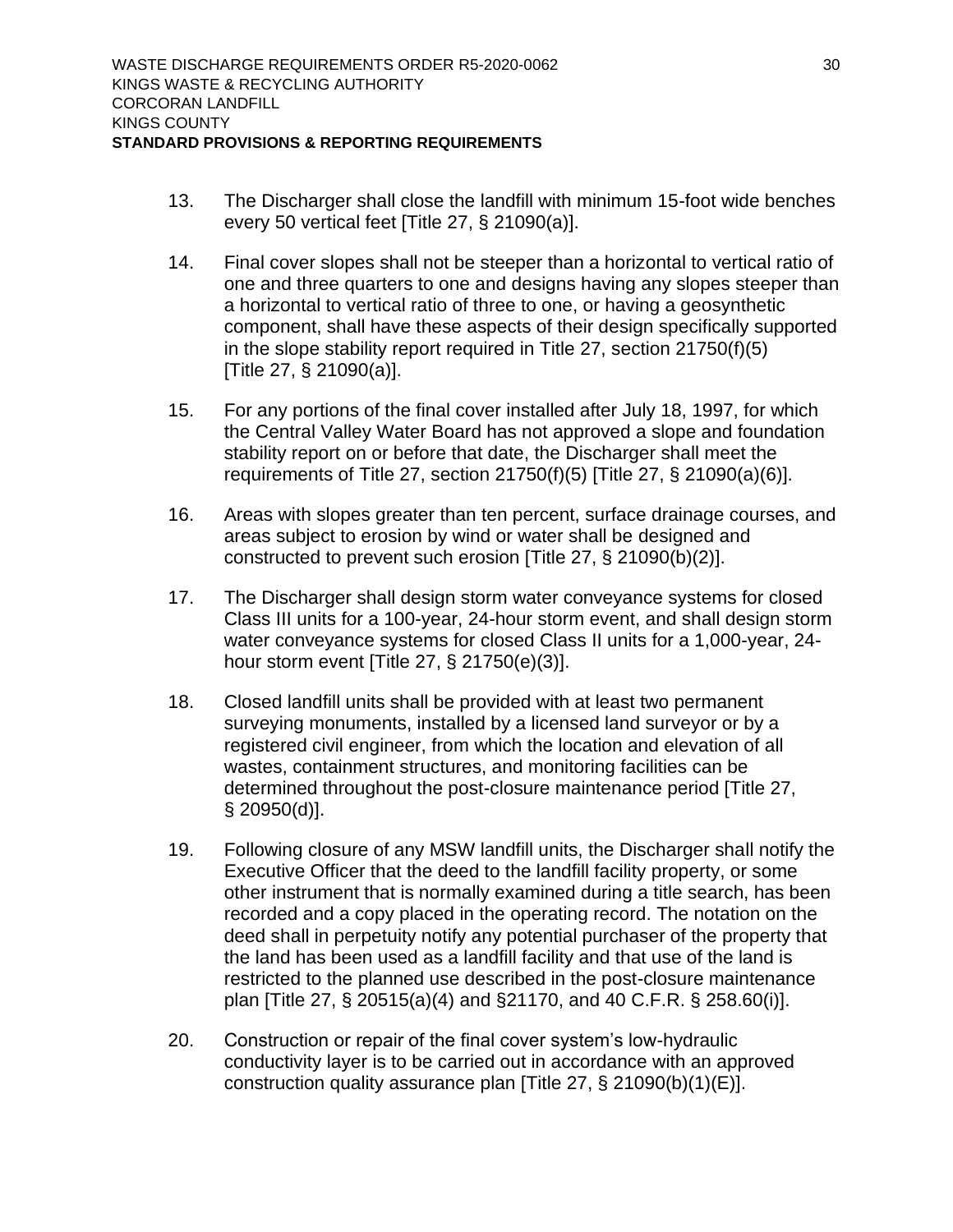13. The Discharger shall close the landfill with minimum 15-foot wide benches every 50 vertical feet [Title 27, § 21090(a)].

14. Final cover slopes shall not be steeper than a horizontal to vertical ratio of one and three quarters to one and designs having any slopes steeper than a horizontal to vertical ratio of three to one, or having a geosynthetic component, shall have these aspects of their design specifically supported in the slope stability report required in Title 27, section 21750(f)(5) [Title 27, § 21090(a)].

15. For any portions of the final cover installed after July 18, 1997, for which the Central Valley Water Board has not approved a slope and foundation stability report on or before that date, the Discharger shall meet the requirements of Title 27, section 21750(f)(5) [Title 27, § 21090(a)(6)].

16. Areas with slopes greater than ten percent, surface drainage courses, and areas subject to erosion by wind or water shall be designed and constructed to prevent such erosion [Title 27, § 21090(b)(2)].

17. The Discharger shall design storm water conveyance systems for closed Class III units for a 100-year, 24-hour storm event, and shall design storm water conveyance systems for closed Class II units for a 1,000-year, 24-hour storm event [Title 27, § 21750(e)(3)].

18. Closed landfill units shall be provided with at least two permanent surveying monuments, installed by a licensed land surveyor or by a registered civil engineer, from which the location and elevation of all wastes, containment structures, and monitoring facilities can be determined throughout the post-closure maintenance period [Title 27, § 20950(d)].

19. Following closure of any MSW landfill units, the Discharger shall notify the Executive Officer that the deed to the landfill facility property, or some other instrument that is normally examined during a title search, has been recorded and a copy placed in the operating record. The notation on the deed shall in perpetuity notify any potential purchaser of the property that the land has been used as a landfill facility and that use of the land is restricted to the planned use described in the post-closure maintenance plan [Title 27, § 20515(a)(4) and §21170, and 40 C.F.R. § 258.60(i)].

20. Construction or repair of the final cover system's low-hydraulic conductivity layer is to be carried out in accordance with an approved construction quality assurance plan [Title 27, § 21090(b)(1)(E)].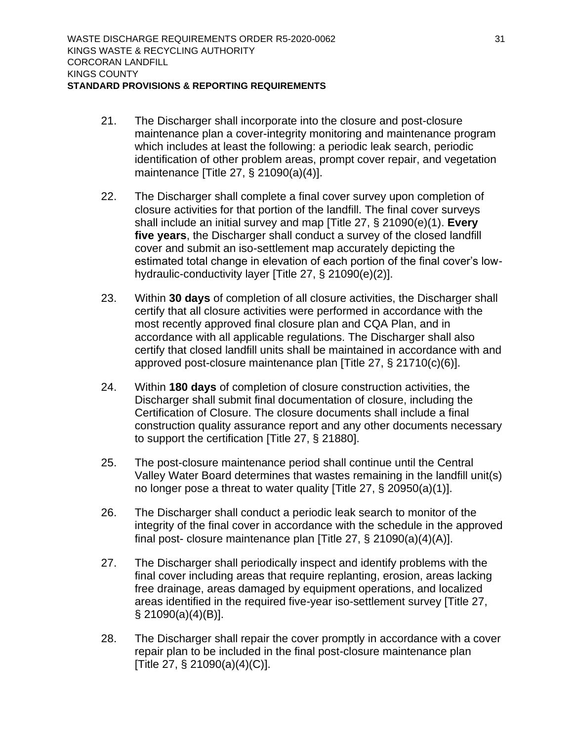21. The Discharger shall incorporate into the closure and post-closure maintenance plan a cover-integrity monitoring and maintenance program which includes at least the following: a periodic leak search, periodic identification of other problem areas, prompt cover repair, and vegetation maintenance [Title 27, § 21090(a)(4)].

22. The Discharger shall complete a final cover survey upon completion of closure activities for that portion of the landfill. The final cover surveys shall include an initial survey and map [Title 27, § 21090(e)(1). **Every five years**, the Discharger shall conduct a survey of the closed landfill cover and submit an iso-settlement map accurately depicting the estimated total change in elevation of each portion of the final cover's low-hydraulic-conductivity layer [Title 27, § 21090(e)(2)].

23. Within **30 days** of completion of all closure activities, the Discharger shall certify that all closure activities were performed in accordance with the most recently approved final closure plan and CQA Plan, and in accordance with all applicable regulations. The Discharger shall also certify that closed landfill units shall be maintained in accordance with and approved post-closure maintenance plan [Title 27, § 21710(c)(6)].

24. Within **180 days** of completion of closure construction activities, the Discharger shall submit final documentation of closure, including the Certification of Closure. The closure documents shall include a final construction quality assurance report and any other documents necessary to support the certification [Title 27, § 21880].

25. The post-closure maintenance period shall continue until the Central Valley Water Board determines that wastes remaining in the landfill unit(s) no longer pose a threat to water quality [Title 27, § 20950(a)(1)].

26. The Discharger shall conduct a periodic leak search to monitor of the integrity of the final cover in accordance with the schedule in the approved final post- closure maintenance plan [Title 27, § 21090(a)(4)(A)].

27. The Discharger shall periodically inspect and identify problems with the final cover including areas that require replanting, erosion, areas lacking free drainage, areas damaged by equipment operations, and localized areas identified in the required five-year iso-settlement survey [Title 27, § 21090(a)(4)(B)].

28. The Discharger shall repair the cover promptly in accordance with a cover repair plan to be included in the final post-closure maintenance plan [Title 27, § 21090(a)(4)(C)].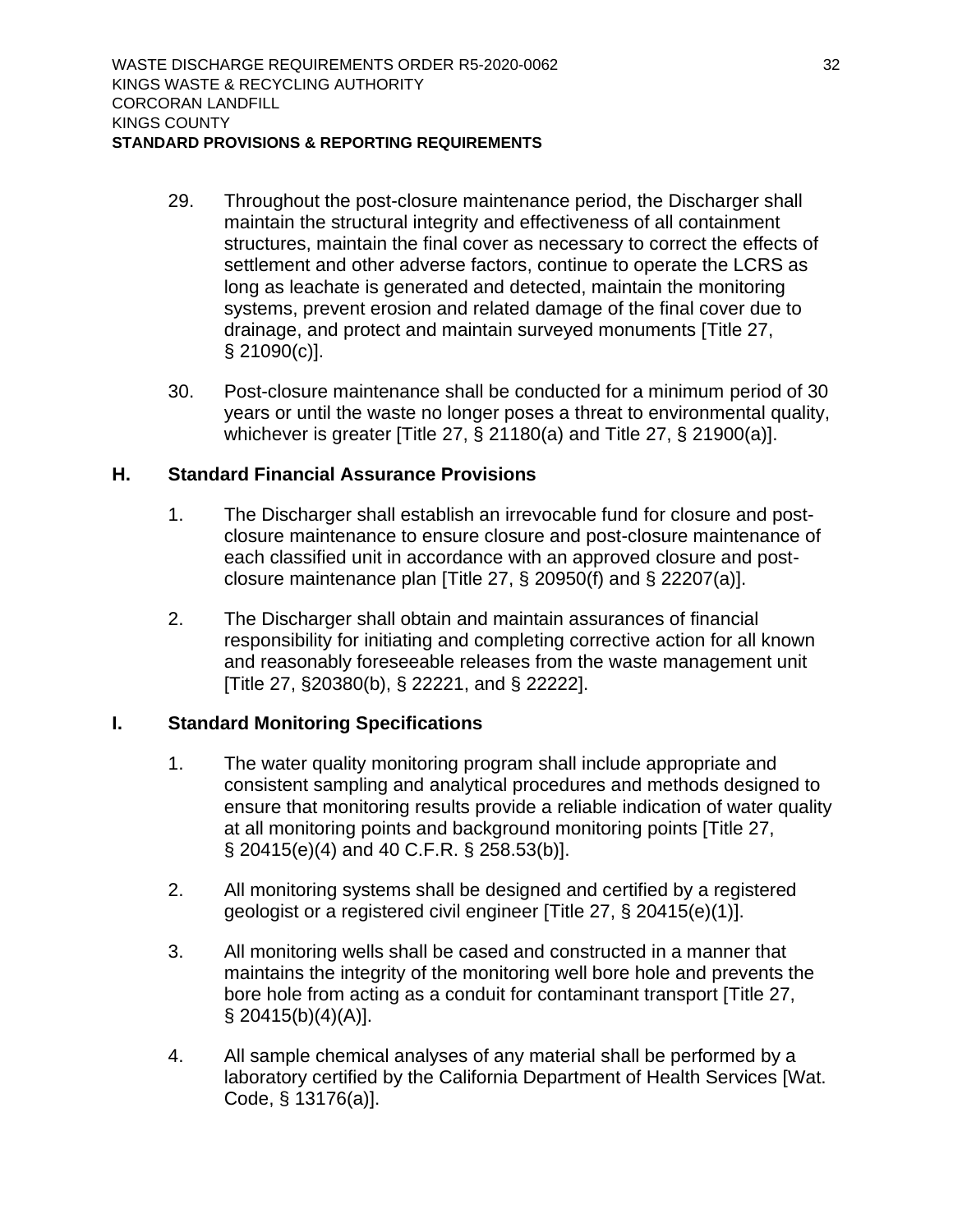29. Throughout the post-closure maintenance period, the Discharger shall maintain the structural integrity and effectiveness of all containment structures, maintain the final cover as necessary to correct the effects of settlement and other adverse factors, continue to operate the LCRS as long as leachate is generated and detected, maintain the monitoring systems, prevent erosion and related damage of the final cover due to drainage, and protect and maintain surveyed monuments [Title 27, § 21090(c)].

30. Post-closure maintenance shall be conducted for a minimum period of 30 years or until the waste no longer poses a threat to environmental quality, whichever is greater [Title 27, § 21180(a) and Title 27, § 21900(a)].

## H. Standard Financial Assurance Provisions

1. The Discharger shall establish an irrevocable fund for closure and post-closure maintenance to ensure closure and post-closure maintenance of each classified unit in accordance with an approved closure and post-closure maintenance plan [Title 27, § 20950(f) and § 22207(a)].

2. The Discharger shall obtain and maintain assurances of financial responsibility for initiating and completing corrective action for all known and reasonably foreseeable releases from the waste management unit [Title 27, §20380(b), § 22221, and § 22222].

## I. Standard Monitoring Specifications

1. The water quality monitoring program shall include appropriate and consistent sampling and analytical procedures and methods designed to ensure that monitoring results provide a reliable indication of water quality at all monitoring points and background monitoring points [Title 27, § 20415(e)(4) and 40 C.F.R. § 258.53(b)].

2. All monitoring systems shall be designed and certified by a registered geologist or a registered civil engineer [Title 27, § 20415(e)(1)].

3. All monitoring wells shall be cased and constructed in a manner that maintains the integrity of the monitoring well bore hole and prevents the bore hole from acting as a conduit for contaminant transport [Title 27, § 20415(b)(4)(A)].

4. All sample chemical analyses of any material shall be performed by a laboratory certified by the California Department of Health Services [Wat. Code, § 13176(a)].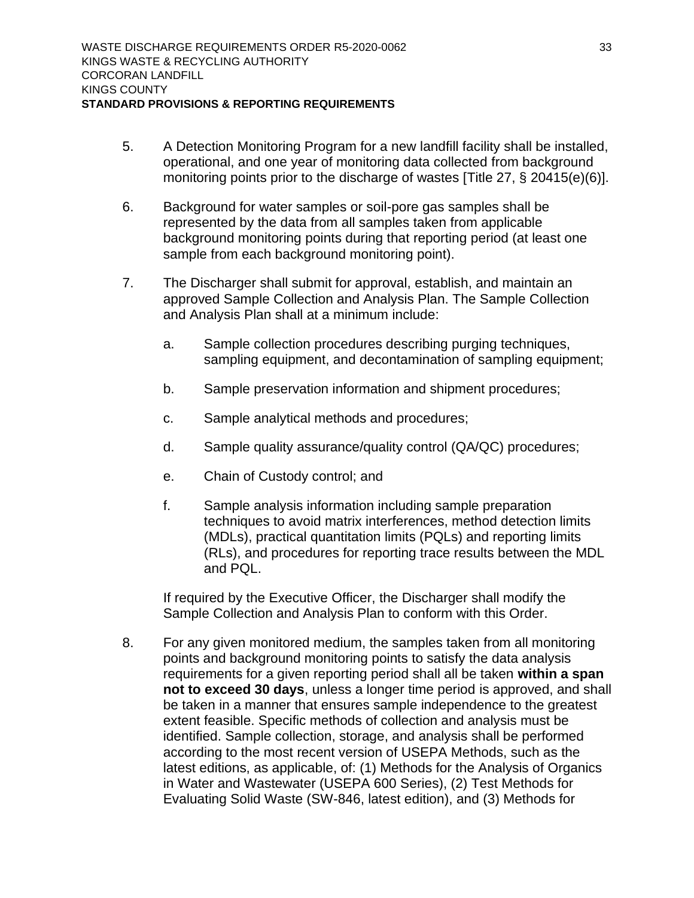5. A Detection Monitoring Program for a new landfill facility shall be installed, operational, and one year of monitoring data collected from background monitoring points prior to the discharge of wastes [Title 27, § 20415(e)(6)].

6. Background for water samples or soil-pore gas samples shall be represented by the data from all samples taken from applicable background monitoring points during that reporting period (at least one sample from each background monitoring point).

7. The Discharger shall submit for approval, establish, and maintain an approved Sample Collection and Analysis Plan. The Sample Collection and Analysis Plan shall at a minimum include:

   a. Sample collection procedures describing purging techniques, sampling equipment, and decontamination of sampling equipment;

   b. Sample preservation information and shipment procedures;

   c. Sample analytical methods and procedures;

   d. Sample quality assurance/quality control (QA/QC) procedures;

   e. Chain of Custody control; and

   f. Sample analysis information including sample preparation techniques to avoid matrix interferences, method detection limits (MDLs), practical quantitation limits (PQLs) and reporting limits (RLs), and procedures for reporting trace results between the MDL and PQL.

   If required by the Executive Officer, the Discharger shall modify the Sample Collection and Analysis Plan to conform with this Order.

8. For any given monitored medium, the samples taken from all monitoring points and background monitoring points to satisfy the data analysis requirements for a given reporting period shall all be taken **within a span not to exceed 30 days**, unless a longer time period is approved, and shall be taken in a manner that ensures sample independence to the greatest extent feasible. Specific methods of collection and analysis must be identified. Sample collection, storage, and analysis shall be performed according to the most recent version of USEPA Methods, such as the latest editions, as applicable, of: (1) Methods for the Analysis of Organics in Water and Wastewater (USEPA 600 Series), (2) Test Methods for Evaluating Solid Waste (SW-846, latest edition), and (3) Methods for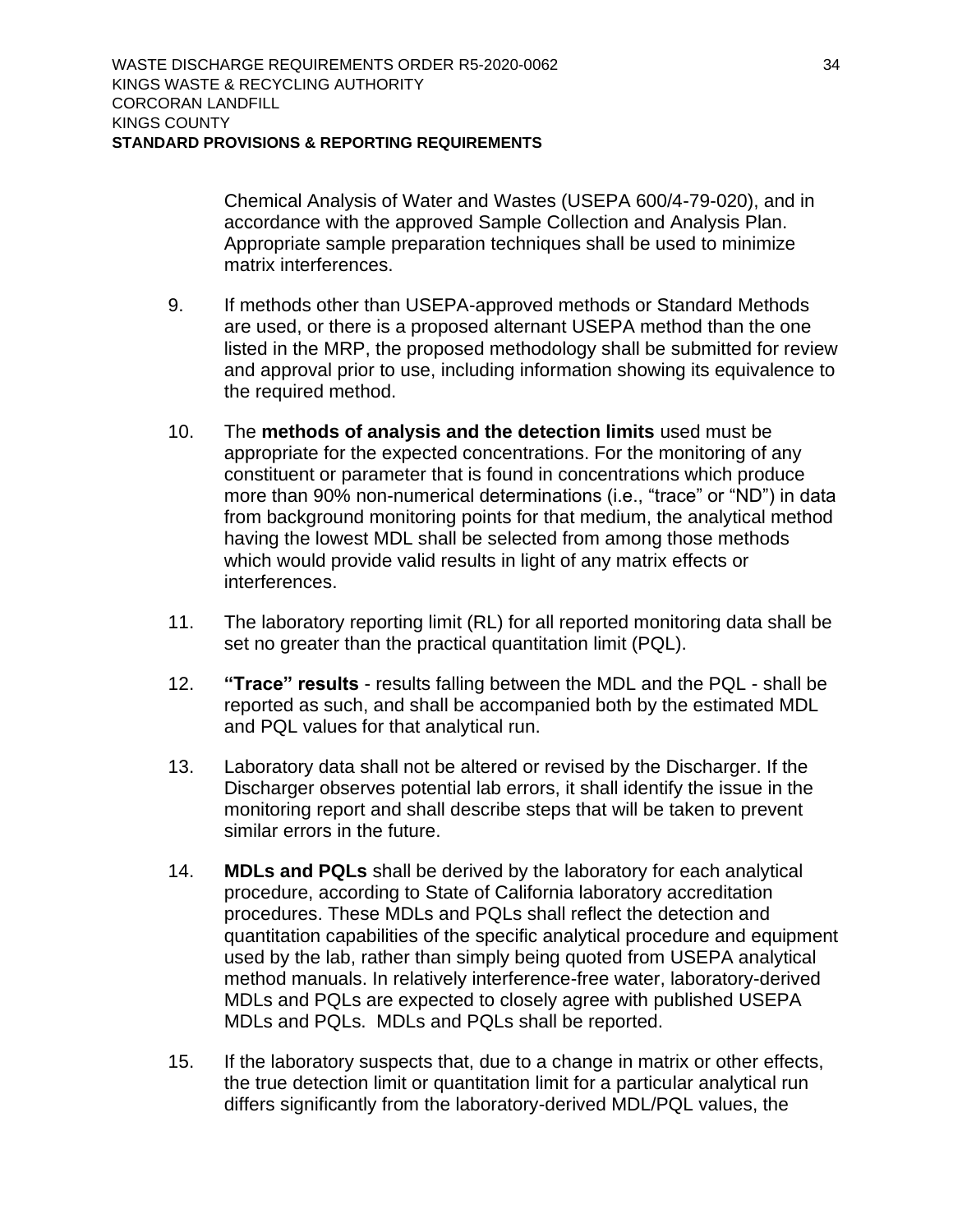Chemical Analysis of Water and Wastes (USEPA 600/4-79-020), and in accordance with the approved Sample Collection and Analysis Plan. Appropriate sample preparation techniques shall be used to minimize matrix interferences.

9. If methods other than USEPA-approved methods or Standard Methods are used, or there is a proposed alternant USEPA method than the one listed in the MRP, the proposed methodology shall be submitted for review and approval prior to use, including information showing its equivalence to the required method.

10. The **methods of analysis and the detection limits** used must be appropriate for the expected concentrations. For the monitoring of any constituent or parameter that is found in concentrations which produce more than 90% non-numerical determinations (i.e., "trace" or "ND") in data from background monitoring points for that medium, the analytical method having the lowest MDL shall be selected from among those methods which would provide valid results in light of any matrix effects or interferences.

11. The laboratory reporting limit (RL) for all reported monitoring data shall be set no greater than the practical quantitation limit (PQL).

12. **"Trace" results** - results falling between the MDL and the PQL - shall be reported as such, and shall be accompanied both by the estimated MDL and PQL values for that analytical run.

13. Laboratory data shall not be altered or revised by the Discharger. If the Discharger observes potential lab errors, it shall identify the issue in the monitoring report and shall describe steps that will be taken to prevent similar errors in the future.

14. **MDLs and PQLs** shall be derived by the laboratory for each analytical procedure, according to State of California laboratory accreditation procedures. These MDLs and PQLs shall reflect the detection and quantitation capabilities of the specific analytical procedure and equipment used by the lab, rather than simply being quoted from USEPA analytical method manuals. In relatively interference-free water, laboratory-derived MDLs and PQLs are expected to closely agree with published USEPA MDLs and PQLs. MDLs and PQLs shall be reported.

15. If the laboratory suspects that, due to a change in matrix or other effects, the true detection limit or quantitation limit for a particular analytical run differs significantly from the laboratory-derived MDL/PQL values, the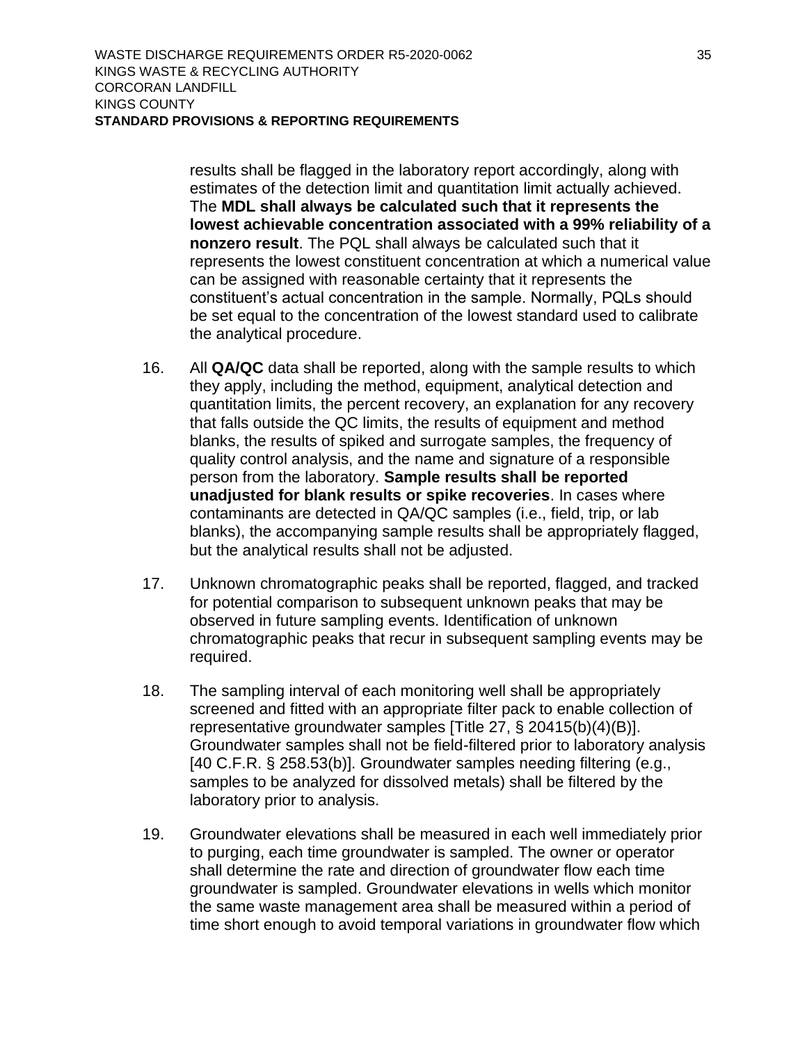results shall be flagged in the laboratory report accordingly, along with estimates of the detection limit and quantitation limit actually achieved. The **MDL shall always be calculated such that it represents the lowest achievable concentration associated with a 99% reliability of a nonzero result**. The PQL shall always be calculated such that it represents the lowest constituent concentration at which a numerical value can be assigned with reasonable certainty that it represents the constituent's actual concentration in the sample. Normally, PQLs should be set equal to the concentration of the lowest standard used to calibrate the analytical procedure.

16. All **QA/QC** data shall be reported, along with the sample results to which they apply, including the method, equipment, analytical detection and quantitation limits, the percent recovery, an explanation for any recovery that falls outside the QC limits, the results of equipment and method blanks, the results of spiked and surrogate samples, the frequency of quality control analysis, and the name and signature of a responsible person from the laboratory. **Sample results shall be reported unadjusted for blank results or spike recoveries**. In cases where contaminants are detected in QA/QC samples (i.e., field, trip, or lab blanks), the accompanying sample results shall be appropriately flagged, but the analytical results shall not be adjusted.

17. Unknown chromatographic peaks shall be reported, flagged, and tracked for potential comparison to subsequent unknown peaks that may be observed in future sampling events. Identification of unknown chromatographic peaks that recur in subsequent sampling events may be required.

18. The sampling interval of each monitoring well shall be appropriately screened and fitted with an appropriate filter pack to enable collection of representative groundwater samples [Title 27, § 20415(b)(4)(B)]. Groundwater samples shall not be field-filtered prior to laboratory analysis [40 C.F.R. § 258.53(b)]. Groundwater samples needing filtering (e.g., samples to be analyzed for dissolved metals) shall be filtered by the laboratory prior to analysis.

19. Groundwater elevations shall be measured in each well immediately prior to purging, each time groundwater is sampled. The owner or operator shall determine the rate and direction of groundwater flow each time groundwater is sampled. Groundwater elevations in wells which monitor the same waste management area shall be measured within a period of time short enough to avoid temporal variations in groundwater flow which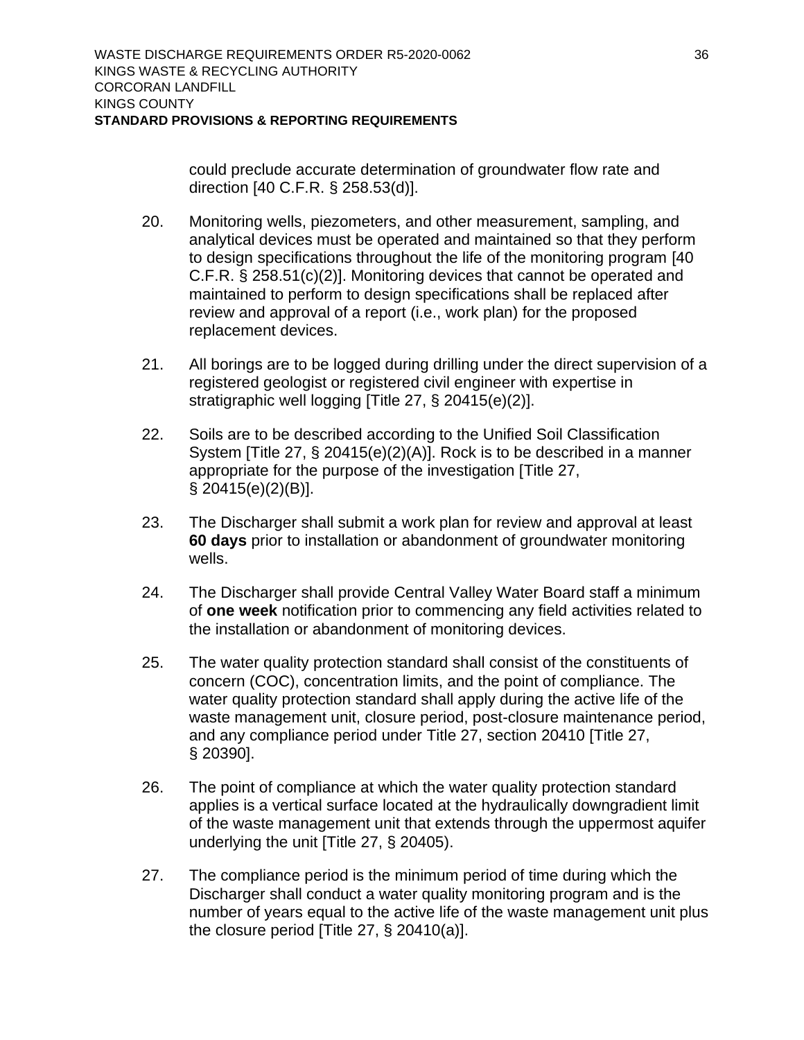could preclude accurate determination of groundwater flow rate and direction [40 C.F.R. § 258.53(d)].

20. Monitoring wells, piezometers, and other measurement, sampling, and analytical devices must be operated and maintained so that they perform to design specifications throughout the life of the monitoring program [40 C.F.R. § 258.51(c)(2)]. Monitoring devices that cannot be operated and maintained to perform to design specifications shall be replaced after review and approval of a report (i.e., work plan) for the proposed replacement devices.

21. All borings are to be logged during drilling under the direct supervision of a registered geologist or registered civil engineer with expertise in stratigraphic well logging [Title 27, § 20415(e)(2)].

22. Soils are to be described according to the Unified Soil Classification System [Title 27, § 20415(e)(2)(A)]. Rock is to be described in a manner appropriate for the purpose of the investigation [Title 27, § 20415(e)(2)(B)].

23. The Discharger shall submit a work plan for review and approval at least **60 days** prior to installation or abandonment of groundwater monitoring wells.

24. The Discharger shall provide Central Valley Water Board staff a minimum of **one week** notification prior to commencing any field activities related to the installation or abandonment of monitoring devices.

25. The water quality protection standard shall consist of the constituents of concern (COC), concentration limits, and the point of compliance. The water quality protection standard shall apply during the active life of the waste management unit, closure period, post-closure maintenance period, and any compliance period under Title 27, section 20410 [Title 27, § 20390].

26. The point of compliance at which the water quality protection standard applies is a vertical surface located at the hydraulically downgradient limit of the waste management unit that extends through the uppermost aquifer underlying the unit [Title 27, § 20405).

27. The compliance period is the minimum period of time during which the Discharger shall conduct a water quality monitoring program and is the number of years equal to the active life of the waste management unit plus the closure period [Title 27, § 20410(a)].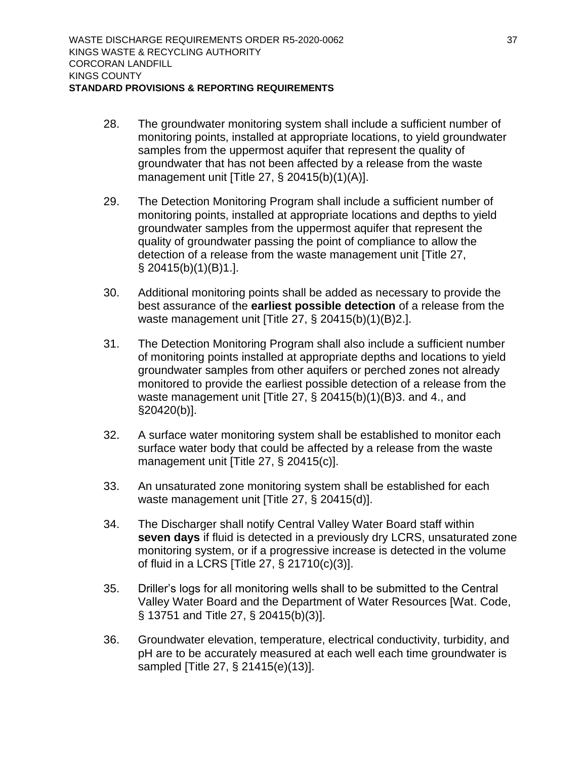28. The groundwater monitoring system shall include a sufficient number of monitoring points, installed at appropriate locations, to yield groundwater samples from the uppermost aquifer that represent the quality of groundwater that has not been affected by a release from the waste management unit [Title 27, § 20415(b)(1)(A)].

29. The Detection Monitoring Program shall include a sufficient number of monitoring points, installed at appropriate locations and depths to yield groundwater samples from the uppermost aquifer that represent the quality of groundwater passing the point of compliance to allow the detection of a release from the waste management unit [Title 27, § 20415(b)(1)(B)1.].

30. Additional monitoring points shall be added as necessary to provide the best assurance of the **earliest possible detection** of a release from the waste management unit [Title 27, § 20415(b)(1)(B)2.].

31. The Detection Monitoring Program shall also include a sufficient number of monitoring points installed at appropriate depths and locations to yield groundwater samples from other aquifers or perched zones not already monitored to provide the earliest possible detection of a release from the waste management unit [Title 27, § 20415(b)(1)(B)3. and 4., and §20420(b)].

32. A surface water monitoring system shall be established to monitor each surface water body that could be affected by a release from the waste management unit [Title 27, § 20415(c)].

33. An unsaturated zone monitoring system shall be established for each waste management unit [Title 27, § 20415(d)].

34. The Discharger shall notify Central Valley Water Board staff within **seven days** if fluid is detected in a previously dry LCRS, unsaturated zone monitoring system, or if a progressive increase is detected in the volume of fluid in a LCRS [Title 27, § 21710(c)(3)].

35. Driller's logs for all monitoring wells shall to be submitted to the Central Valley Water Board and the Department of Water Resources [Wat. Code, § 13751 and Title 27, § 20415(b)(3)].

36. Groundwater elevation, temperature, electrical conductivity, turbidity, and pH are to be accurately measured at each well each time groundwater is sampled [Title 27, § 21415(e)(13)].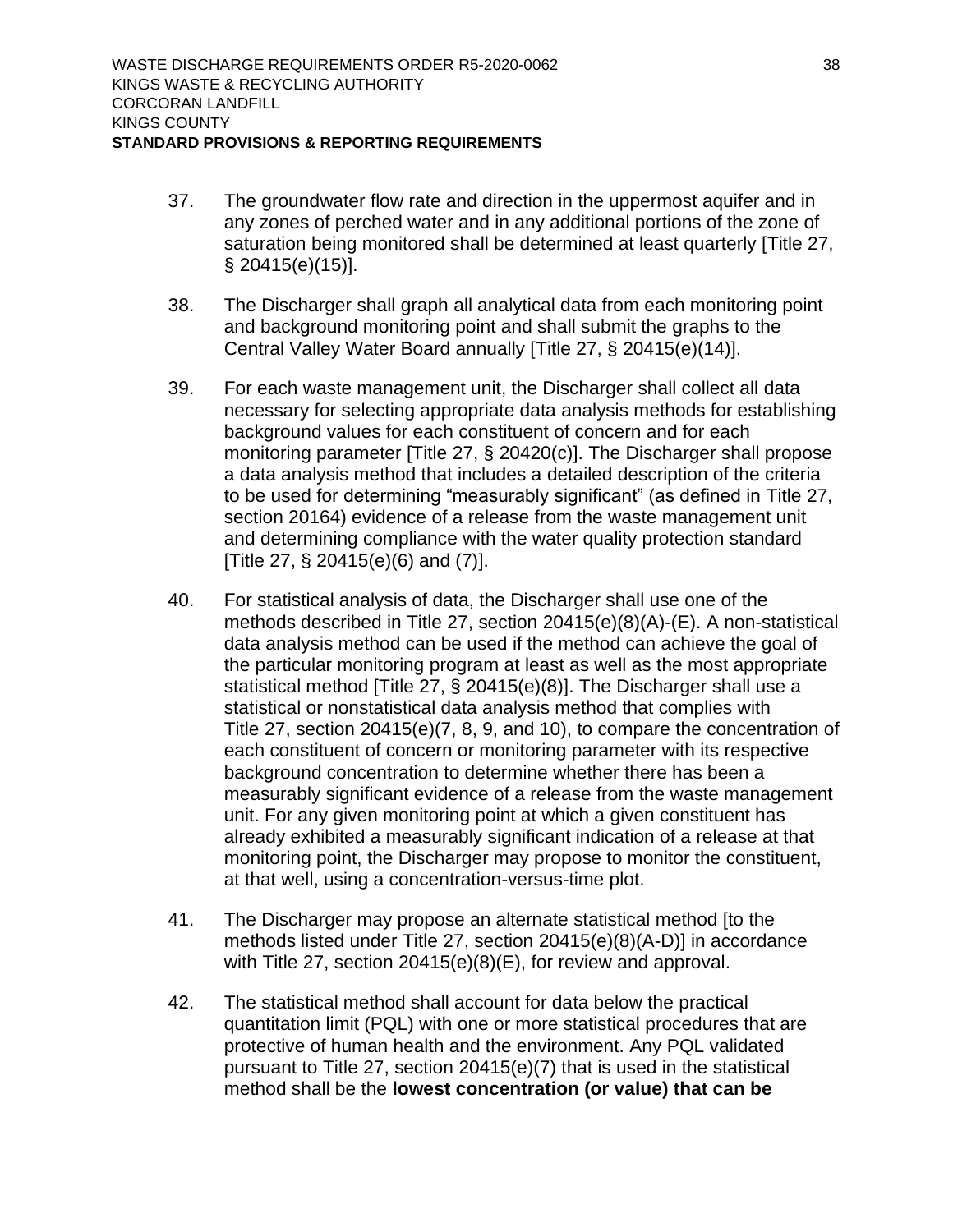37. The groundwater flow rate and direction in the uppermost aquifer and in any zones of perched water and in any additional portions of the zone of saturation being monitored shall be determined at least quarterly [Title 27, § 20415(e)(15)].

38. The Discharger shall graph all analytical data from each monitoring point and background monitoring point and shall submit the graphs to the Central Valley Water Board annually [Title 27, § 20415(e)(14)].

39. For each waste management unit, the Discharger shall collect all data necessary for selecting appropriate data analysis methods for establishing background values for each constituent of concern and for each monitoring parameter [Title 27, § 20420(c)]. The Discharger shall propose a data analysis method that includes a detailed description of the criteria to be used for determining "measurably significant" (as defined in Title 27, section 20164) evidence of a release from the waste management unit and determining compliance with the water quality protection standard [Title 27, § 20415(e)(6) and (7)].

40. For statistical analysis of data, the Discharger shall use one of the methods described in Title 27, section 20415(e)(8)(A)-(E). A non-statistical data analysis method can be used if the method can achieve the goal of the particular monitoring program at least as well as the most appropriate statistical method [Title 27, § 20415(e)(8)]. The Discharger shall use a statistical or nonstatistical data analysis method that complies with Title 27, section 20415(e)(7, 8, 9, and 10), to compare the concentration of each constituent of concern or monitoring parameter with its respective background concentration to determine whether there has been a measurably significant evidence of a release from the waste management unit. For any given monitoring point at which a given constituent has already exhibited a measurably significant indication of a release at that monitoring point, the Discharger may propose to monitor the constituent, at that well, using a concentration-versus-time plot.

41. The Discharger may propose an alternate statistical method [to the methods listed under Title 27, section 20415(e)(8)(A-D)] in accordance with Title 27, section 20415(e)(8)(E), for review and approval.

42. The statistical method shall account for data below the practical quantitation limit (PQL) with one or more statistical procedures that are protective of human health and the environment. Any PQL validated pursuant to Title 27, section 20415(e)(7) that is used in the statistical method shall be the **lowest concentration (or value) that can be**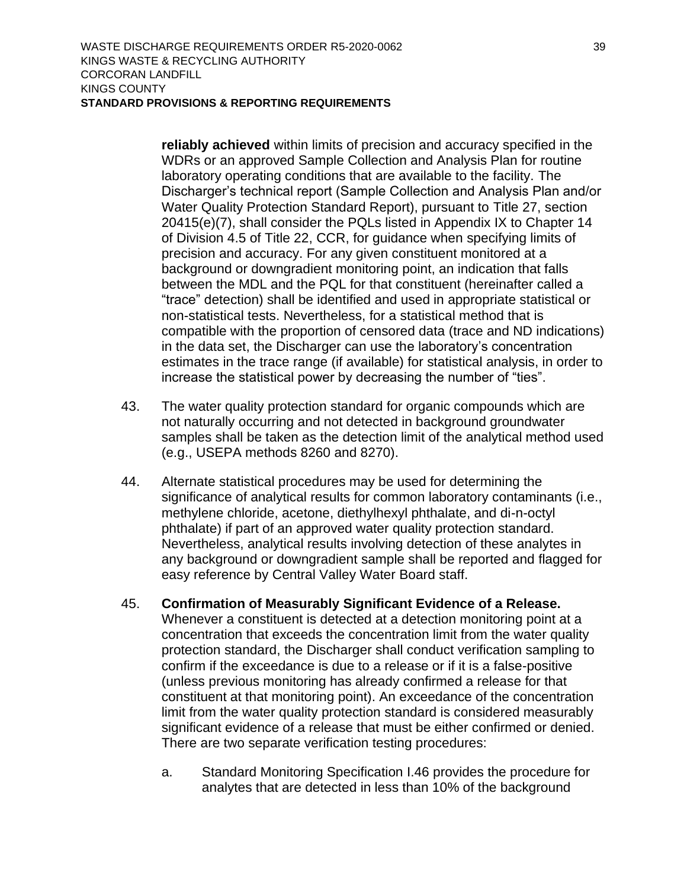**reliably achieved** within limits of precision and accuracy specified in the WDRs or an approved Sample Collection and Analysis Plan for routine laboratory operating conditions that are available to the facility. The Discharger's technical report (Sample Collection and Analysis Plan and/or Water Quality Protection Standard Report), pursuant to Title 27, section 20415(e)(7), shall consider the PQLs listed in Appendix IX to Chapter 14 of Division 4.5 of Title 22, CCR, for guidance when specifying limits of precision and accuracy. For any given constituent monitored at a background or downgradient monitoring point, an indication that falls between the MDL and the PQL for that constituent (hereinafter called a "trace" detection) shall be identified and used in appropriate statistical or non-statistical tests. Nevertheless, for a statistical method that is compatible with the proportion of censored data (trace and ND indications) in the data set, the Discharger can use the laboratory's concentration estimates in the trace range (if available) for statistical analysis, in order to increase the statistical power by decreasing the number of "ties".

43. The water quality protection standard for organic compounds which are not naturally occurring and not detected in background groundwater samples shall be taken as the detection limit of the analytical method used (e.g., USEPA methods 8260 and 8270).

44. Alternate statistical procedures may be used for determining the significance of analytical results for common laboratory contaminants (i.e., methylene chloride, acetone, diethylhexyl phthalate, and di-n-octyl phthalate) if part of an approved water quality protection standard. Nevertheless, analytical results involving detection of these analytes in any background or downgradient sample shall be reported and flagged for easy reference by Central Valley Water Board staff.

45. **Confirmation of Measurably Significant Evidence of a Release.** Whenever a constituent is detected at a detection monitoring point at a concentration that exceeds the concentration limit from the water quality protection standard, the Discharger shall conduct verification sampling to confirm if the exceedance is due to a release or if it is a false-positive (unless previous monitoring has already confirmed a release for that constituent at that monitoring point). An exceedance of the concentration limit from the water quality protection standard is considered measurably significant evidence of a release that must be either confirmed or denied. There are two separate verification testing procedures:

    a. Standard Monitoring Specification I.46 provides the procedure for analytes that are detected in less than 10% of the background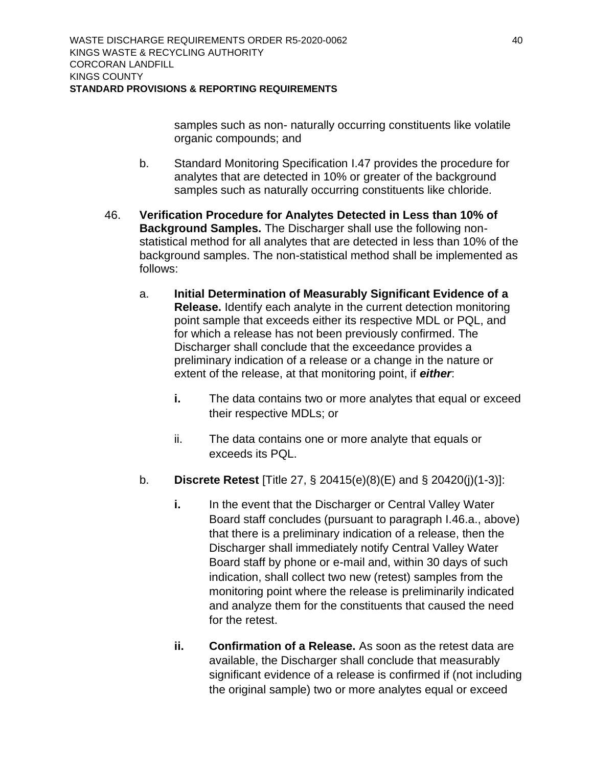samples such as non- naturally occurring constituents like volatile organic compounds; and

b. Standard Monitoring Specification I.47 provides the procedure for analytes that are detected in 10% or greater of the background samples such as naturally occurring constituents like chloride.

46. **Verification Procedure for Analytes Detected in Less than 10% of Background Samples.** The Discharger shall use the following non-statistical method for all analytes that are detected in less than 10% of the background samples. The non-statistical method shall be implemented as follows:

   a. **Initial Determination of Measurably Significant Evidence of a Release.** Identify each analyte in the current detection monitoring point sample that exceeds either its respective MDL or PQL, and for which a release has not been previously confirmed. The Discharger shall conclude that the exceedance provides a preliminary indication of a release or a change in the nature or extent of the release, at that monitoring point, if ***either***:

      **i.** The data contains two or more analytes that equal or exceed their respective MDLs; or

      ii. The data contains one or more analyte that equals or exceeds its PQL.

   b. **Discrete Retest** [Title 27, § 20415(e)(8)(E) and § 20420(j)(1-3)]:

      **i.** In the event that the Discharger or Central Valley Water Board staff concludes (pursuant to paragraph I.46.a., above) that there is a preliminary indication of a release, then the Discharger shall immediately notify Central Valley Water Board staff by phone or e-mail and, within 30 days of such indication, shall collect two new (retest) samples from the monitoring point where the release is preliminarily indicated and analyze them for the constituents that caused the need for the retest.

      **ii. Confirmation of a Release.** As soon as the retest data are available, the Discharger shall conclude that measurably significant evidence of a release is confirmed if (not including the original sample) two or more analytes equal or exceed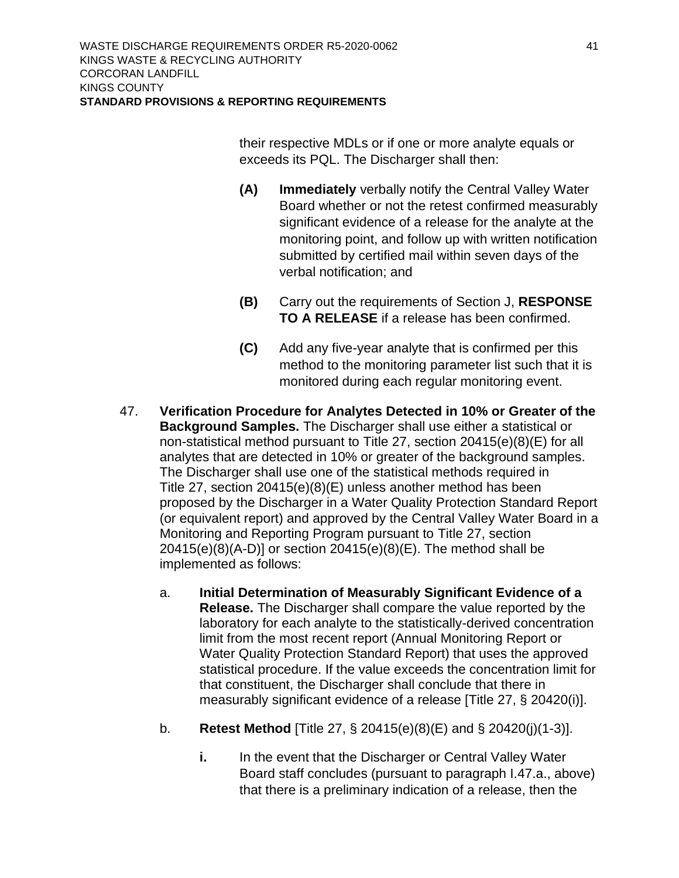their respective MDLs or if one or more analyte equals or exceeds its PQL. The Discharger shall then:

**(A)** **Immediately** verbally notify the Central Valley Water Board whether or not the retest confirmed measurably significant evidence of a release for the analyte at the monitoring point, and follow up with written notification submitted by certified mail within seven days of the verbal notification; and

**(B)** Carry out the requirements of Section J, **RESPONSE TO A RELEASE** if a release has been confirmed.

**(C)** Add any five-year analyte that is confirmed per this method to the monitoring parameter list such that it is monitored during each regular monitoring event.

47. **Verification Procedure for Analytes Detected in 10% or Greater of the Background Samples.** The Discharger shall use either a statistical or non-statistical method pursuant to Title 27, section 20415(e)(8)(E) for all analytes that are detected in 10% or greater of the background samples. The Discharger shall use one of the statistical methods required in Title 27, section 20415(e)(8)(E) unless another method has been proposed by the Discharger in a Water Quality Protection Standard Report (or equivalent report) and approved by the Central Valley Water Board in a Monitoring and Reporting Program pursuant to Title 27, section 20415(e)(8)(A-D)] or section 20415(e)(8)(E). The method shall be implemented as follows:

   a. **Initial Determination of Measurably Significant Evidence of a Release.** The Discharger shall compare the value reported by the laboratory for each analyte to the statistically-derived concentration limit from the most recent report (Annual Monitoring Report or Water Quality Protection Standard Report) that uses the approved statistical procedure. If the value exceeds the concentration limit for that constituent, the Discharger shall conclude that there in measurably significant evidence of a release [Title 27, § 20420(i)].

   b. **Retest Method** [Title 27, § 20415(e)(8)(E) and § 20420(j)(1-3)].

      **i.** In the event that the Discharger or Central Valley Water Board staff concludes (pursuant to paragraph I.47.a., above) that there is a preliminary indication of a release, then the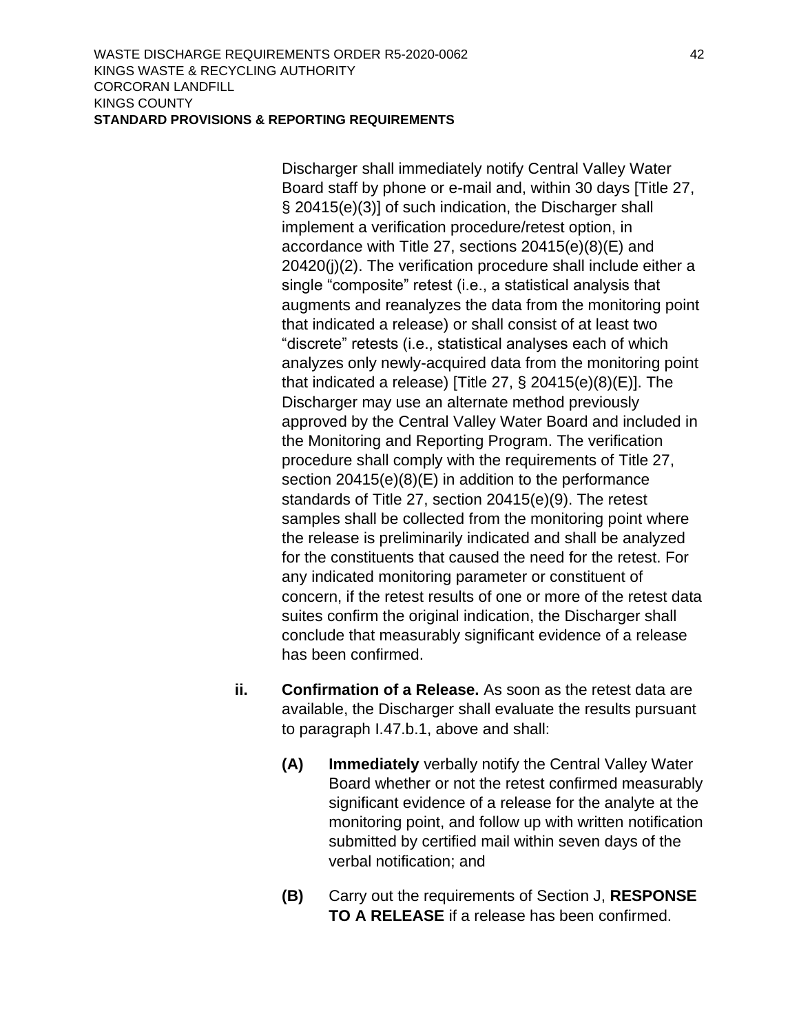Discharger shall immediately notify Central Valley Water Board staff by phone or e-mail and, within 30 days [Title 27, § 20415(e)(3)] of such indication, the Discharger shall implement a verification procedure/retest option, in accordance with Title 27, sections 20415(e)(8)(E) and 20420(j)(2). The verification procedure shall include either a single “composite” retest (i.e., a statistical analysis that augments and reanalyzes the data from the monitoring point that indicated a release) or shall consist of at least two “discrete” retests (i.e., statistical analyses each of which analyzes only newly-acquired data from the monitoring point that indicated a release) [Title 27, § 20415(e)(8)(E)]. The Discharger may use an alternate method previously approved by the Central Valley Water Board and included in the Monitoring and Reporting Program. The verification procedure shall comply with the requirements of Title 27, section 20415(e)(8)(E) in addition to the performance standards of Title 27, section 20415(e)(9). The retest samples shall be collected from the monitoring point where the release is preliminarily indicated and shall be analyzed for the constituents that caused the need for the retest. For any indicated monitoring parameter or constituent of concern, if the retest results of one or more of the retest data suites confirm the original indication, the Discharger shall conclude that measurably significant evidence of a release has been confirmed.

ii. **Confirmation of a Release.** As soon as the retest data are available, the Discharger shall evaluate the results pursuant to paragraph I.47.b.1, above and shall:

(A) **Immediately** verbally notify the Central Valley Water Board whether or not the retest confirmed measurably significant evidence of a release for the analyte at the monitoring point, and follow up with written notification submitted by certified mail within seven days of the verbal notification; and

(B) Carry out the requirements of Section J, **RESPONSE TO A RELEASE** if a release has been confirmed.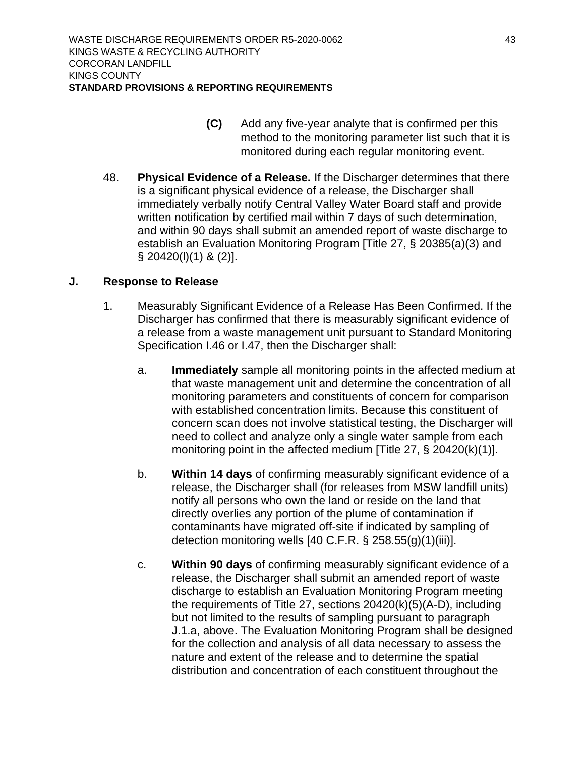**(C)** Add any five-year analyte that is confirmed per this method to the monitoring parameter list such that it is monitored during each regular monitoring event.

48. **Physical Evidence of a Release.** If the Discharger determines that there is a significant physical evidence of a release, the Discharger shall immediately verbally notify Central Valley Water Board staff and provide written notification by certified mail within 7 days of such determination, and within 90 days shall submit an amended report of waste discharge to establish an Evaluation Monitoring Program [Title 27, § 20385(a)(3) and § 20420(l)(1) & (2)].

## J. Response to Release

1. Measurably Significant Evidence of a Release Has Been Confirmed. If the Discharger has confirmed that there is measurably significant evidence of a release from a waste management unit pursuant to Standard Monitoring Specification I.46 or I.47, then the Discharger shall:

   a. **Immediately** sample all monitoring points in the affected medium at that waste management unit and determine the concentration of all monitoring parameters and constituents of concern for comparison with established concentration limits. Because this constituent of concern scan does not involve statistical testing, the Discharger will need to collect and analyze only a single water sample from each monitoring point in the affected medium [Title 27, § 20420(k)(1)].

   b. **Within 14 days** of confirming measurably significant evidence of a release, the Discharger shall (for releases from MSW landfill units) notify all persons who own the land or reside on the land that directly overlies any portion of the plume of contamination if contaminants have migrated off-site if indicated by sampling of detection monitoring wells [40 C.F.R. § 258.55(g)(1)(iii)].

   c. **Within 90 days** of confirming measurably significant evidence of a release, the Discharger shall submit an amended report of waste discharge to establish an Evaluation Monitoring Program meeting the requirements of Title 27, sections 20420(k)(5)(A-D), including but not limited to the results of sampling pursuant to paragraph J.1.a, above. The Evaluation Monitoring Program shall be designed for the collection and analysis of all data necessary to assess the nature and extent of the release and to determine the spatial distribution and concentration of each constituent throughout the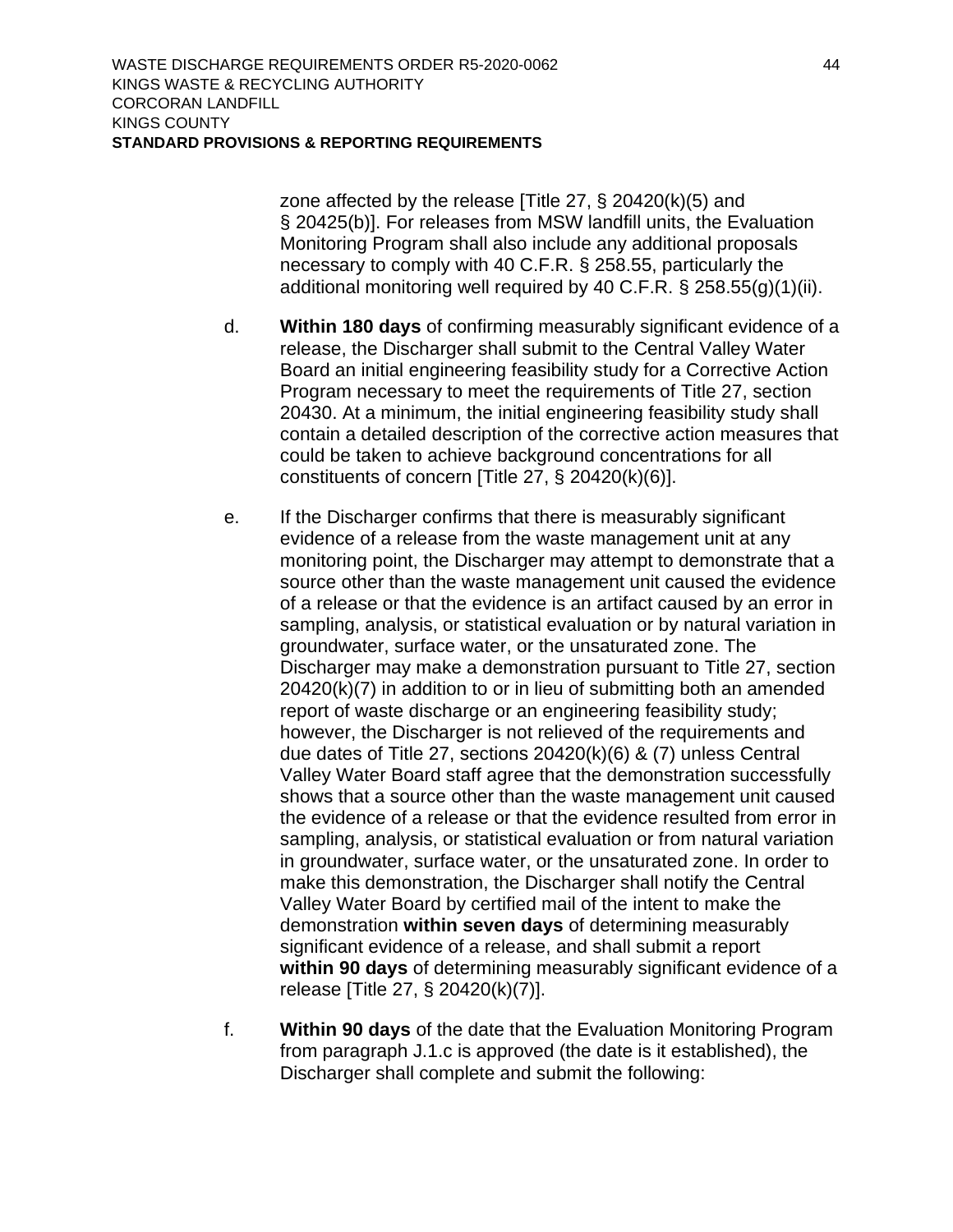zone affected by the release [Title 27, § 20420(k)(5) and § 20425(b)]. For releases from MSW landfill units, the Evaluation Monitoring Program shall also include any additional proposals necessary to comply with 40 C.F.R. § 258.55, particularly the additional monitoring well required by 40 C.F.R. § 258.55(g)(1)(ii).

d. **Within 180 days** of confirming measurably significant evidence of a release, the Discharger shall submit to the Central Valley Water Board an initial engineering feasibility study for a Corrective Action Program necessary to meet the requirements of Title 27, section 20430. At a minimum, the initial engineering feasibility study shall contain a detailed description of the corrective action measures that could be taken to achieve background concentrations for all constituents of concern [Title 27, § 20420(k)(6)].

e. If the Discharger confirms that there is measurably significant evidence of a release from the waste management unit at any monitoring point, the Discharger may attempt to demonstrate that a source other than the waste management unit caused the evidence of a release or that the evidence is an artifact caused by an error in sampling, analysis, or statistical evaluation or by natural variation in groundwater, surface water, or the unsaturated zone. The Discharger may make a demonstration pursuant to Title 27, section 20420(k)(7) in addition to or in lieu of submitting both an amended report of waste discharge or an engineering feasibility study; however, the Discharger is not relieved of the requirements and due dates of Title 27, sections 20420(k)(6) & (7) unless Central Valley Water Board staff agree that the demonstration successfully shows that a source other than the waste management unit caused the evidence of a release or that the evidence resulted from error in sampling, analysis, or statistical evaluation or from natural variation in groundwater, surface water, or the unsaturated zone. In order to make this demonstration, the Discharger shall notify the Central Valley Water Board by certified mail of the intent to make the demonstration **within seven days** of determining measurably significant evidence of a release, and shall submit a report **within 90 days** of determining measurably significant evidence of a release [Title 27, § 20420(k)(7)].

f. **Within 90 days** of the date that the Evaluation Monitoring Program from paragraph J.1.c is approved (the date is it established), the Discharger shall complete and submit the following: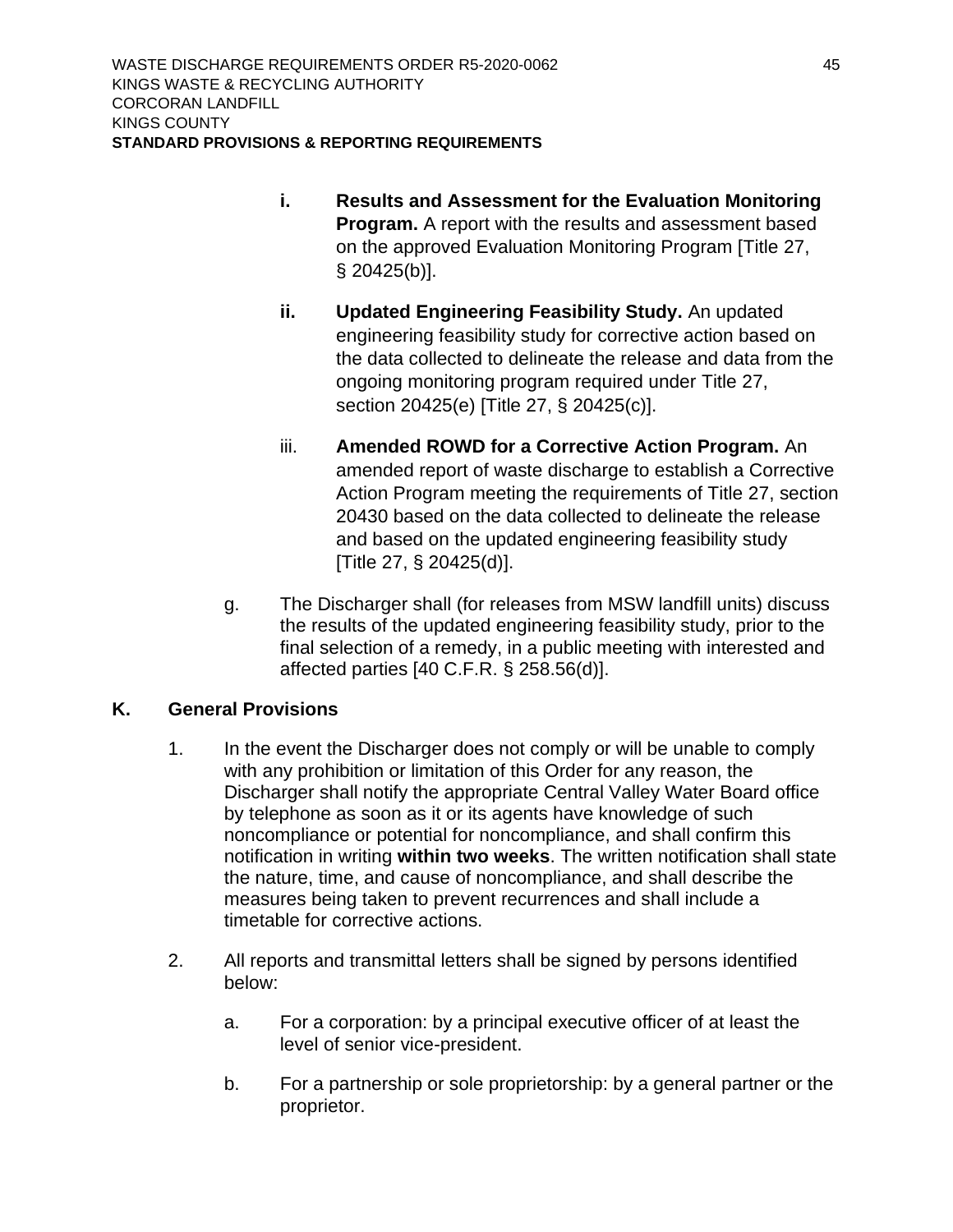i. **Results and Assessment for the Evaluation Monitoring Program.** A report with the results and assessment based on the approved Evaluation Monitoring Program [Title 27, § 20425(b)].

ii. **Updated Engineering Feasibility Study.** An updated engineering feasibility study for corrective action based on the data collected to delineate the release and data from the ongoing monitoring program required under Title 27, section 20425(e) [Title 27, § 20425(c)].

iii. **Amended ROWD for a Corrective Action Program.** An amended report of waste discharge to establish a Corrective Action Program meeting the requirements of Title 27, section 20430 based on the data collected to delineate the release and based on the updated engineering feasibility study [Title 27, § 20425(d)].

g. The Discharger shall (for releases from MSW landfill units) discuss the results of the updated engineering feasibility study, prior to the final selection of a remedy, in a public meeting with interested and affected parties [40 C.F.R. § 258.56(d)].

## K. General Provisions

1. In the event the Discharger does not comply or will be unable to comply with any prohibition or limitation of this Order for any reason, the Discharger shall notify the appropriate Central Valley Water Board office by telephone as soon as it or its agents have knowledge of such noncompliance or potential for noncompliance, and shall confirm this notification in writing **within two weeks**. The written notification shall state the nature, time, and cause of noncompliance, and shall describe the measures being taken to prevent recurrences and shall include a timetable for corrective actions.

2. All reports and transmittal letters shall be signed by persons identified below:

   a. For a corporation: by a principal executive officer of at least the level of senior vice-president.

   b. For a partnership or sole proprietorship: by a general partner or the proprietor.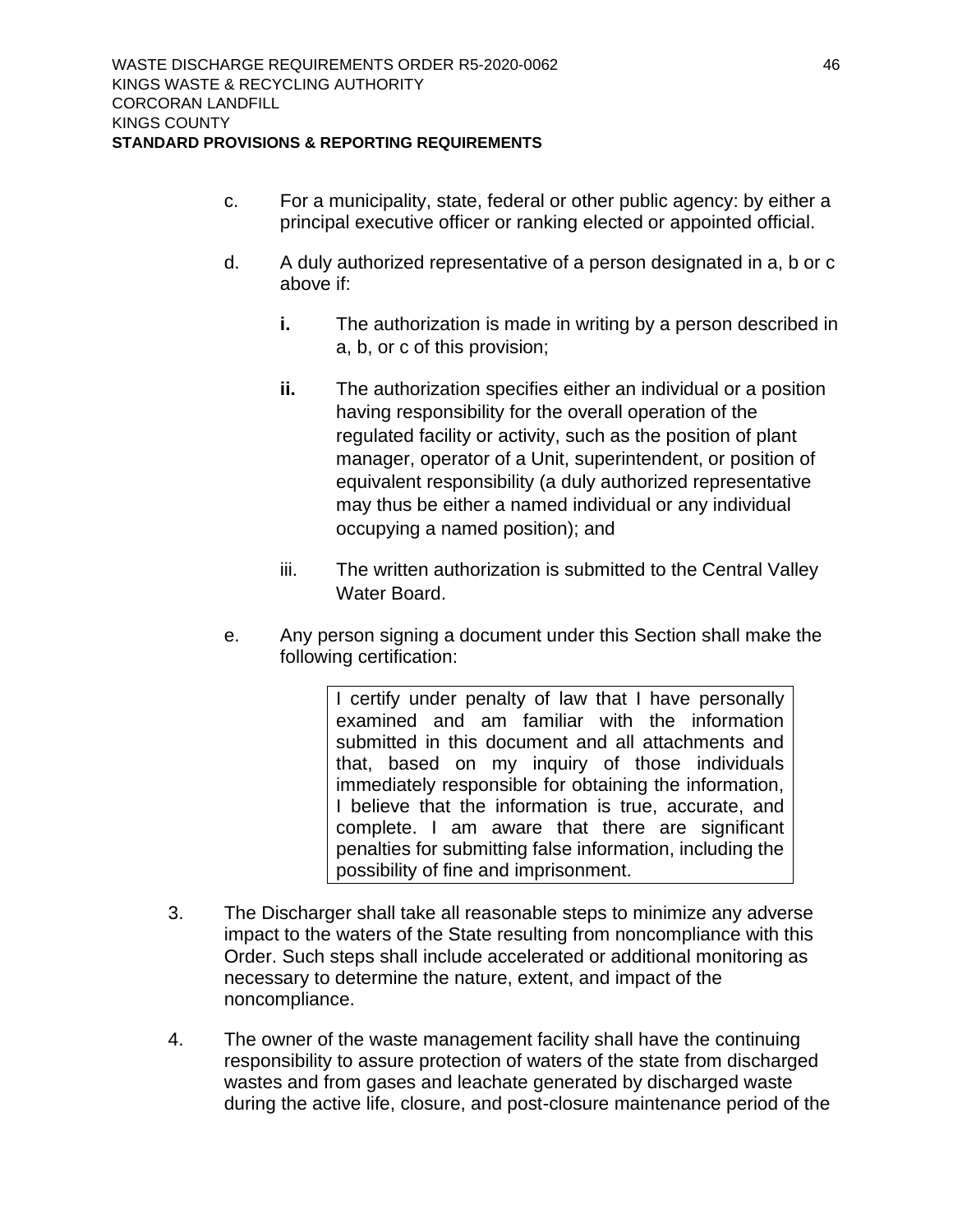c. For a municipality, state, federal or other public agency: by either a principal executive officer or ranking elected or appointed official.

d. A duly authorized representative of a person designated in a, b or c above if:

   **i.** The authorization is made in writing by a person described in a, b, or c of this provision;

   **ii.** The authorization specifies either an individual or a position having responsibility for the overall operation of the regulated facility or activity, such as the position of plant manager, operator of a Unit, superintendent, or position of equivalent responsibility (a duly authorized representative may thus be either a named individual or any individual occupying a named position); and

   iii. The written authorization is submitted to the Central Valley Water Board.

e. Any person signing a document under this Section shall make the following certification:

> I certify under penalty of law that I have personally examined and am familiar with the information submitted in this document and all attachments and that, based on my inquiry of those individuals immediately responsible for obtaining the information, I believe that the information is true, accurate, and complete. I am aware that there are significant penalties for submitting false information, including the possibility of fine and imprisonment.

3. The Discharger shall take all reasonable steps to minimize any adverse impact to the waters of the State resulting from noncompliance with this Order. Such steps shall include accelerated or additional monitoring as necessary to determine the nature, extent, and impact of the noncompliance.

4. The owner of the waste management facility shall have the continuing responsibility to assure protection of waters of the state from discharged wastes and from gases and leachate generated by discharged waste during the active life, closure, and post-closure maintenance period of the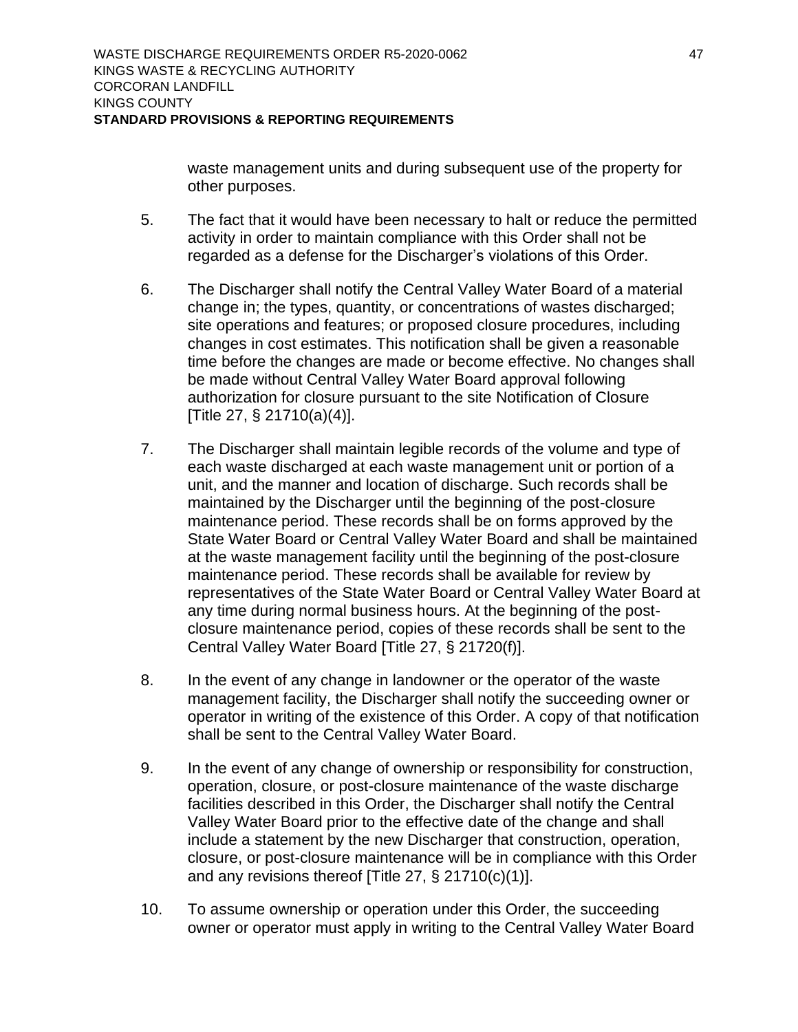waste management units and during subsequent use of the property for other purposes.

5. The fact that it would have been necessary to halt or reduce the permitted activity in order to maintain compliance with this Order shall not be regarded as a defense for the Discharger's violations of this Order.

6. The Discharger shall notify the Central Valley Water Board of a material change in; the types, quantity, or concentrations of wastes discharged; site operations and features; or proposed closure procedures, including changes in cost estimates. This notification shall be given a reasonable time before the changes are made or become effective. No changes shall be made without Central Valley Water Board approval following authorization for closure pursuant to the site Notification of Closure [Title 27, § 21710(a)(4)].

7. The Discharger shall maintain legible records of the volume and type of each waste discharged at each waste management unit or portion of a unit, and the manner and location of discharge. Such records shall be maintained by the Discharger until the beginning of the post-closure maintenance period. These records shall be on forms approved by the State Water Board or Central Valley Water Board and shall be maintained at the waste management facility until the beginning of the post-closure maintenance period. These records shall be available for review by representatives of the State Water Board or Central Valley Water Board at any time during normal business hours. At the beginning of the post-closure maintenance period, copies of these records shall be sent to the Central Valley Water Board [Title 27, § 21720(f)].

8. In the event of any change in landowner or the operator of the waste management facility, the Discharger shall notify the succeeding owner or operator in writing of the existence of this Order. A copy of that notification shall be sent to the Central Valley Water Board.

9. In the event of any change of ownership or responsibility for construction, operation, closure, or post-closure maintenance of the waste discharge facilities described in this Order, the Discharger shall notify the Central Valley Water Board prior to the effective date of the change and shall include a statement by the new Discharger that construction, operation, closure, or post-closure maintenance will be in compliance with this Order and any revisions thereof [Title 27, § 21710(c)(1)].

10. To assume ownership or operation under this Order, the succeeding owner or operator must apply in writing to the Central Valley Water Board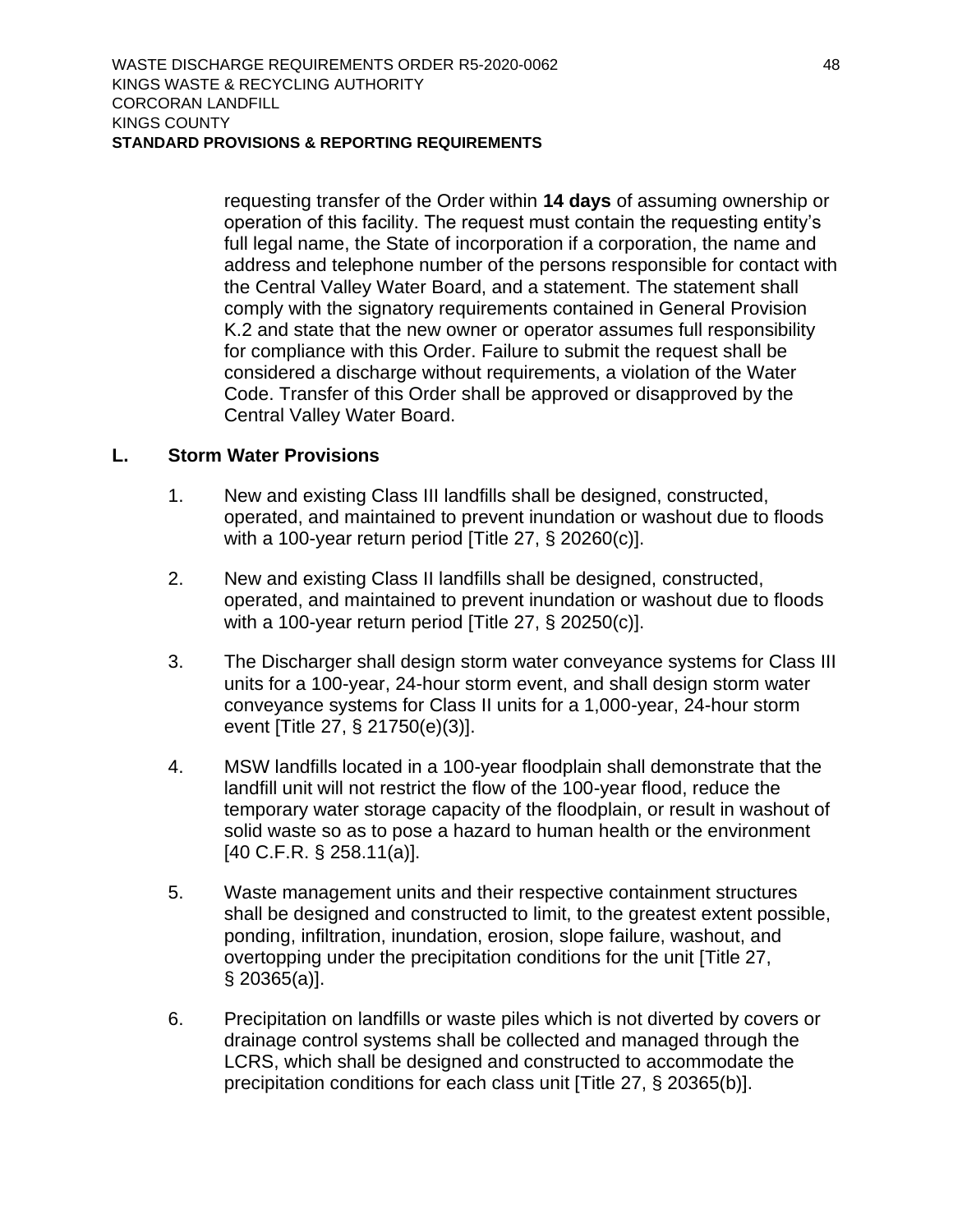requesting transfer of the Order within **14 days** of assuming ownership or operation of this facility. The request must contain the requesting entity's full legal name, the State of incorporation if a corporation, the name and address and telephone number of the persons responsible for contact with the Central Valley Water Board, and a statement. The statement shall comply with the signatory requirements contained in General Provision K.2 and state that the new owner or operator assumes full responsibility for compliance with this Order. Failure to submit the request shall be considered a discharge without requirements, a violation of the Water Code. Transfer of this Order shall be approved or disapproved by the Central Valley Water Board.

## L. Storm Water Provisions

1. New and existing Class III landfills shall be designed, constructed, operated, and maintained to prevent inundation or washout due to floods with a 100-year return period [Title 27, § 20260(c)].

2. New and existing Class II landfills shall be designed, constructed, operated, and maintained to prevent inundation or washout due to floods with a 100-year return period [Title 27, § 20250(c)].

3. The Discharger shall design storm water conveyance systems for Class III units for a 100-year, 24-hour storm event, and shall design storm water conveyance systems for Class II units for a 1,000-year, 24-hour storm event [Title 27, § 21750(e)(3)].

4. MSW landfills located in a 100-year floodplain shall demonstrate that the landfill unit will not restrict the flow of the 100-year flood, reduce the temporary water storage capacity of the floodplain, or result in washout of solid waste so as to pose a hazard to human health or the environment [40 C.F.R. § 258.11(a)].

5. Waste management units and their respective containment structures shall be designed and constructed to limit, to the greatest extent possible, ponding, infiltration, inundation, erosion, slope failure, washout, and overtopping under the precipitation conditions for the unit [Title 27, § 20365(a)].

6. Precipitation on landfills or waste piles which is not diverted by covers or drainage control systems shall be collected and managed through the LCRS, which shall be designed and constructed to accommodate the precipitation conditions for each class unit [Title 27, § 20365(b)].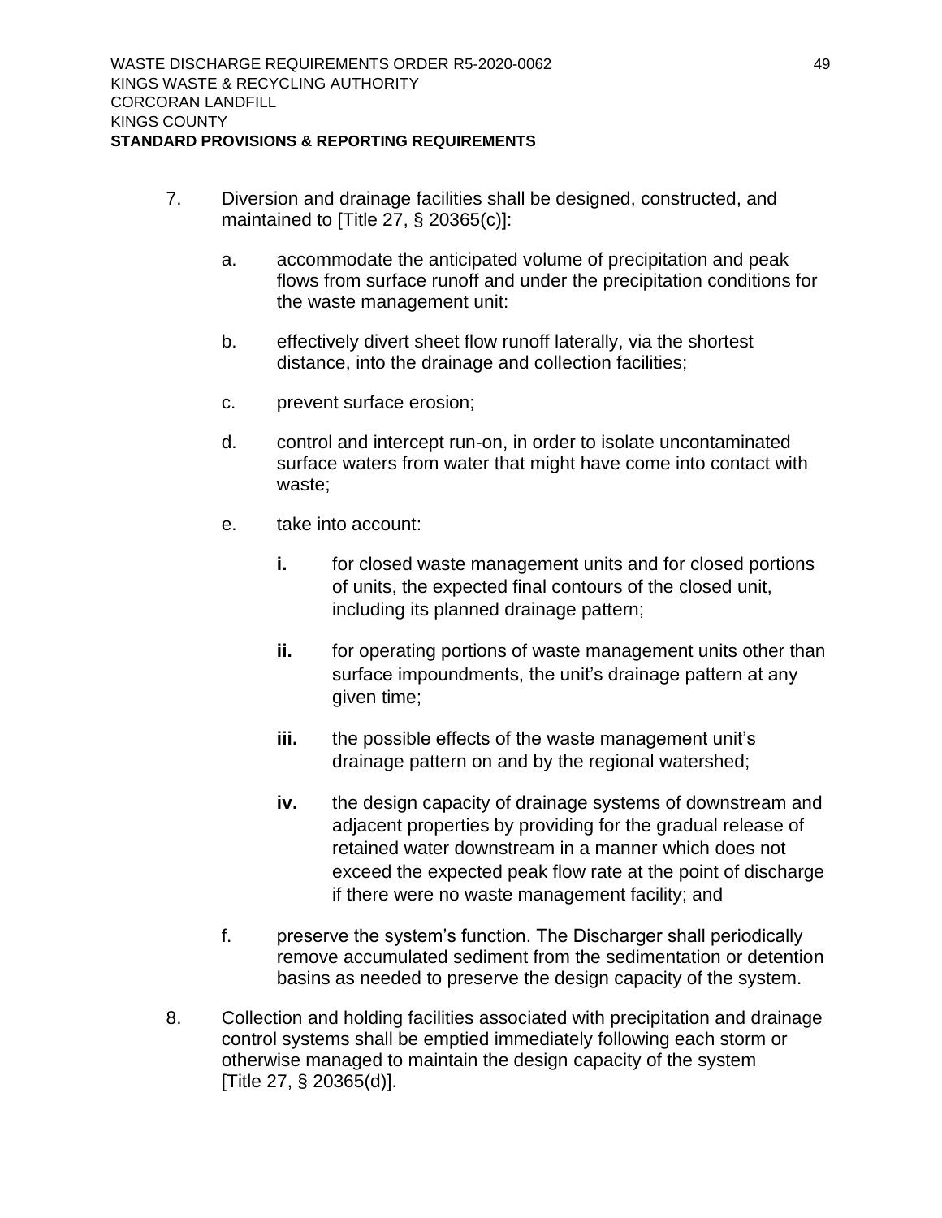7. Diversion and drainage facilities shall be designed, constructed, and maintained to [Title 27, § 20365(c)]:

   a. accommodate the anticipated volume of precipitation and peak flows from surface runoff and under the precipitation conditions for the waste management unit:

   b. effectively divert sheet flow runoff laterally, via the shortest distance, into the drainage and collection facilities;

   c. prevent surface erosion;

   d. control and intercept run-on, in order to isolate uncontaminated surface waters from water that might have come into contact with waste;

   e. take into account:

      **i.** for closed waste management units and for closed portions of units, the expected final contours of the closed unit, including its planned drainage pattern;

      **ii.** for operating portions of waste management units other than surface impoundments, the unit's drainage pattern at any given time;

      **iii.** the possible effects of the waste management unit's drainage pattern on and by the regional watershed;

      **iv.** the design capacity of drainage systems of downstream and adjacent properties by providing for the gradual release of retained water downstream in a manner which does not exceed the expected peak flow rate at the point of discharge if there were no waste management facility; and

   f. preserve the system's function. The Discharger shall periodically remove accumulated sediment from the sedimentation or detention basins as needed to preserve the design capacity of the system.

8. Collection and holding facilities associated with precipitation and drainage control systems shall be emptied immediately following each storm or otherwise managed to maintain the design capacity of the system [Title 27, § 20365(d)].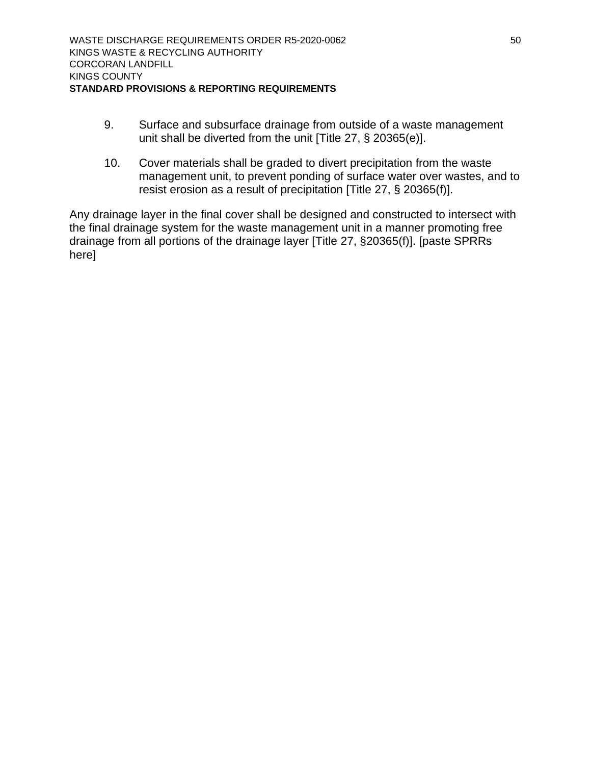9. Surface and subsurface drainage from outside of a waste management unit shall be diverted from the unit [Title 27, § 20365(e)].

10. Cover materials shall be graded to divert precipitation from the waste management unit, to prevent ponding of surface water over wastes, and to resist erosion as a result of precipitation [Title 27, § 20365(f)].

Any drainage layer in the final cover shall be designed and constructed to intersect with the final drainage system for the waste management unit in a manner promoting free drainage from all portions of the drainage layer [Title 27, §20365(f)]. [paste SPRRs here]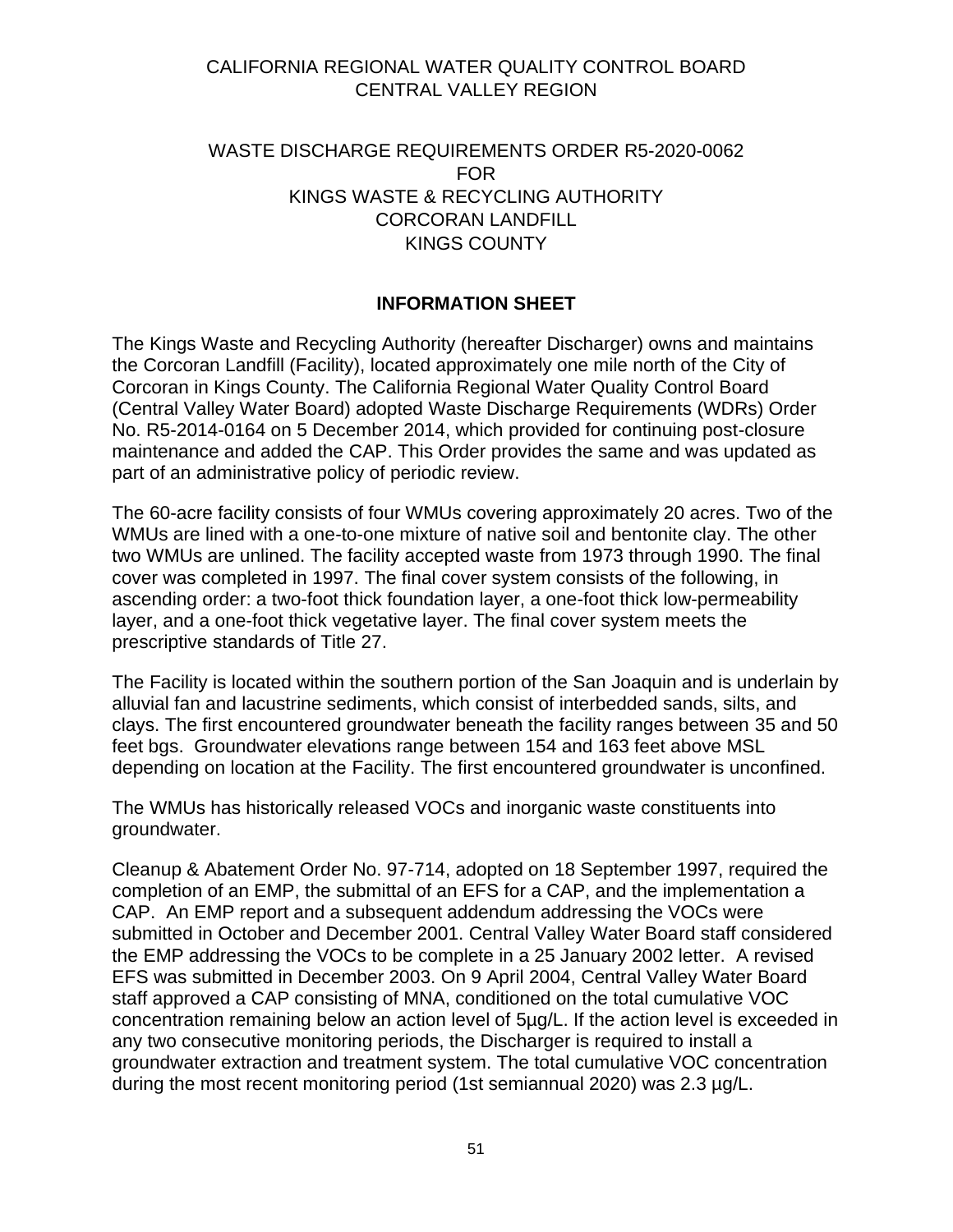CALIFORNIA REGIONAL WATER QUALITY CONTROL BOARD
CENTRAL VALLEY REGION

WASTE DISCHARGE REQUIREMENTS ORDER R5-2020-0062
FOR
KINGS WASTE & RECYCLING AUTHORITY
CORCORAN LANDFILL
KINGS COUNTY

## INFORMATION SHEET

The Kings Waste and Recycling Authority (hereafter Discharger) owns and maintains the Corcoran Landfill (Facility), located approximately one mile north of the City of Corcoran in Kings County. The California Regional Water Quality Control Board (Central Valley Water Board) adopted Waste Discharge Requirements (WDRs) Order No. R5-2014-0164 on 5 December 2014, which provided for continuing post-closure maintenance and added the CAP. This Order provides the same and was updated as part of an administrative policy of periodic review.

The 60-acre facility consists of four WMUs covering approximately 20 acres. Two of the WMUs are lined with a one-to-one mixture of native soil and bentonite clay. The other two WMUs are unlined. The facility accepted waste from 1973 through 1990. The final cover was completed in 1997. The final cover system consists of the following, in ascending order: a two-foot thick foundation layer, a one-foot thick low-permeability layer, and a one-foot thick vegetative layer. The final cover system meets the prescriptive standards of Title 27.

The Facility is located within the southern portion of the San Joaquin and is underlain by alluvial fan and lacustrine sediments, which consist of interbedded sands, silts, and clays. The first encountered groundwater beneath the facility ranges between 35 and 50 feet bgs. Groundwater elevations range between 154 and 163 feet above MSL depending on location at the Facility. The first encountered groundwater is unconfined.

The WMUs has historically released VOCs and inorganic waste constituents into groundwater.

Cleanup & Abatement Order No. 97-714, adopted on 18 September 1997, required the completion of an EMP, the submittal of an EFS for a CAP, and the implementation a CAP. An EMP report and a subsequent addendum addressing the VOCs were submitted in October and December 2001. Central Valley Water Board staff considered the EMP addressing the VOCs to be complete in a 25 January 2002 letter. A revised EFS was submitted in December 2003. On 9 April 2004, Central Valley Water Board staff approved a CAP consisting of MNA, conditioned on the total cumulative VOC concentration remaining below an action level of 5µg/L. If the action level is exceeded in any two consecutive monitoring periods, the Discharger is required to install a groundwater extraction and treatment system. The total cumulative VOC concentration during the most recent monitoring period (1st semiannual 2020) was 2.3 µg/L.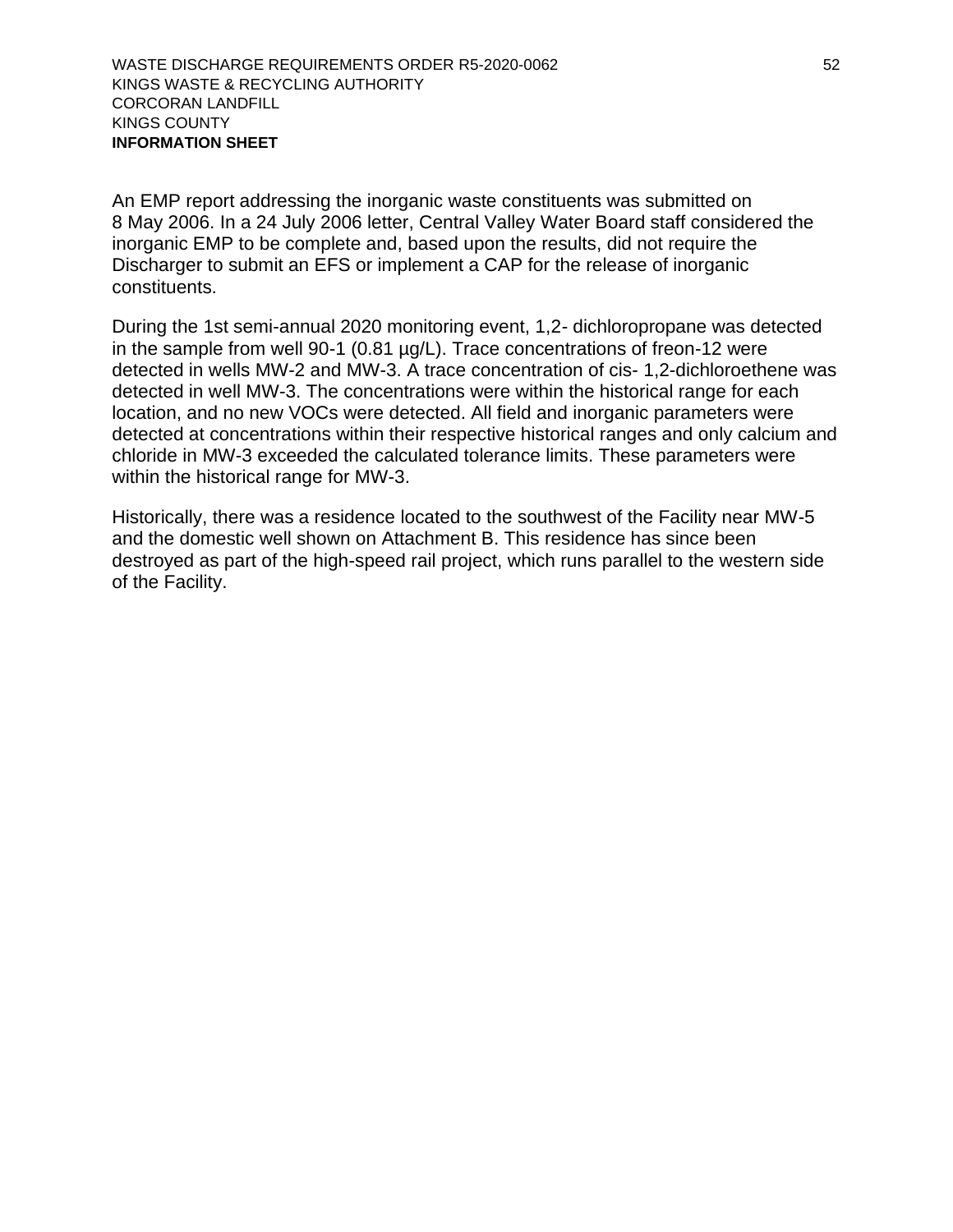An EMP report addressing the inorganic waste constituents was submitted on 8 May 2006. In a 24 July 2006 letter, Central Valley Water Board staff considered the inorganic EMP to be complete and, based upon the results, did not require the Discharger to submit an EFS or implement a CAP for the release of inorganic constituents.

During the 1st semi-annual 2020 monitoring event, 1,2- dichloropropane was detected in the sample from well 90-1 (0.81 µg/L). Trace concentrations of freon-12 were detected in wells MW-2 and MW-3. A trace concentration of cis- 1,2-dichloroethene was detected in well MW-3. The concentrations were within the historical range for each location, and no new VOCs were detected. All field and inorganic parameters were detected at concentrations within their respective historical ranges and only calcium and chloride in MW-3 exceeded the calculated tolerance limits. These parameters were within the historical range for MW-3.

Historically, there was a residence located to the southwest of the Facility near MW-5 and the domestic well shown on Attachment B. This residence has since been destroyed as part of the high-speed rail project, which runs parallel to the western side of the Facility.